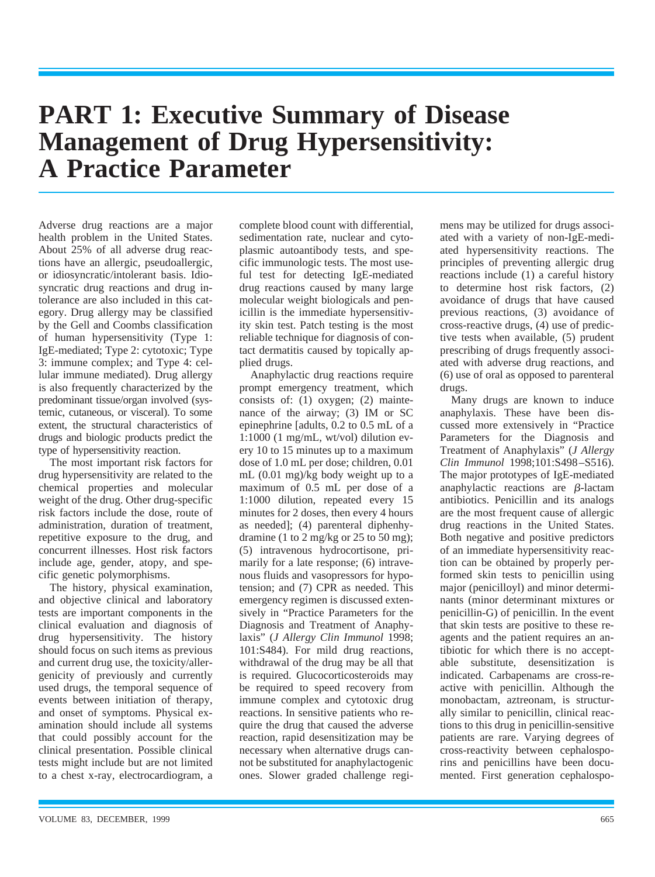# PART 1: Executive Summary of Disease Management of Drug Hypersensitivity: A Practice Parameter

Adverse drug reactions are a major health problem in the United States. About 25% of all adverse drug reactions have an allergic, pseudoallergic, or idiosyncratic/intolerant basis. Idiosyncratic drug reactions and drug intolerance are also included in this category. Drug allergy may be classified by the Gell and Coombs classification of human hypersensitivity (Type 1: IgE-mediated; Type 2: cytotoxic; Type 3: immune complex; and Type 4: cellular immune mediated). Drug allergy is also frequently characterized by the predominant tissue/organ involved (systemic, cutaneous, or visceral). To some extent, the structural characteristics of drugs and biologic products predict the type of hypersensitivity reaction.

The most important risk factors for drug hypersensitivity are related to the chemical properties and molecular weight of the drug. Other drug-specific risk factors include the dose, route of administration, duration of treatment, repetitive exposure to the drug, and concurrent illnesses. Host risk factors include age, gender, atopy, and specific genetic polymorphisms.

The history, physical examination, and objective clinical and laboratory tests are important components in the clinical evaluation and diagnosis of drug hypersensitivity. The history should focus on such items as previous and current drug use, the toxicity/allergenicity of previously and currently used drugs, the temporal sequence of events between initiation of therapy, and onset of symptoms. Physical examination should include all systems that could possibly account for the clinical presentation. Possible clinical tests might include but are not limited to a chest x-ray, electrocardiogram, a complete blood count with differential, sedimentation rate, nuclear and cytoplasmic autoantibody tests, and specific immunologic tests. The most useful test for detecting IgE-mediated drug reactions caused by many large molecular weight biologicals and penicillin is the immediate hypersensitivity skin test. Patch testing is the most reliable technique for diagnosis of contact dermatitis caused by topically applied drugs.

Anaphylactic drug reactions require prompt emergency treatment, which consists of: (1) oxygen; (2) maintenance of the airway; (3) IM or SC epinephrine [adults, 0.2 to 0.5 mL of a 1:1000 (1 mg/mL, wt/vol) dilution every 10 to 15 minutes up to a maximum dose of 1.0 mL per dose; children, 0.01 mL (0.01 mg)/kg body weight up to a maximum of 0.5 mL per dose of a 1:1000 dilution, repeated every 15 minutes for 2 doses, then every 4 hours as needed]; (4) parenteral diphenhydramine (1 to 2 mg/kg or 25 to 50 mg); (5) intravenous hydrocortisone, primarily for a late response; (6) intravenous fluids and vasopressors for hypotension; and (7) CPR as needed. This emergency regimen is discussed extensively in "Practice Parameters for the Diagnosis and Treatment of Anaphylaxis" (*J Allergy Clin Immunol* 1998; 101:S484). For mild drug reactions, withdrawal of the drug may be all that is required. Glucocorticosteroids may be required to speed recovery from immune complex and cytotoxic drug reactions. In sensitive patients who require the drug that caused the adverse reaction, rapid desensitization may be necessary when alternative drugs cannot be substituted for anaphylactogenic ones. Slower graded challenge regimens may be utilized for drugs associated with a variety of non-IgE-mediated hypersensitivity reactions. The principles of preventing allergic drug reactions include (1) a careful history to determine host risk factors, (2) avoidance of drugs that have caused previous reactions, (3) avoidance of cross-reactive drugs, (4) use of predictive tests when available, (5) prudent prescribing of drugs frequently associated with adverse drug reactions, and (6) use of oral as opposed to parenteral drugs.

Many drugs are known to induce anaphylaxis. These have been discussed more extensively in "Practice Parameters for the Diagnosis and Treatment of Anaphylaxis" (*J Allergy Clin Immunol* 1998;101:S498–S516). The major prototypes of IgE-mediated anaphylactic reactions are $\beta$-lactam antibiotics. Penicillin and its analogs are the most frequent cause of allergic drug reactions in the United States. Both negative and positive predictors of an immediate hypersensitivity reaction can be obtained by properly performed skin tests to penicillin using major (penicilloyl) and minor determinants (minor determinant mixtures or penicillin-G) of penicillin. In the event that skin tests are positive to these reagents and the patient requires an antibiotic for which there is no acceptable substitute, desensitization is indicated. Carbapenams are cross-reactive with penicillin. Although the monobactam, aztreonam, is structurally similar to penicillin, clinical reactions to this drug in penicillin-sensitive patients are rare. Varying degrees of cross-reactivity between cephalosporins and penicillins have been documented. First generation cephalospo-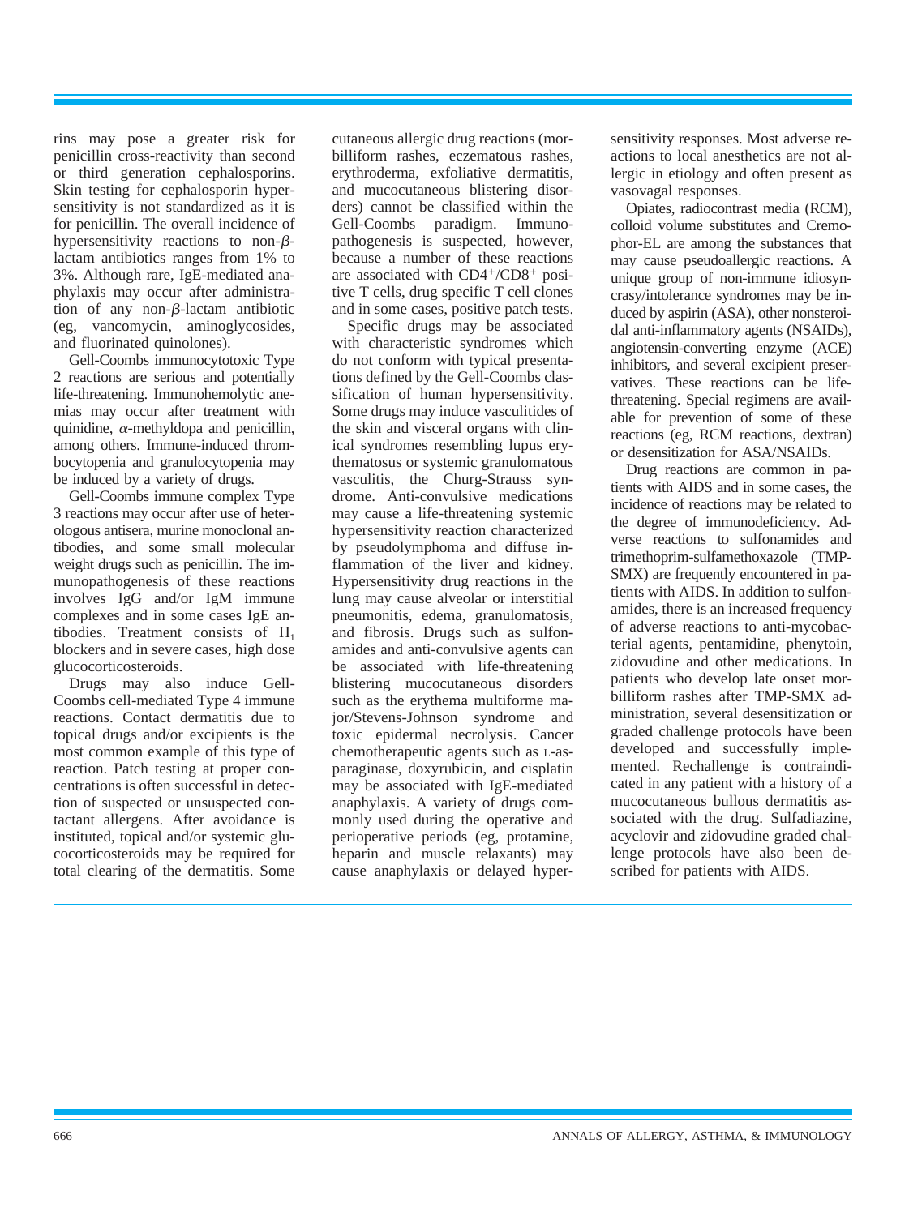rins may pose a greater risk for penicillin cross-reactivity than second or third generation cephalosporins. Skin testing for cephalosporin hypersensitivity is not standardized as it is for penicillin. The overall incidence of hypersensitivity reactions to non-$\beta$-lactam antibiotics ranges from 1% to 3%. Although rare, IgE-mediated anaphylaxis may occur after administration of any non-$\beta$-lactam antibiotic (eg, vancomycin, aminoglycosides, and fluorinated quinolones).

Gell-Coombs immunocytotoxic Type 2 reactions are serious and potentially life-threatening. Immunohemolytic anemias may occur after treatment with quinidine, $\alpha$-methyldopa and penicillin, among others. Immune-induced thrombocytopenia and granulocytopenia may be induced by a variety of drugs.

Gell-Coombs immune complex Type 3 reactions may occur after use of heterologous antisera, murine monoclonal antibodies, and some small molecular weight drugs such as penicillin. The immunopathogenesis of these reactions involves IgG and/or IgM immune complexes and in some cases IgE antibodies. Treatment consists of $H_1$ blockers and in severe cases, high dose glucocorticosteroids.

Drugs may also induce Gell-Coombs cell-mediated Type 4 immune reactions. Contact dermatitis due to topical drugs and/or excipients is the most common example of this type of reaction. Patch testing at proper concentrations is often successful in detection of suspected or unsuspected contactant allergens. After avoidance is instituted, topical and/or systemic glucocorticosteroids may be required for total clearing of the dermatitis. Some cutaneous allergic drug reactions (morbilliform rashes, eczematous rashes, erythroderma, exfoliative dermatitis, and mucocutaneous blistering disorders) cannot be classified within the Gell-Coombs paradigm. Immunopathogenesis is suspected, however, because a number of these reactions are associated with $CD4^+$/$CD8^+$ positive T cells, drug specific T cell clones and in some cases, positive patch tests.

Specific drugs may be associated with characteristic syndromes which do not conform with typical presentations defined by the Gell-Coombs classification of human hypersensitivity. Some drugs may induce vasculitides of the skin and visceral organs with clinical syndromes resembling lupus erythematosus or systemic granulomatous vasculitis, the Churg-Strauss syndrome. Anti-convulsive medications may cause a life-threatening systemic hypersensitivity reaction characterized by pseudolymphoma and diffuse inflammation of the liver and kidney. Hypersensitivity drug reactions in the lung may cause alveolar or interstitial pneumonitis, edema, granulomatosis, and fibrosis. Drugs such as sulfonamides and anti-convulsive agents can be associated with life-threatening blistering mucocutaneous disorders such as the erythema multiforme major/Stevens-Johnson syndrome and toxic epidermal necrolysis. Cancer chemotherapeutic agents such as L-asparaginase, doxyrubicin, and cisplatin may be associated with IgE-mediated anaphylaxis. A variety of drugs commonly used during the operative and perioperative periods (eg, protamine, heparin and muscle relaxants) may cause anaphylaxis or delayed hypersensitivity responses. Most adverse reactions to local anesthetics are not allergic in etiology and often present as vasovagal responses.

Opiates, radiocontrast media (RCM), colloid volume substitutes and Cremophor-EL are among the substances that may cause pseudoallergic reactions. A unique group of non-immune idiosyncrasy/intolerance syndromes may be induced by aspirin (ASA), other nonsteroidal anti-inflammatory agents (NSAIDs), angiotensin-converting enzyme (ACE) inhibitors, and several excipient preservatives. These reactions can be life-threatening. Special regimens are available for prevention of some of these reactions (eg, RCM reactions, dextran) or desensitization for ASA/NSAIDs.

Drug reactions are common in patients with AIDS and in some cases, the incidence of reactions may be related to the degree of immunodeficiency. Adverse reactions to sulfonamides and trimethoprim-sulfamethoxazole (TMP-SMX) are frequently encountered in patients with AIDS. In addition to sulfonamides, there is an increased frequency of adverse reactions to anti-mycobacterial agents, pentamidine, phenytoin, zidovudine and other medications. In patients who develop late onset morbilliform rashes after TMP-SMX administration, several desensitization or graded challenge protocols have been developed and successfully implemented. Rechallenge is contraindicated in any patient with a history of a mucocutaneous bullous dermatitis associated with the drug. Sulfadiazine, acyclovir and zidovudine graded challenge protocols have also been described for patients with AIDS.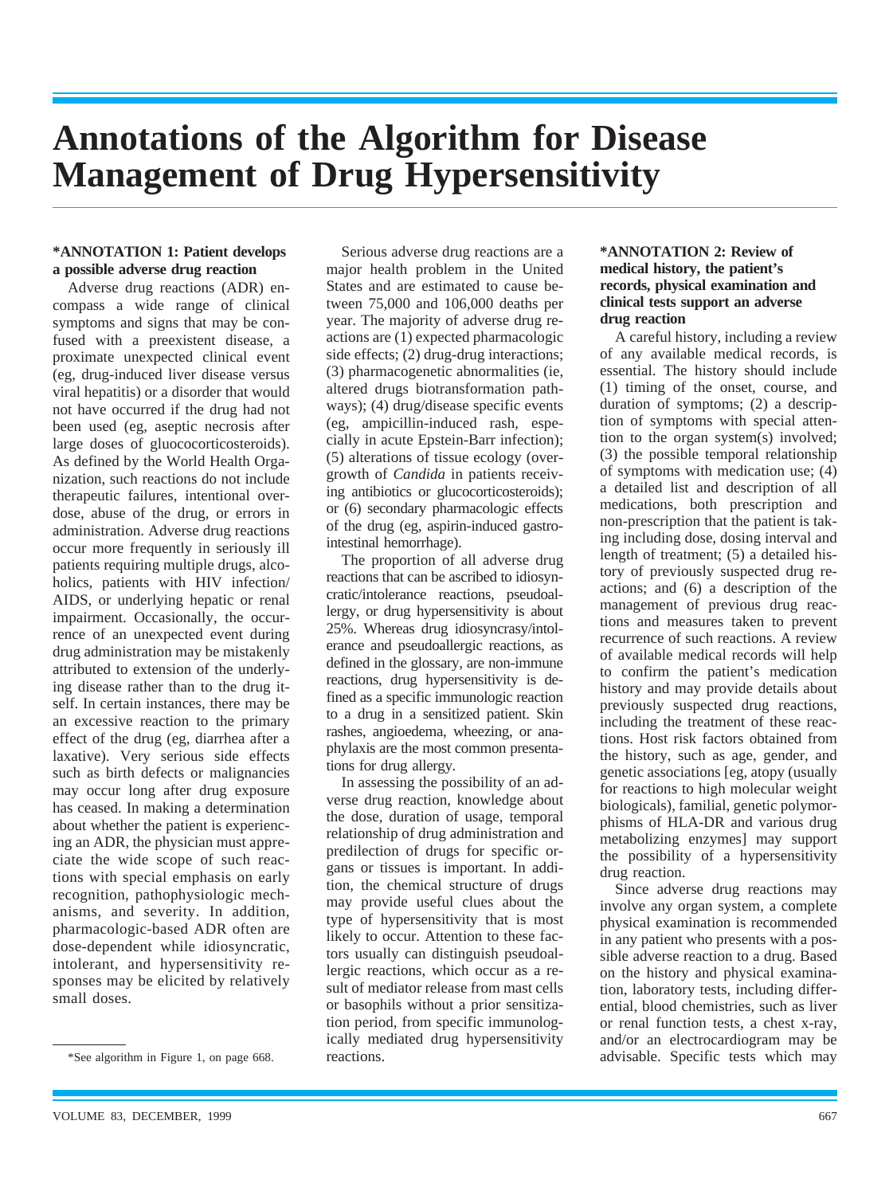# Annotations of the Algorithm for Disease Management of Drug Hypersensitivity

**\*ANNOTATION 1: Patient develops a possible adverse drug reaction**

Adverse drug reactions (ADR) encompass a wide range of clinical symptoms and signs that may be confused with a preexistent disease, a proximate unexpected clinical event (eg, drug-induced liver disease versus viral hepatitis) or a disorder that would not have occurred if the drug had not been used (eg, aseptic necrosis after large doses of gluocorticosteroids). As defined by the World Health Organization, such reactions do not include therapeutic failures, intentional overdose, abuse of the drug, or errors in administration. Adverse drug reactions occur more frequently in seriously ill patients requiring multiple drugs, alcoholics, patients with HIV infection/AIDS, or underlying hepatic or renal impairment. Occasionally, the occurrence of an unexpected event during drug administration may be mistakenly attributed to extension of the underlying disease rather than to the drug itself. In certain instances, there may be an excessive reaction to the primary effect of the drug (eg, diarrhea after a laxative). Very serious side effects such as birth defects or malignancies may occur long after drug exposure has ceased. In making a determination about whether the patient is experiencing an ADR, the physician must appreciate the wide scope of such reactions with special emphasis on early recognition, pathophysiologic mechanisms, and severity. In addition, pharmacologic-based ADR often are dose-dependent while idiosyncratic, intolerant, and hypersensitivity responses may be elicited by relatively small doses.

Serious adverse drug reactions are a major health problem in the United States and are estimated to cause between 75,000 and 106,000 deaths per year. The majority of adverse drug reactions are (1) expected pharmacologic side effects; (2) drug-drug interactions; (3) pharmacogenetic abnormalities (ie, altered drugs biotransformation pathways); (4) drug/disease specific events (eg, ampicillin-induced rash, especially in acute Epstein-Barr infection); (5) alterations of tissue ecology (overgrowth of *Candida* in patients receiving antibiotics or glucocorticosteroids); or (6) secondary pharmacologic effects of the drug (eg, aspirin-induced gastrointestinal hemorrhage).

The proportion of all adverse drug reactions that can be ascribed to idiosyncratic/intolerance reactions, pseudoallergy, or drug hypersensitivity is about 25%. Whereas drug idiosyncrasy/intolerance and pseudoallergic reactions, as defined in the glossary, are non-immune reactions, drug hypersensitivity is defined as a specific immunologic reaction to a drug in a sensitized patient. Skin rashes, angioedema, wheezing, or anaphylaxis are the most common presentations for drug allergy.

In assessing the possibility of an adverse drug reaction, knowledge about the dose, duration of usage, temporal relationship of drug administration and predilection of drugs for specific organs or tissues is important. In addition, the chemical structure of drugs may provide useful clues about the type of hypersensitivity that is most likely to occur. Attention to these factors usually can distinguish pseudoallergic reactions, which occur as a result of mediator release from mast cells or basophils without a prior sensitization period, from specific immunologically mediated drug hypersensitivity reactions.

**\*ANNOTATION 2: Review of medical history, the patient's records, physical examination and clinical tests support an adverse drug reaction**

A careful history, including a review of any available medical records, is essential. The history should include (1) timing of the onset, course, and duration of symptoms; (2) a description of symptoms with special attention to the organ system(s) involved; (3) the possible temporal relationship of symptoms with medication use; (4) a detailed list and description of all medications, both prescription and non-prescription that the patient is taking including dose, dosing interval and length of treatment; (5) a detailed history of previously suspected drug reactions; and (6) a description of the management of previous drug reactions and measures taken to prevent recurrence of such reactions. A review of available medical records will help to confirm the patient's medication history and may provide details about previously suspected drug reactions, including the treatment of these reactions. Host risk factors obtained from the history, such as age, gender, and genetic associations [eg, atopy (usually for reactions to high molecular weight biologicals), familial, genetic polymorphisms of HLA-DR and various drug metabolizing enzymes] may support the possibility of a hypersensitivity drug reaction.

Since adverse drug reactions may involve any organ system, a complete physical examination is recommended in any patient who presents with a possible adverse reaction to a drug. Based on the history and physical examination, laboratory tests, including differential, blood chemistries, such as liver or renal function tests, a chest x-ray, and/or an electrocardiogram may be advisable. Specific tests which may

\*See algorithm in Figure 1, on page 668.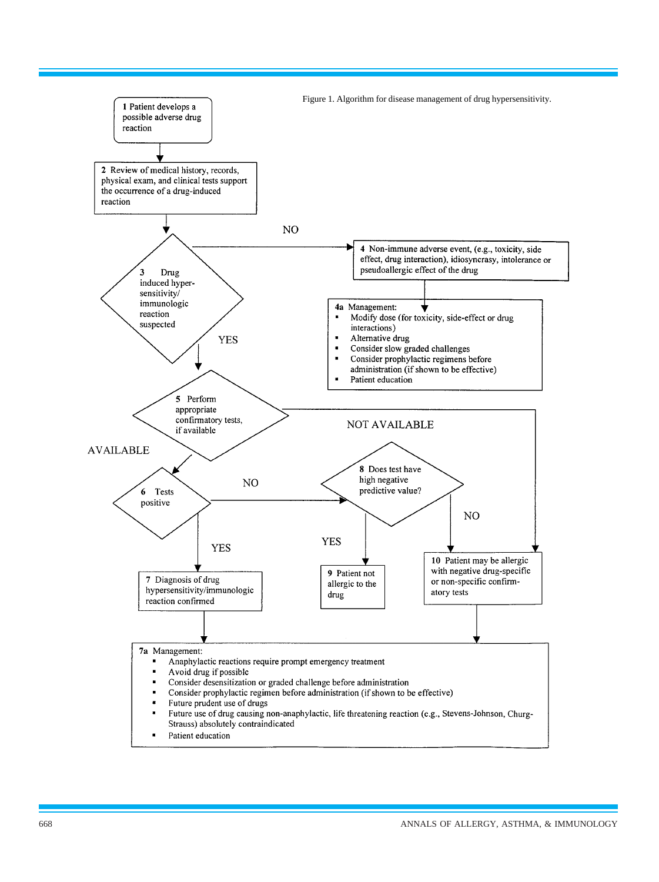Figure 1. Algorithm for disease management of drug hypersensitivity.

**1** Patient develops a possible adverse drug reaction

↓

**2** Review of medical history, records, physical exam, and clinical tests support the occurrence of a drug-induced reaction

↓

**3** Drug induced hyper-sensitivity/immunologic reaction suspected

- NO → **4** Non-immune adverse event, (e.g., toxicity, side effect, drug interaction), idiosyncrasy, intolerance or pseudoallergic effect of the drug
  - ↓ **4a** Management:
    - Modify dose (for toxicity, side-effect or drug interactions)
    - Alternative drug
    - Consider slow graded challenges
    - Consider prophylactic regimens before administration (if shown to be effective)
    - Patient education
- YES → **5** Perform appropriate confirmatory tests, if available
  - NOT AVAILABLE → **10**
  - AVAILABLE → **6** Tests positive
    - YES → **7** Diagnosis of drug hypersensitivity/immunologic reaction confirmed → **7a**
    - NO → **8** Does test have high negative predictive value?
      - YES → **9** Patient not allergic to the drug
      - NO → **10**

**10** Patient may be allergic with negative drug-specific or non-specific confirm-atory tests → **7a**

**7a** Management:
- Anaphylactic reactions require prompt emergency treatment
- Avoid drug if possible
- Consider desensitization or graded challenge before administration
- Consider prophylactic regimen before administration (if shown to be effective)
- Future prudent use of drugs
- Future use of drug causing non-anaphylactic, life threatening reaction (e.g., Stevens-Johnson, Churg-Strauss) absolutely contraindicated
- Patient education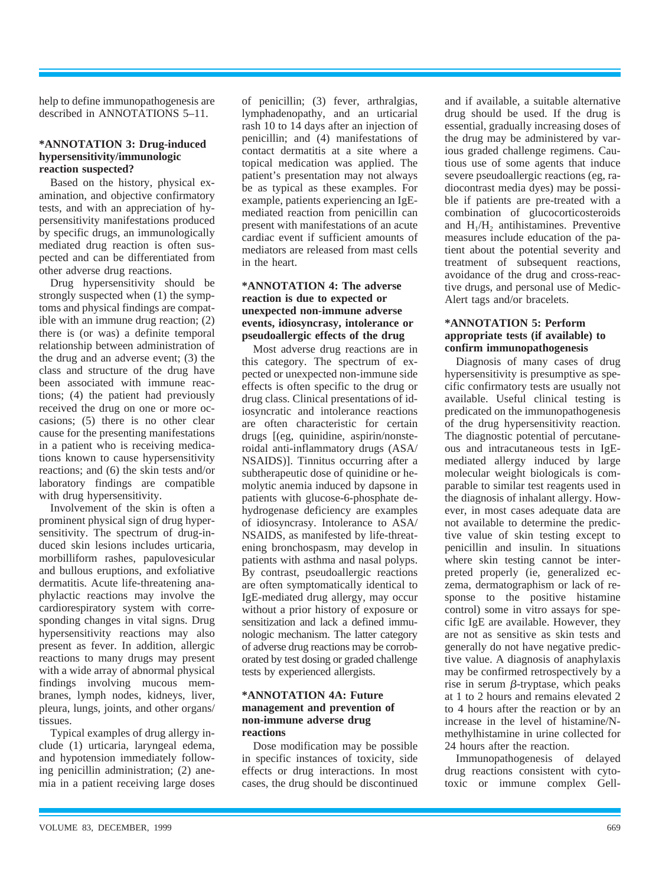help to define immunopathogenesis are described in ANNOTATIONS 5–11.

### *ANNOTATION 3: Drug-induced hypersensitivity/immunologic reaction suspected?

Based on the history, physical examination, and objective confirmatory tests, and with an appreciation of hypersensitivity manifestations produced by specific drugs, an immunologically mediated drug reaction is often suspected and can be differentiated from other adverse drug reactions.

Drug hypersensitivity should be strongly suspected when (1) the symptoms and physical findings are compatible with an immune drug reaction; (2) there is (or was) a definite temporal relationship between administration of the drug and an adverse event; (3) the class and structure of the drug have been associated with immune reactions; (4) the patient had previously received the drug on one or more occasions; (5) there is no other clear cause for the presenting manifestations in a patient who is receiving medications known to cause hypersensitivity reactions; and (6) the skin tests and/or laboratory findings are compatible with drug hypersensitivity.

Involvement of the skin is often a prominent physical sign of drug hypersensitivity. The spectrum of drug-induced skin lesions includes urticaria, morbilliform rashes, papulovesicular and bullous eruptions, and exfoliative dermatitis. Acute life-threatening anaphylactic reactions may involve the cardiorespiratory system with corresponding changes in vital signs. Drug hypersensitivity reactions may also present as fever. In addition, allergic reactions to many drugs may present with a wide array of abnormal physical findings involving mucous membranes, lymph nodes, kidneys, liver, pleura, lungs, joints, and other organs/tissues.

Typical examples of drug allergy include (1) urticaria, laryngeal edema, and hypotension immediately following penicillin administration; (2) anemia in a patient receiving large doses of penicillin; (3) fever, arthralgias, lymphadenopathy, and an urticarial rash 10 to 14 days after an injection of penicillin; and (4) manifestations of contact dermatitis at a site where a topical medication was applied. The patient's presentation may not always be as typical as these examples. For example, patients experiencing an IgE-mediated reaction from penicillin can present with manifestations of an acute cardiac event if sufficient amounts of mediators are released from mast cells in the heart.

### *ANNOTATION 4: The adverse reaction is due to expected or unexpected non-immune adverse events, idiosyncrasy, intolerance or pseudoallergic effects of the drug

Most adverse drug reactions are in this category. The spectrum of expected or unexpected non-immune side effects is often specific to the drug or drug class. Clinical presentations of idiosyncratic and intolerance reactions are often characteristic for certain drugs [(eg, quinidine, aspirin/nonsteroidal anti-inflammatory drugs (ASA/NSAIDS)]. Tinnitus occurring after a subtherapeutic dose of quinidine or hemolytic anemia induced by dapsone in patients with glucose-6-phosphate dehydrogenase deficiency are examples of idiosyncrasy. Intolerance to ASA/NSAIDS, as manifested by life-threatening bronchospasm, may develop in patients with asthma and nasal polyps. By contrast, pseudoallergic reactions are often symptomatically identical to IgE-mediated drug allergy, may occur without a prior history of exposure or sensitization and lack a defined immunologic mechanism. The latter category of adverse drug reactions may be corroborated by test dosing or graded challenge tests by experienced allergists.

### *ANNOTATION 4A: Future management and prevention of non-immune adverse drug reactions

Dose modification may be possible in specific instances of toxicity, side effects or drug interactions. In most cases, the drug should be discontinued and if available, a suitable alternative drug should be used. If the drug is essential, gradually increasing doses of the drug may be administered by various graded challenge regimens. Cautious use of some agents that induce severe pseudoallergic reactions (eg, radiocontrast media dyes) may be possible if patients are pre-treated with a combination of glucocorticosteroids and $H_1/H_2$ antihistamines. Preventive measures include education of the patient about the potential severity and treatment of subsequent reactions, avoidance of the drug and cross-reactive drugs, and personal use of Medic-Alert tags and/or bracelets.

### *ANNOTATION 5: Perform appropriate tests (if available) to confirm immunopathogenesis

Diagnosis of many cases of drug hypersensitivity is presumptive as specific confirmatory tests are usually not available. Useful clinical testing is predicated on the immunopathogenesis of the drug hypersensitivity reaction. The diagnostic potential of percutaneous and intracutaneous tests in IgE-mediated allergy induced by large molecular weight biologicals is comparable to similar test reagents used in the diagnosis of inhalant allergy. However, in most cases adequate data are not available to determine the predictive value of skin testing except to penicillin and insulin. In situations where skin testing cannot be interpreted properly (ie, generalized eczema, dermatographism or lack of response to the positive histamine control) some in vitro assays for specific IgE are available. However, they are not as sensitive as skin tests and generally do not have negative predictive value. A diagnosis of anaphylaxis may be confirmed retrospectively by a rise in serum $\beta$-tryptase, which peaks at 1 to 2 hours and remains elevated 2 to 4 hours after the reaction or by an increase in the level of histamine/N-methylhistamine in urine collected for 24 hours after the reaction.

Immunopathogenesis of delayed drug reactions consistent with cytotoxic or immune complex Gell-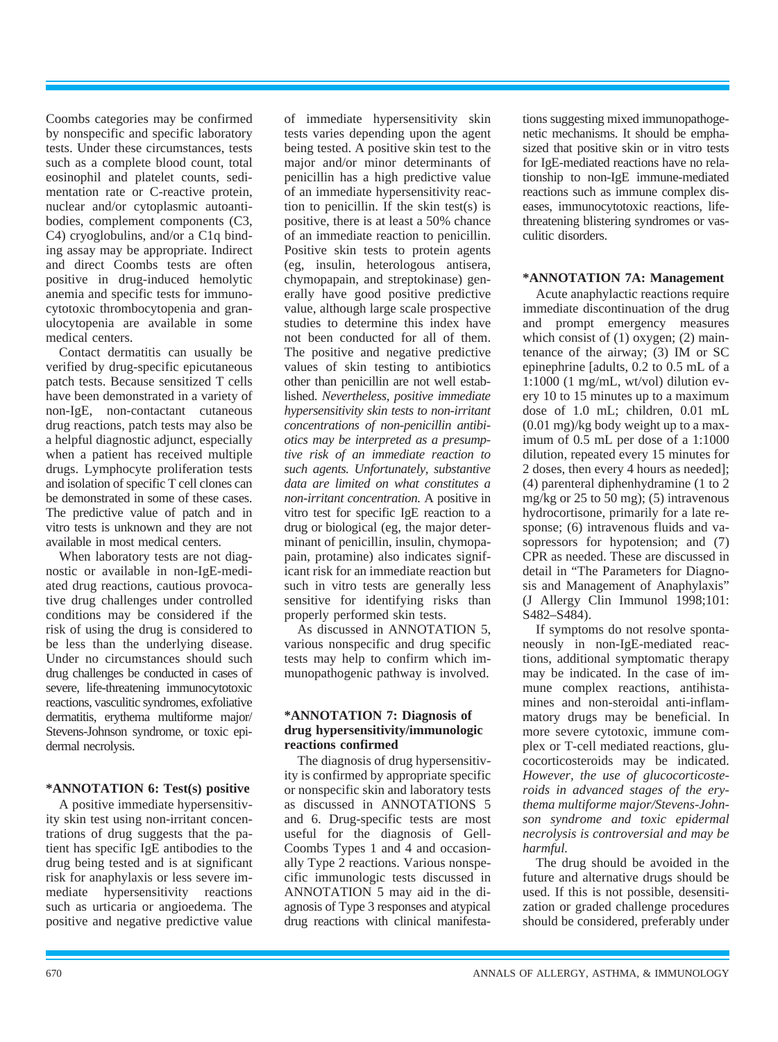Coombs categories may be confirmed by nonspecific and specific laboratory tests. Under these circumstances, tests such as a complete blood count, total eosinophil and platelet counts, sedimentation rate or C-reactive protein, nuclear and/or cytoplasmic autoantibodies, complement components (C3, C4) cryoglobulins, and/or a C1q binding assay may be appropriate. Indirect and direct Coombs tests are often positive in drug-induced hemolytic anemia and specific tests for immunocytotoxic thrombocytopenia and granulocytopenia are available in some medical centers.

Contact dermatitis can usually be verified by drug-specific epicutaneous patch tests. Because sensitized T cells have been demonstrated in a variety of non-IgE, non-contactant cutaneous drug reactions, patch tests may also be a helpful diagnostic adjunct, especially when a patient has received multiple drugs. Lymphocyte proliferation tests and isolation of specific T cell clones can be demonstrated in some of these cases. The predictive value of patch and in vitro tests is unknown and they are not available in most medical centers.

When laboratory tests are not diagnostic or available in non-IgE-mediated drug reactions, cautious provocative drug challenges under controlled conditions may be considered if the risk of using the drug is considered to be less than the underlying disease. Under no circumstances should such drug challenges be conducted in cases of severe, life-threatening immunocytotoxic reactions, vasculitic syndromes, exfoliative dermatitis, erythema multiforme major/Stevens-Johnson syndrome, or toxic epidermal necrolysis.

### *ANNOTATION 6: Test(s) positive

A positive immediate hypersensitivity skin test using non-irritant concentrations of drug suggests that the patient has specific IgE antibodies to the drug being tested and is at significant risk for anaphylaxis or less severe immediate hypersensitivity reactions such as urticaria or angioedema. The positive and negative predictive value of immediate hypersensitivity skin tests varies depending upon the agent being tested. A positive skin test to the major and/or minor determinants of penicillin has a high predictive value of an immediate hypersensitivity reaction to penicillin. If the skin test(s) is positive, there is at least a 50% chance of an immediate reaction to penicillin. Positive skin tests to protein agents (eg, insulin, heterologous antisera, chymopapain, and streptokinase) generally have good positive predictive value, although large scale prospective studies to determine this index have not been conducted for all of them. The positive and negative predictive values of skin testing to antibiotics other than penicillin are not well established. *Nevertheless, positive immediate hypersensitivity skin tests to non-irritant concentrations of non-penicillin antibiotics may be interpreted as a presumptive risk of an immediate reaction to such agents. Unfortunately, substantive data are limited on what constitutes a non-irritant concentration.* A positive in vitro test for specific IgE reaction to a drug or biological (eg, the major determinant of penicillin, insulin, chymopapain, protamine) also indicates significant risk for an immediate reaction but such in vitro tests are generally less sensitive for identifying risks than properly performed skin tests.

As discussed in ANNOTATION 5, various nonspecific and drug specific tests may help to confirm which immunopathogenic pathway is involved.

### *ANNOTATION 7: Diagnosis of drug hypersensitivity/immunologic reactions confirmed

The diagnosis of drug hypersensitivity is confirmed by appropriate specific or nonspecific skin and laboratory tests as discussed in ANNOTATIONS 5 and 6. Drug-specific tests are most useful for the diagnosis of Gell-Coombs Types 1 and 4 and occasionally Type 2 reactions. Various nonspecific immunologic tests discussed in ANNOTATION 5 may aid in the diagnosis of Type 3 responses and atypical drug reactions with clinical manifestations suggesting mixed immunopathogenetic mechanisms. It should be emphasized that positive skin or in vitro tests for IgE-mediated reactions have no relationship to non-IgE immune-mediated reactions such as immune complex diseases, immunocytotoxic reactions, life-threatening blistering syndromes or vasculitic disorders.

### *ANNOTATION 7A: Management

Acute anaphylactic reactions require immediate discontinuation of the drug and prompt emergency measures which consist of (1) oxygen; (2) maintenance of the airway; (3) IM or SC epinephrine [adults, 0.2 to 0.5 mL of a 1:1000 (1 mg/mL, wt/vol) dilution every 10 to 15 minutes up to a maximum dose of 1.0 mL; children, 0.01 mL (0.01 mg)/kg body weight up to a maximum of 0.5 mL per dose of a 1:1000 dilution, repeated every 15 minutes for 2 doses, then every 4 hours as needed]; (4) parenteral diphenhydramine (1 to 2 mg/kg or 25 to 50 mg); (5) intravenous hydrocortisone, primarily for a late response; (6) intravenous fluids and vasopressors for hypotension; and (7) CPR as needed. These are discussed in detail in "The Parameters for Diagnosis and Management of Anaphylaxis" (J Allergy Clin Immunol 1998;101: S482–S484).

If symptoms do not resolve spontaneously in non-IgE-mediated reactions, additional symptomatic therapy may be indicated. In the case of immune complex reactions, antihistamines and non-steroidal anti-inflammatory drugs may be beneficial. In more severe cytotoxic, immune complex or T-cell mediated reactions, glucocorticosteroids may be indicated. *However, the use of glucocorticosteroids in advanced stages of the erythema multiforme major/Stevens-Johnson syndrome and toxic epidermal necrolysis is controversial and may be harmful.*

The drug should be avoided in the future and alternative drugs should be used. If this is not possible, desensitization or graded challenge procedures should be considered, preferably under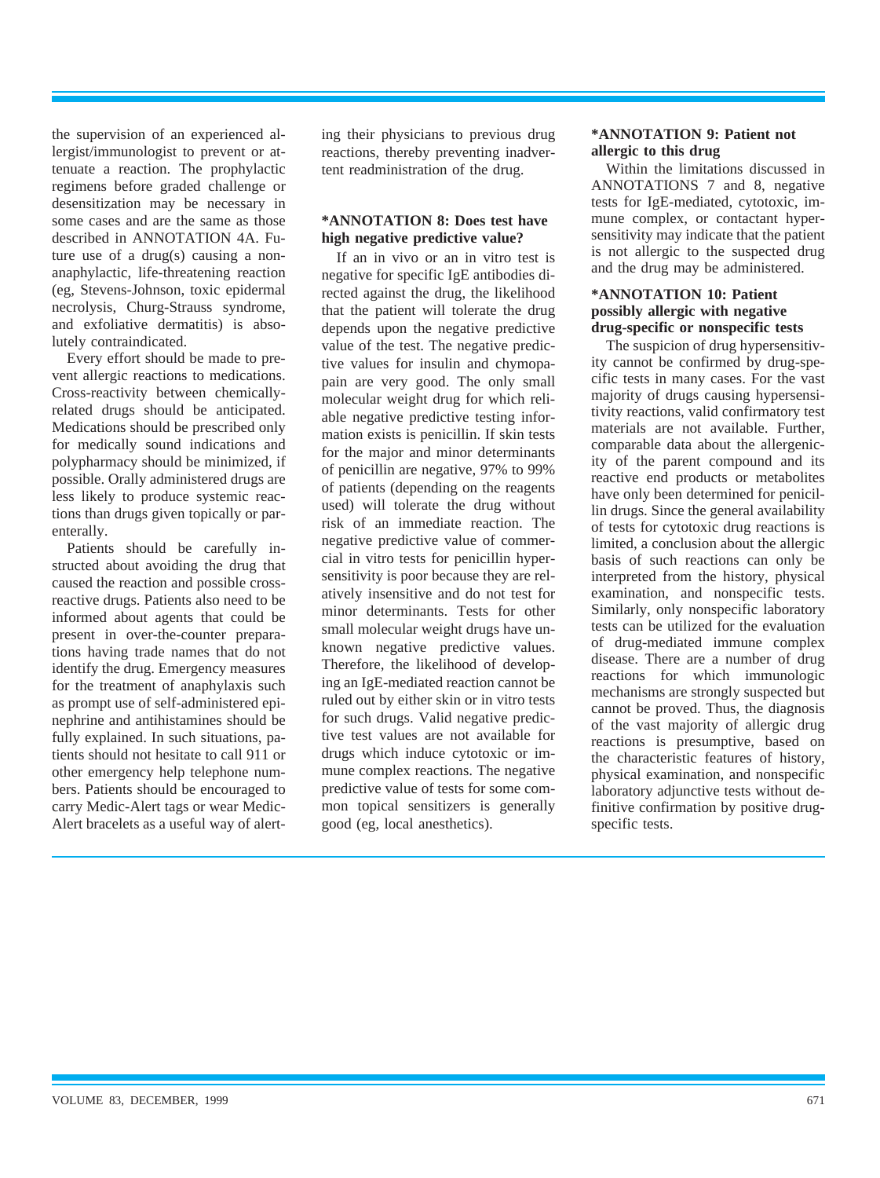the supervision of an experienced allergist/immunologist to prevent or attenuate a reaction. The prophylactic regimens before graded challenge or desensitization may be necessary in some cases and are the same as those described in ANNOTATION 4A. Future use of a drug(s) causing a non-anaphylactic, life-threatening reaction (eg, Stevens-Johnson, toxic epidermal necrolysis, Churg-Strauss syndrome, and exfoliative dermatitis) is absolutely contraindicated.

Every effort should be made to prevent allergic reactions to medications. Cross-reactivity between chemically-related drugs should be anticipated. Medications should be prescribed only for medically sound indications and polypharmacy should be minimized, if possible. Orally administered drugs are less likely to produce systemic reactions than drugs given topically or parenterally.

Patients should be carefully instructed about avoiding the drug that caused the reaction and possible cross-reactive drugs. Patients also need to be informed about agents that could be present in over-the-counter preparations having trade names that do not identify the drug. Emergency measures for the treatment of anaphylaxis such as prompt use of self-administered epinephrine and antihistamines should be fully explained. In such situations, patients should not hesitate to call 911 or other emergency help telephone numbers. Patients should be encouraged to carry Medic-Alert tags or wear Medic-Alert bracelets as a useful way of alerting their physicians to previous drug reactions, thereby preventing inadvertent readministration of the drug.

### *ANNOTATION 8: Does test have high negative predictive value?

If an in vivo or an in vitro test is negative for specific IgE antibodies directed against the drug, the likelihood that the patient will tolerate the drug depends upon the negative predictive value of the test. The negative predictive values for insulin and chymopapain are very good. The only small molecular weight drug for which reliable negative predictive testing information exists is penicillin. If skin tests for the major and minor determinants of penicillin are negative, 97% to 99% of patients (depending on the reagents used) will tolerate the drug without risk of an immediate reaction. The negative predictive value of commercial in vitro tests for penicillin hypersensitivity is poor because they are relatively insensitive and do not test for minor determinants. Tests for other small molecular weight drugs have unknown negative predictive values. Therefore, the likelihood of developing an IgE-mediated reaction cannot be ruled out by either skin or in vitro tests for such drugs. Valid negative predictive test values are not available for drugs which induce cytotoxic or immune complex reactions. The negative predictive value of tests for some common topical sensitizers is generally good (eg, local anesthetics).

### *ANNOTATION 9: Patient not allergic to this drug

Within the limitations discussed in ANNOTATIONS 7 and 8, negative tests for IgE-mediated, cytotoxic, immune complex, or contactant hypersensitivity may indicate that the patient is not allergic to the suspected drug and the drug may be administered.

### *ANNOTATION 10: Patient possibly allergic with negative drug-specific or nonspecific tests

The suspicion of drug hypersensitivity cannot be confirmed by drug-specific tests in many cases. For the vast majority of drugs causing hypersensitivity reactions, valid confirmatory test materials are not available. Further, comparable data about the allergenicity of the parent compound and its reactive end products or metabolites have only been determined for penicillin drugs. Since the general availability of tests for cytotoxic drug reactions is limited, a conclusion about the allergic basis of such reactions can only be interpreted from the history, physical examination, and nonspecific tests. Similarly, only nonspecific laboratory tests can be utilized for the evaluation of drug-mediated immune complex disease. There are a number of drug reactions for which immunologic mechanisms are strongly suspected but cannot be proved. Thus, the diagnosis of the vast majority of allergic drug reactions is presumptive, based on the characteristic features of history, physical examination, and nonspecific laboratory adjunctive tests without definitive confirmation by positive drug-specific tests.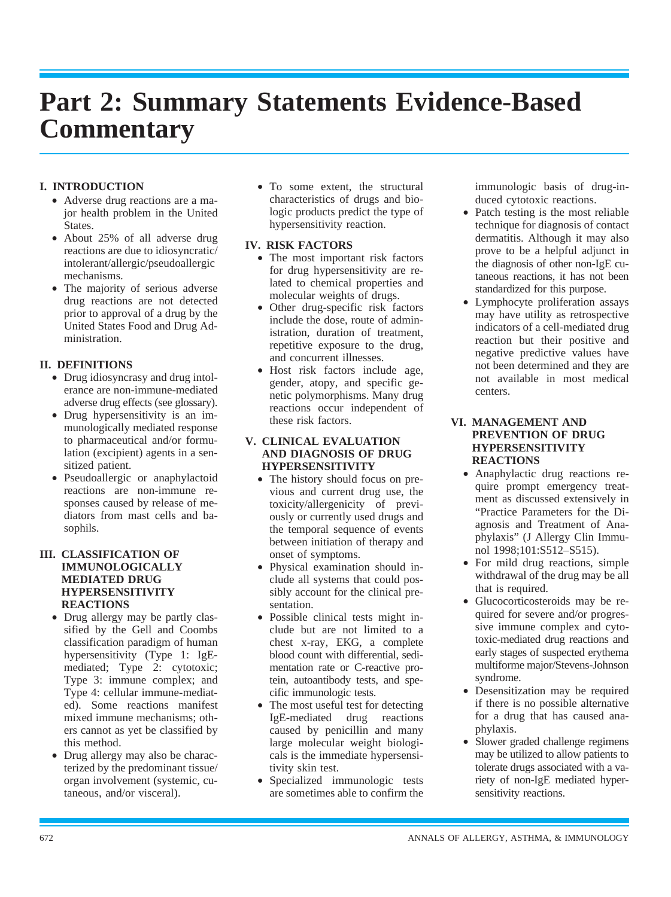# Part 2: Summary Statements Evidence-Based Commentary

## I. INTRODUCTION

- Adverse drug reactions are a major health problem in the United States.
- About 25% of all adverse drug reactions are due to idiosyncratic/intolerant/allergic/pseudoallergic mechanisms.
- The majority of serious adverse drug reactions are not detected prior to approval of a drug by the United States Food and Drug Administration.

## II. DEFINITIONS

- Drug idiosyncrasy and drug intolerance are non-immune-mediated adverse drug effects (see glossary).
- Drug hypersensitivity is an immunologically mediated response to pharmaceutical and/or formulation (excipient) agents in a sensitized patient.
- Pseudoallergic or anaphylactoid reactions are non-immune responses caused by release of mediators from mast cells and basophils.

## III. CLASSIFICATION OF IMMUNOLOGICALLY MEDIATED DRUG HYPERSENSITIVITY REACTIONS

- Drug allergy may be partly classified by the Gell and Coombs classification paradigm of human hypersensitivity (Type 1: IgE-mediated; Type 2: cytotoxic; Type 3: immune complex; and Type 4: cellular immune-mediated). Some reactions manifest mixed immune mechanisms; others cannot as yet be classified by this method.
- Drug allergy may also be characterized by the predominant tissue/organ involvement (systemic, cutaneous, and/or visceral).
- To some extent, the structural characteristics of drugs and biologic products predict the type of hypersensitivity reaction.

## IV. RISK FACTORS

- The most important risk factors for drug hypersensitivity are related to chemical properties and molecular weights of drugs.
- Other drug-specific risk factors include the dose, route of administration, duration of treatment, repetitive exposure to the drug, and concurrent illnesses.
- Host risk factors include age, gender, atopy, and specific genetic polymorphisms. Many drug reactions occur independent of these risk factors.

## V. CLINICAL EVALUATION AND DIAGNOSIS OF DRUG HYPERSENSITIVITY

- The history should focus on previous and current drug use, the toxicity/allergenicity of previously or currently used drugs and the temporal sequence of events between initiation of therapy and onset of symptoms.
- Physical examination should include all systems that could possibly account for the clinical presentation.
- Possible clinical tests might include but are not limited to a chest x-ray, EKG, a complete blood count with differential, sedimentation rate or C-reactive protein, autoantibody tests, and specific immunologic tests.
- The most useful test for detecting IgE-mediated drug reactions caused by penicillin and many large molecular weight biologicals is the immediate hypersensitivity skin test.
- Specialized immunologic tests are sometimes able to confirm the immunologic basis of drug-induced cytotoxic reactions.
- Patch testing is the most reliable technique for diagnosis of contact dermatitis. Although it may also prove to be a helpful adjunct in the diagnosis of other non-IgE cutaneous reactions, it has not been standardized for this purpose.
- Lymphocyte proliferation assays may have utility as retrospective indicators of a cell-mediated drug reaction but their positive and negative predictive values have not been determined and they are not available in most medical centers.

## VI. MANAGEMENT AND PREVENTION OF DRUG HYPERSENSITIVITY REACTIONS

- Anaphylactic drug reactions require prompt emergency treatment as discussed extensively in "Practice Parameters for the Diagnosis and Treatment of Anaphylaxis" (J Allergy Clin Immunol 1998;101:S512–S515).
- For mild drug reactions, simple withdrawal of the drug may be all that is required.
- Glucocorticosteroids may be required for severe and/or progressive immune complex and cytotoxic-mediated drug reactions and early stages of suspected erythema multiforme major/Stevens-Johnson syndrome.
- Desensitization may be required if there is no possible alternative for a drug that has caused anaphylaxis.
- Slower graded challenge regimens may be utilized to allow patients to tolerate drugs associated with a variety of non-IgE mediated hypersensitivity reactions.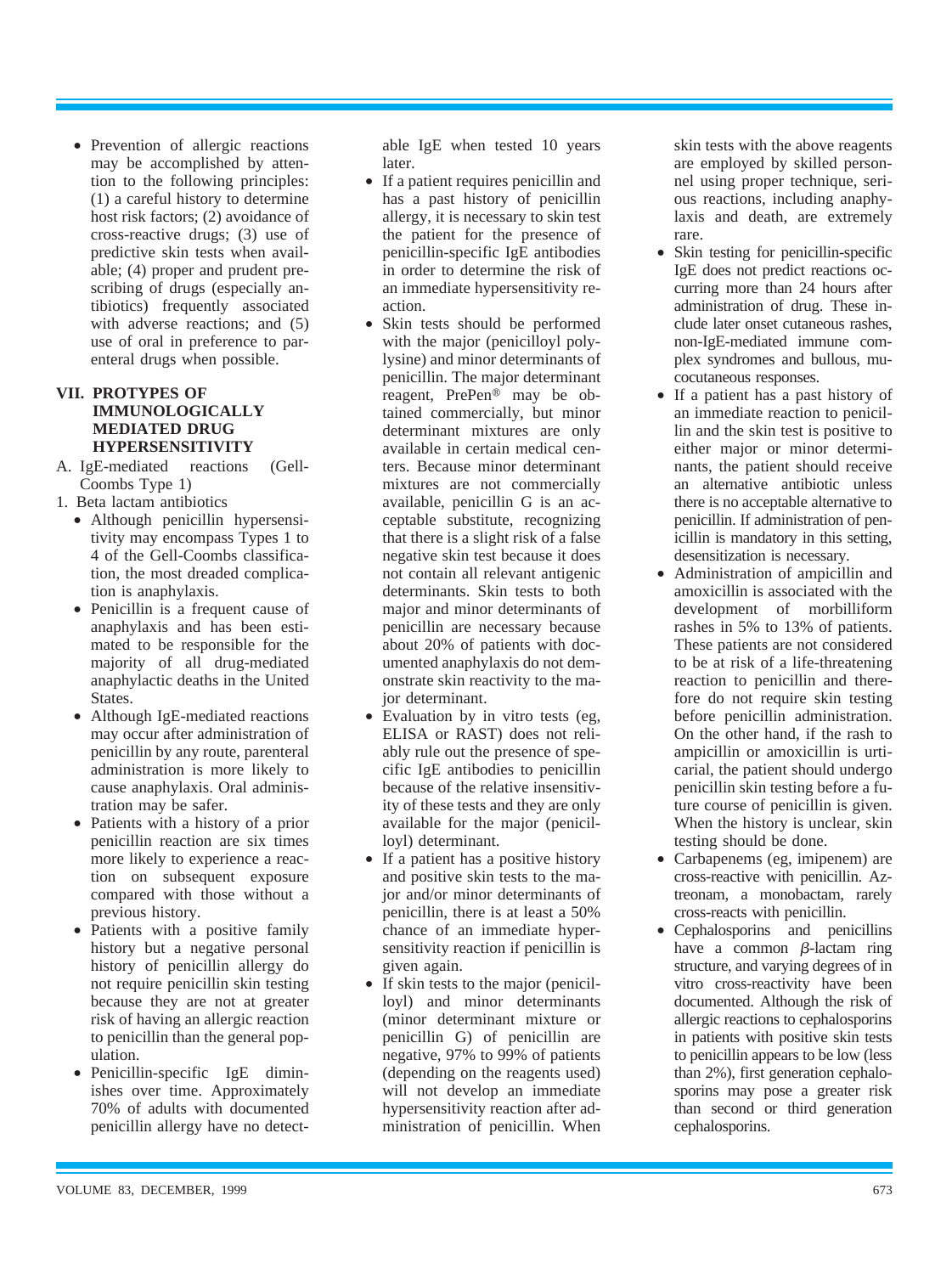- Prevention of allergic reactions may be accomplished by attention to the following principles: (1) a careful history to determine host risk factors; (2) avoidance of cross-reactive drugs; (3) use of predictive skin tests when available; (4) proper and prudent prescribing of drugs (especially antibiotics) frequently associated with adverse reactions; and (5) use of oral in preference to parenteral drugs when possible.

## VII. PROTYPES OF IMMUNOLOGICALLY MEDIATED DRUG HYPERSENSITIVITY

A. IgE-mediated reactions (Gell-Coombs Type 1)

1. Beta lactam antibiotics
   - Although penicillin hypersensitivity may encompass Types 1 to 4 of the Gell-Coombs classification, the most dreaded complication is anaphylaxis.
   - Penicillin is a frequent cause of anaphylaxis and has been estimated to be responsible for the majority of all drug-mediated anaphylactic deaths in the United States.
   - Although IgE-mediated reactions may occur after administration of penicillin by any route, parenteral administration is more likely to cause anaphylaxis. Oral administration may be safer.
   - Patients with a history of a prior penicillin reaction are six times more likely to experience a reaction on subsequent exposure compared with those without a previous history.
   - Patients with a positive family history but a negative personal history of penicillin allergy do not require penicillin skin testing because they are not at greater risk of having an allergic reaction to penicillin than the general population.
   - Penicillin-specific IgE diminishes over time. Approximately 70% of adults with documented penicillin allergy have no detectable IgE when tested 10 years later.
   - If a patient requires penicillin and has a past history of penicillin allergy, it is necessary to skin test the patient for the presence of penicillin-specific IgE antibodies in order to determine the risk of an immediate hypersensitivity reaction.
   - Skin tests should be performed with the major (penicilloyl polylysine) and minor determinants of penicillin. The major determinant reagent, PrePen® may be obtained commercially, but minor determinant mixtures are only available in certain medical centers. Because minor determinant mixtures are not commercially available, penicillin G is an acceptable substitute, recognizing that there is a slight risk of a false negative skin test because it does not contain all relevant antigenic determinants. Skin tests to both major and minor determinants of penicillin are necessary because about 20% of patients with documented anaphylaxis do not demonstrate skin reactivity to the major determinant.
   - Evaluation by in vitro tests (eg, ELISA or RAST) does not reliably rule out the presence of specific IgE antibodies to penicillin because of the relative insensitivity of these tests and they are only available for the major (penicilloyl) determinant.
   - If a patient has a positive history and positive skin tests to the major and/or minor determinants of penicillin, there is at least a 50% chance of an immediate hypersensitivity reaction if penicillin is given again.
   - If skin tests to the major (penicilloyl) and minor determinants (minor determinant mixture or penicillin G) of penicillin are negative, 97% to 99% of patients (depending on the reagents used) will not develop an immediate hypersensitivity reaction after administration of penicillin. When skin tests with the above reagents are employed by skilled personnel using proper technique, serious reactions, including anaphylaxis and death, are extremely rare.
   - Skin testing for penicillin-specific IgE does not predict reactions occurring more than 24 hours after administration of drug. These include later onset cutaneous rashes, non-IgE-mediated immune complex syndromes and bullous, mucocutaneous responses.
   - If a patient has a past history of an immediate reaction to penicillin and the skin test is positive to either major or minor determinants, the patient should receive an alternative antibiotic unless there is no acceptable alternative to penicillin. If administration of penicillin is mandatory in this setting, desensitization is necessary.
   - Administration of ampicillin and amoxicillin is associated with the development of morbilliform rashes in 5% to 13% of patients. These patients are not considered to be at risk of a life-threatening reaction to penicillin and therefore do not require skin testing before penicillin administration. On the other hand, if the rash to ampicillin or amoxicillin is urticarial, the patient should undergo penicillin skin testing before a future course of penicillin is given. When the history is unclear, skin testing should be done.
   - Carbapenems (eg, imipenem) are cross-reactive with penicillin. Aztreonam, a monobactam, rarely cross-reacts with penicillin.
   - Cephalosporins and penicillins have a common $\beta$-lactam ring structure, and varying degrees of in vitro cross-reactivity have been documented. Although the risk of allergic reactions to cephalosporins in patients with positive skin tests to penicillin appears to be low (less than 2%), first generation cephalosporins may pose a greater risk than second or third generation cephalosporins.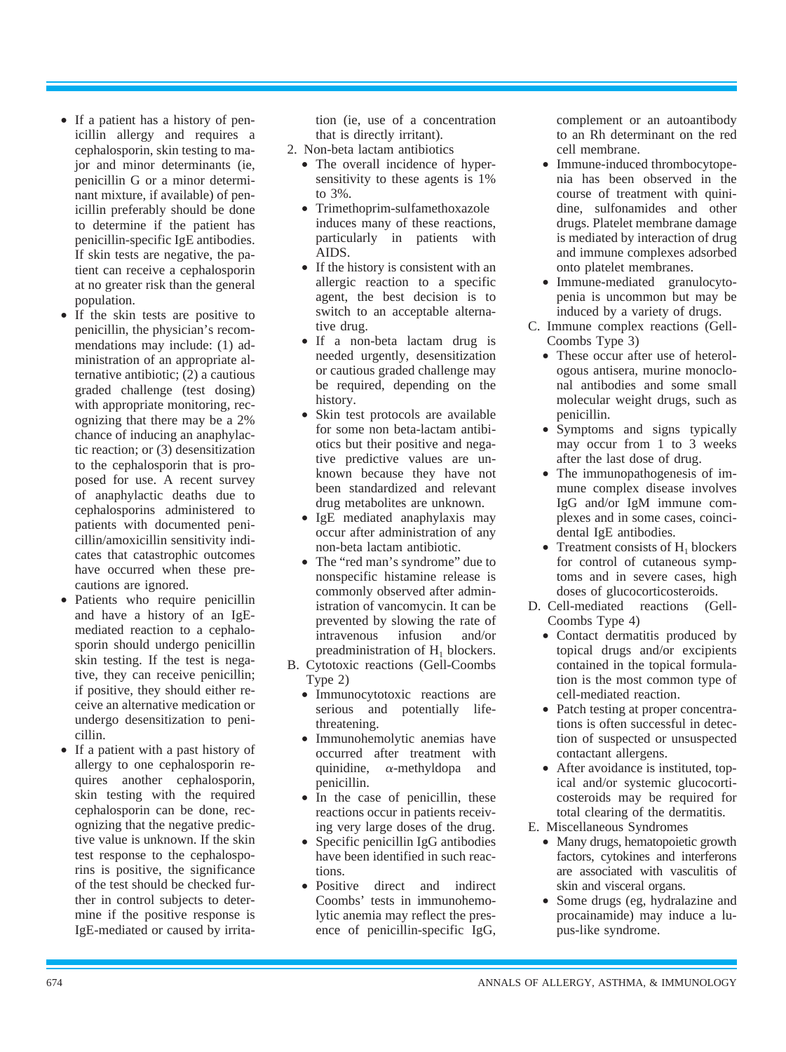- If a patient has a history of penicillin allergy and requires a cephalosporin, skin testing to major and minor determinants (ie, penicillin G or a minor determinant mixture, if available) of penicillin preferably should be done to determine if the patient has penicillin-specific IgE antibodies. If skin tests are negative, the patient can receive a cephalosporin at no greater risk than the general population.
- If the skin tests are positive to penicillin, the physician's recommendations may include: (1) administration of an appropriate alternative antibiotic; (2) a cautious graded challenge (test dosing) with appropriate monitoring, recognizing that there may be a 2% chance of inducing an anaphylactic reaction; or (3) desensitization to the cephalosporin that is proposed for use. A recent survey of anaphylactic deaths due to cephalosporins administered to patients with documented penicillin/amoxicillin sensitivity indicates that catastrophic outcomes have occurred when these precautions are ignored.
- Patients who require penicillin and have a history of an IgE-mediated reaction to a cephalosporin should undergo penicillin skin testing. If the test is negative, they can receive penicillin; if positive, they should either receive an alternative medication or undergo desensitization to penicillin.
- If a patient with a past history of allergy to one cephalosporin requires another cephalosporin, skin testing with the required cephalosporin can be done, recognizing that the negative predictive value is unknown. If the skin test response to the cephalosporins is positive, the significance of the test should be checked further in control subjects to determine if the positive response is IgE-mediated or caused by irritation (ie, use of a concentration that is directly irritant).

2. Non-beta lactam antibiotics
   - The overall incidence of hypersensitivity to these agents is 1% to 3%.
   - Trimethoprim-sulfamethoxazole induces many of these reactions, particularly in patients with AIDS.
   - If the history is consistent with an allergic reaction to a specific agent, the best decision is to switch to an acceptable alternative drug.
   - If a non-beta lactam drug is needed urgently, desensitization or cautious graded challenge may be required, depending on the history.
   - Skin test protocols are available for some non beta-lactam antibiotics but their positive and negative predictive values are unknown because they have not been standardized and relevant drug metabolites are unknown.
   - IgE mediated anaphylaxis may occur after administration of any non-beta lactam antibiotic.
   - The "red man's syndrome" due to nonspecific histamine release is commonly observed after administration of vancomycin. It can be prevented by slowing the rate of intravenous infusion and/or preadministration of $H_1$ blockers.

B. Cytotoxic reactions (Gell-Coombs Type 2)
   - Immunocytotoxic reactions are serious and potentially life-threatening.
   - Immunohemolytic anemias have occurred after treatment with quinidine, $\alpha$-methyldopa and penicillin.
   - In the case of penicillin, these reactions occur in patients receiving very large doses of the drug.
   - Specific penicillin IgG antibodies have been identified in such reactions.
   - Positive direct and indirect Coombs' tests in immunohemolytic anemia may reflect the presence of penicillin-specific IgG, complement or an autoantibody to an Rh determinant on the red cell membrane.
   - Immune-induced thrombocytopenia has been observed in the course of treatment with quinidine, sulfonamides and other drugs. Platelet membrane damage is mediated by interaction of drug and immune complexes adsorbed onto platelet membranes.
   - Immune-mediated granulocytopenia is uncommon but may be induced by a variety of drugs.

C. Immune complex reactions (Gell-Coombs Type 3)
   - These occur after use of heterologous antisera, murine monoclonal antibodies and some small molecular weight drugs, such as penicillin.
   - Symptoms and signs typically may occur from 1 to 3 weeks after the last dose of drug.
   - The immunopathogenesis of immune complex disease involves IgG and/or IgM immune complexes and in some cases, coincidental IgE antibodies.
   - Treatment consists of $H_1$ blockers for control of cutaneous symptoms and in severe cases, high doses of glucocorticosteroids.

D. Cell-mediated reactions (Gell-Coombs Type 4)
   - Contact dermatitis produced by topical drugs and/or excipients contained in the topical formulation is the most common type of cell-mediated reaction.
   - Patch testing at proper concentrations is often successful in detection of suspected or unsuspected contactant allergens.
   - After avoidance is instituted, topical and/or systemic glucocorticosteroids may be required for total clearing of the dermatitis.

E. Miscellaneous Syndromes
   - Many drugs, hematopoietic growth factors, cytokines and interferons are associated with vasculitis of skin and visceral organs.
   - Some drugs (eg, hydralazine and procainamide) may induce a lupus-like syndrome.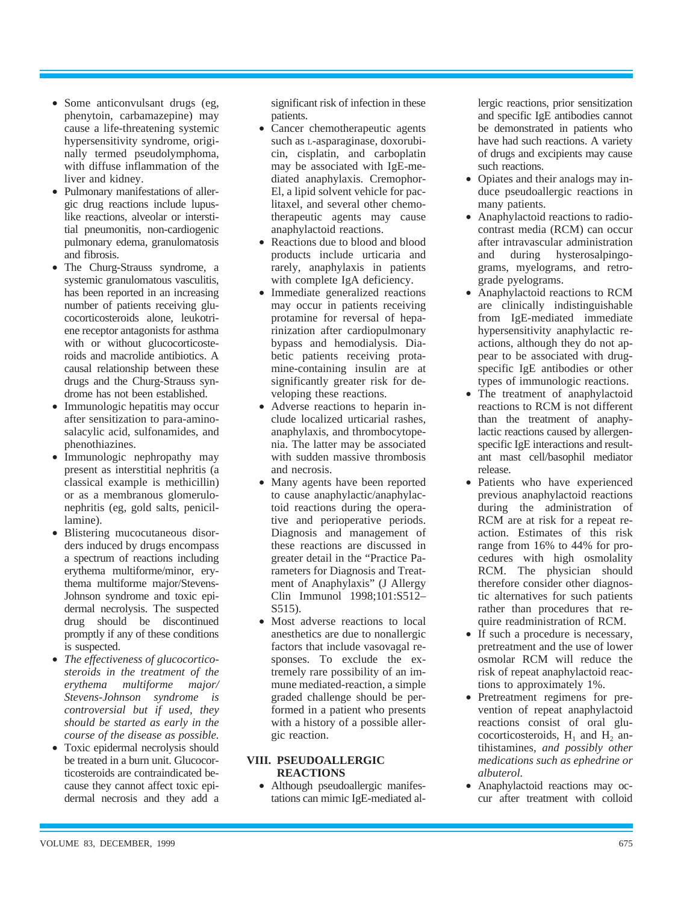- Some anticonvulsant drugs (eg, phenytoin, carbamazepine) may cause a life-threatening systemic hypersensitivity syndrome, originally termed pseudolymphoma, with diffuse inflammation of the liver and kidney.
- Pulmonary manifestations of allergic drug reactions include lupus-like reactions, alveolar or interstitial pneumonitis, non-cardiogenic pulmonary edema, granulomatosis and fibrosis.
- The Churg-Strauss syndrome, a systemic granulomatous vasculitis, has been reported in an increasing number of patients receiving glucocorticosteroids alone, leukotriene receptor antagonists for asthma with or without glucocorticosteroids and macrolide antibiotics. A causal relationship between these drugs and the Churg-Strauss syndrome has not been established.
- Immunologic hepatitis may occur after sensitization to para-aminosalacylic acid, sulfonamides, and phenothiazines.
- Immunologic nephropathy may present as interstitial nephritis (a classical example is methicillin) or as a membranous glomerulonephritis (eg, gold salts, penicillamine).
- Blistering mucocutaneous disorders induced by drugs encompass a spectrum of reactions including erythema multiforme/minor, erythema multiforme major/Stevens-Johnson syndrome and toxic epidermal necrolysis. The suspected drug should be discontinued promptly if any of these conditions is suspected.
- *The effectiveness of glucocorticosteroids in the treatment of the erythema multiforme major/Stevens-Johnson syndrome is controversial but if used, they should be started as early in the course of the disease as possible.*
- Toxic epidermal necrolysis should be treated in a burn unit. Glucocorticosteroids are contraindicated because they cannot affect toxic epidermal necrosis and they add a significant risk of infection in these patients.
- Cancer chemotherapeutic agents such as L-asparaginase, doxorubicin, cisplatin, and carboplatin may be associated with IgE-mediated anaphylaxis. Cremophor-El, a lipid solvent vehicle for paclitaxel, and several other chemotherapeutic agents may cause anaphylactoid reactions.
- Reactions due to blood and blood products include urticaria and rarely, anaphylaxis in patients with complete IgA deficiency.
- Immediate generalized reactions may occur in patients receiving protamine for reversal of heparinization after cardiopulmonary bypass and hemodialysis. Diabetic patients receiving protamine-containing insulin are at significantly greater risk for developing these reactions.
- Adverse reactions to heparin include localized urticarial rashes, anaphylaxis, and thrombocytopenia. The latter may be associated with sudden massive thrombosis and necrosis.
- Many agents have been reported to cause anaphylactic/anaphylactoid reactions during the operative and perioperative periods. Diagnosis and management of these reactions are discussed in greater detail in the "Practice Parameters for Diagnosis and Treatment of Anaphylaxis" (J Allergy Clin Immunol 1998;101:S512–S515).
- Most adverse reactions to local anesthetics are due to nonallergic factors that include vasovagal responses. To exclude the extremely rare possibility of an immune mediated-reaction, a simple graded challenge should be performed in a patient who presents with a history of a possible allergic reaction.

## VIII. PSEUDOALLERGIC REACTIONS

- Although pseudoallergic manifestations can mimic IgE-mediated allergic reactions, prior sensitization and specific IgE antibodies cannot be demonstrated in patients who have had such reactions. A variety of drugs and excipients may cause such reactions.
- Opiates and their analogs may induce pseudoallergic reactions in many patients.
- Anaphylactoid reactions to radiocontrast media (RCM) can occur after intravascular administration and during hysterosalpingograms, myelograms, and retrograde pyelograms.
- Anaphylactoid reactions to RCM are clinically indistinguishable from IgE-mediated immediate hypersensitivity anaphylactic reactions, although they do not appear to be associated with drug-specific IgE antibodies or other types of immunologic reactions.
- The treatment of anaphylactoid reactions to RCM is not different than the treatment of anaphylactic reactions caused by allergen-specific IgE interactions and resultant mast cell/basophil mediator release.
- Patients who have experienced previous anaphylactoid reactions during the administration of RCM are at risk for a repeat reaction. Estimates of this risk range from 16% to 44% for procedures with high osmolality RCM. The physician should therefore consider other diagnostic alternatives for such patients rather than procedures that require readministration of RCM.
- If such a procedure is necessary, pretreatment and the use of lower osmolar RCM will reduce the risk of repeat anaphylactoid reactions to approximately 1%.
- Pretreatment regimens for prevention of repeat anaphylactoid reactions consist of oral glucocorticosteroids, $H_1$ and $H_2$ antihistamines, *and possibly other medications such as ephedrine or albuterol.*
- Anaphylactoid reactions may occur after treatment with colloid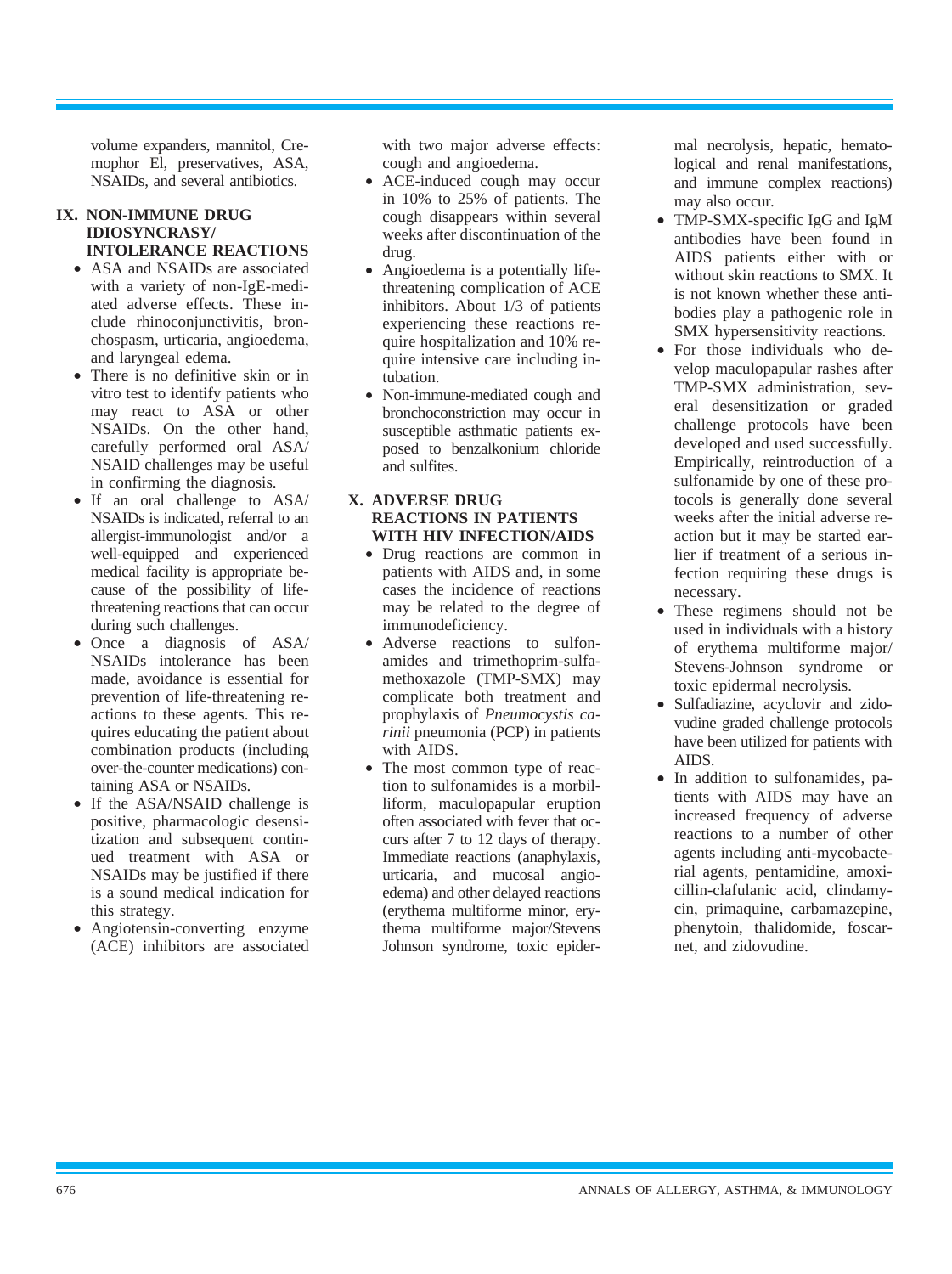volume expanders, mannitol, Cremophor El, preservatives, ASA, NSAIDs, and several antibiotics.

## IX. NON-IMMUNE DRUG IDIOSYNCRASY/ INTOLERANCE REACTIONS

- ASA and NSAIDs are associated with a variety of non-IgE-mediated adverse effects. These include rhinoconjunctivitis, bronchospasm, urticaria, angioedema, and laryngeal edema.
- There is no definitive skin or in vitro test to identify patients who may react to ASA or other NSAIDs. On the other hand, carefully performed oral ASA/ NSAID challenges may be useful in confirming the diagnosis.
- If an oral challenge to ASA/ NSAIDs is indicated, referral to an allergist-immunologist and/or a well-equipped and experienced medical facility is appropriate because of the possibility of life-threatening reactions that can occur during such challenges.
- Once a diagnosis of ASA/ NSAIDs intolerance has been made, avoidance is essential for prevention of life-threatening reactions to these agents. This requires educating the patient about combination products (including over-the-counter medications) containing ASA or NSAIDs.
- If the ASA/NSAID challenge is positive, pharmacologic desensitization and subsequent continued treatment with ASA or NSAIDs may be justified if there is a sound medical indication for this strategy.
- Angiotensin-converting enzyme (ACE) inhibitors are associated with two major adverse effects: cough and angioedema.
- ACE-induced cough may occur in 10% to 25% of patients. The cough disappears within several weeks after discontinuation of the drug.
- Angioedema is a potentially life-threatening complication of ACE inhibitors. About 1/3 of patients experiencing these reactions require hospitalization and 10% require intensive care including intubation.
- Non-immune-mediated cough and bronchoconstriction may occur in susceptible asthmatic patients exposed to benzalkonium chloride and sulfites.

## X. ADVERSE DRUG REACTIONS IN PATIENTS WITH HIV INFECTION/AIDS

- Drug reactions are common in patients with AIDS and, in some cases the incidence of reactions may be related to the degree of immunodeficiency.
- Adverse reactions to sulfonamides and trimethoprim-sulfamethoxazole (TMP-SMX) may complicate both treatment and prophylaxis of *Pneumocystis carinii* pneumonia (PCP) in patients with AIDS.
- The most common type of reaction to sulfonamides is a morbilliform, maculopapular eruption often associated with fever that occurs after 7 to 12 days of therapy. Immediate reactions (anaphylaxis, urticaria, and mucosal angioedema) and other delayed reactions (erythema multiforme minor, erythema multiforme major/Stevens Johnson syndrome, toxic epidermal necrolysis, hepatic, hematological and renal manifestations, and immune complex reactions) may also occur.
- TMP-SMX-specific IgG and IgM antibodies have been found in AIDS patients either with or without skin reactions to SMX. It is not known whether these antibodies play a pathogenic role in SMX hypersensitivity reactions.
- For those individuals who develop maculopapular rashes after TMP-SMX administration, several desensitization or graded challenge protocols have been developed and used successfully. Empirically, reintroduction of a sulfonamide by one of these protocols is generally done several weeks after the initial adverse reaction but it may be started earlier if treatment of a serious infection requiring these drugs is necessary.
- These regimens should not be used in individuals with a history of erythema multiforme major/ Stevens-Johnson syndrome or toxic epidermal necrolysis.
- Sulfadiazine, acyclovir and zidovudine graded challenge protocols have been utilized for patients with AIDS.
- In addition to sulfonamides, patients with AIDS may have an increased frequency of adverse reactions to a number of other agents including anti-mycobacterial agents, pentamidine, amoxicillin-clafulanic acid, clindamycin, primaquine, carbamazepine, phenytoin, thalidomide, foscarnet, and zidovudine.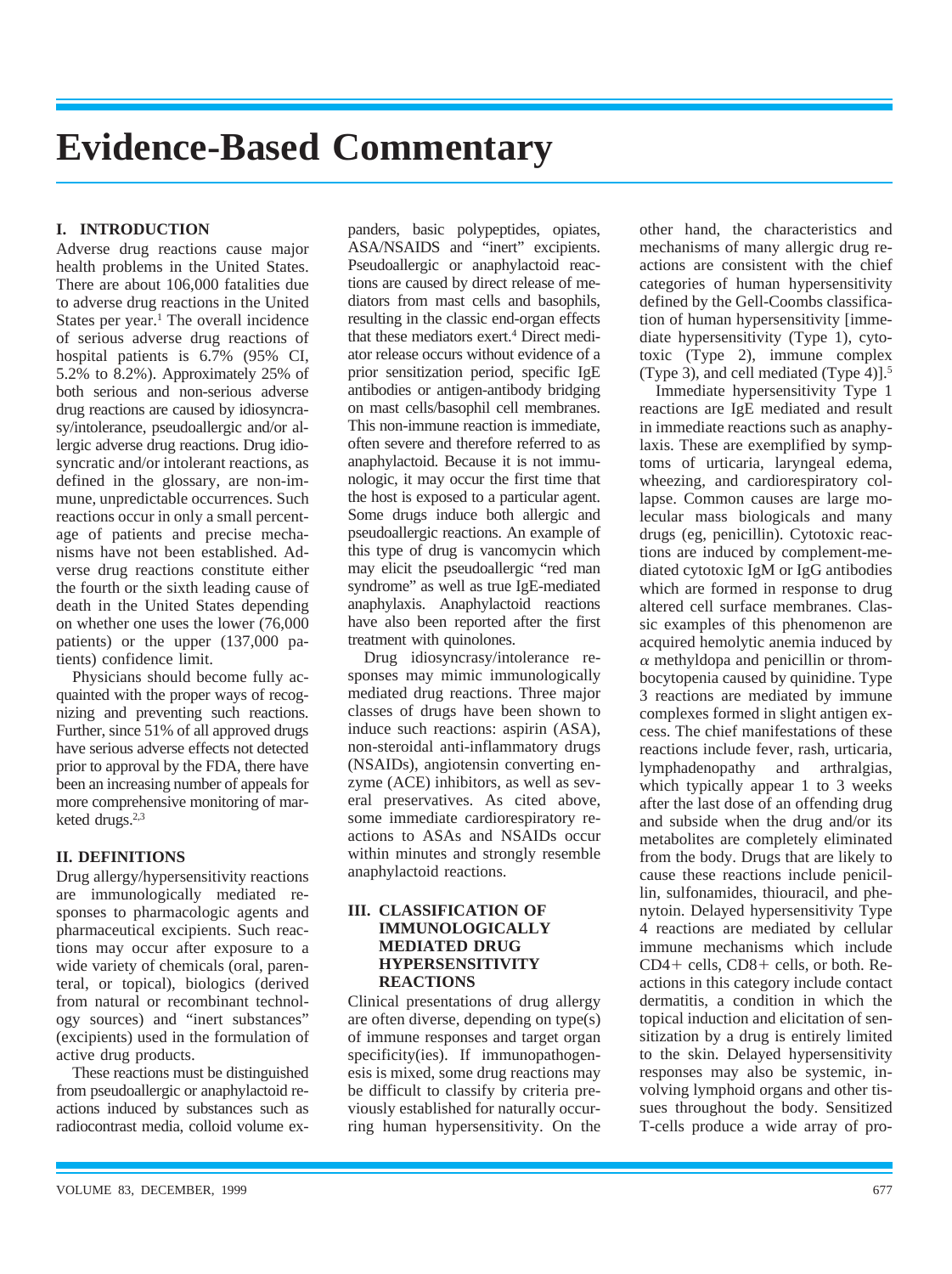# Evidence-Based Commentary

## I. INTRODUCTION

Adverse drug reactions cause major health problems in the United States. There are about 106,000 fatalities due to adverse drug reactions in the United States per year.[1] The overall incidence of serious adverse drug reactions of hospital patients is 6.7% (95% CI, 5.2% to 8.2%). Approximately 25% of both serious and non-serious adverse drug reactions are caused by idiosyncrasy/intolerance, pseudoallergic and/or allergic adverse drug reactions. Drug idiosyncratic and/or intolerant reactions, as defined in the glossary, are non-immune, unpredictable occurrences. Such reactions occur in only a small percentage of patients and precise mechanisms have not been established. Adverse drug reactions constitute either the fourth or the sixth leading cause of death in the United States depending on whether one uses the lower (76,000 patients) or the upper (137,000 patients) confidence limit.

Physicians should become fully acquainted with the proper ways of recognizing and preventing such reactions. Further, since 51% of all approved drugs have serious adverse effects not detected prior to approval by the FDA, there have been an increasing number of appeals for more comprehensive monitoring of marketed drugs.[2,3]

## II. DEFINITIONS

Drug allergy/hypersensitivity reactions are immunologically mediated responses to pharmacologic agents and pharmaceutical excipients. Such reactions may occur after exposure to a wide variety of chemicals (oral, parenteral, or topical), biologics (derived from natural or recombinant technology sources) and "inert substances" (excipients) used in the formulation of active drug products.

These reactions must be distinguished from pseudoallergic or anaphylactoid reactions induced by substances such as radiocontrast media, colloid volume expanders, basic polypeptides, opiates, ASA/NSAIDS and "inert" excipients. Pseudoallergic or anaphylactoid reactions are caused by direct release of mediators from mast cells and basophils, resulting in the classic end-organ effects that these mediators exert.[4] Direct mediator release occurs without evidence of a prior sensitization period, specific IgE antibodies or antigen-antibody bridging on mast cells/basophil cell membranes. This non-immune reaction is immediate, often severe and therefore referred to as anaphylactoid. Because it is not immunologic, it may occur the first time that the host is exposed to a particular agent. Some drugs induce both allergic and pseudoallergic reactions. An example of this type of drug is vancomycin which may elicit the pseudoallergic "red man syndrome" as well as true IgE-mediated anaphylaxis. Anaphylactoid reactions have also been reported after the first treatment with quinolones.

Drug idiosyncrasy/intolerance responses may mimic immunologically mediated drug reactions. Three major classes of drugs have been shown to induce such reactions: aspirin (ASA), non-steroidal anti-inflammatory drugs (NSAIDs), angiotensin converting enzyme (ACE) inhibitors, as well as several preservatives. As cited above, some immediate cardiorespiratory reactions to ASAs and NSAIDs occur within minutes and strongly resemble anaphylactoid reactions.

## III. CLASSIFICATION OF IMMUNOLOGICALLY MEDIATED DRUG HYPERSENSITIVITY REACTIONS

Clinical presentations of drug allergy are often diverse, depending on type(s) of immune responses and target organ specificity(ies). If immunopathogenesis is mixed, some drug reactions may be difficult to classify by criteria previously established for naturally occurring human hypersensitivity. On the other hand, the characteristics and mechanisms of many allergic drug reactions are consistent with the chief categories of human hypersensitivity defined by the Gell-Coombs classification of human hypersensitivity [immediate hypersensitivity (Type 1), cytotoxic (Type 2), immune complex (Type 3), and cell mediated (Type 4)].[5]

Immediate hypersensitivity Type 1 reactions are IgE mediated and result in immediate reactions such as anaphylaxis. These are exemplified by symptoms of urticaria, laryngeal edema, wheezing, and cardiorespiratory collapse. Common causes are large molecular mass biologicals and many drugs (eg, penicillin). Cytotoxic reactions are induced by complement-mediated cytotoxic IgM or IgG antibodies which are formed in response to drug altered cell surface membranes. Classic examples of this phenomenon are acquired hemolytic anemia induced by $\alpha$ methyldopa and penicillin or thrombocytopenia caused by quinidine. Type 3 reactions are mediated by immune complexes formed in slight antigen excess. The chief manifestations of these reactions include fever, rash, urticaria, lymphadenopathy and arthralgias, which typically appear 1 to 3 weeks after the last dose of an offending drug and subside when the drug and/or its metabolites are completely eliminated from the body. Drugs that are likely to cause these reactions include penicillin, sulfonamides, thiouracil, and phenytoin. Delayed hypersensitivity Type 4 reactions are mediated by cellular immune mechanisms which include CD4+ cells, CD8+ cells, or both. Reactions in this category include contact dermatitis, a condition in which the topical induction and elicitation of sensitization by a drug is entirely limited to the skin. Delayed hypersensitivity responses may also be systemic, involving lymphoid organs and other tissues throughout the body. Sensitized T-cells produce a wide array of pro-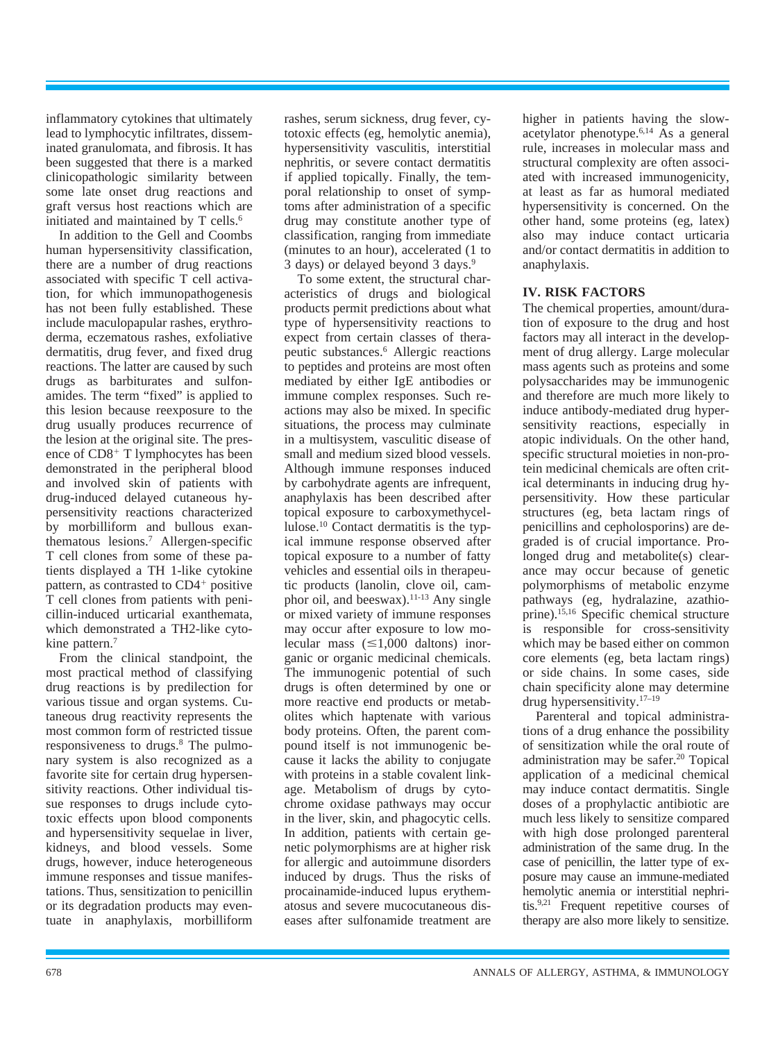inflammatory cytokines that ultimately lead to lymphocytic infiltrates, disseminated granulomata, and fibrosis. It has been suggested that there is a marked clinicopathologic similarity between some late onset drug reactions and graft versus host reactions which are initiated and maintained by T cells.[6]

In addition to the Gell and Coombs human hypersensitivity classification, there are a number of drug reactions associated with specific T cell activation, for which immunopathogenesis has not been fully established. These include maculopapular rashes, erythroderma, eczematous rashes, exfoliative dermatitis, drug fever, and fixed drug reactions. The latter are caused by such drugs as barbiturates and sulfonamides. The term "fixed" is applied to this lesion because reexposure to the drug usually produces recurrence of the lesion at the original site. The presence of $CD8^+$ T lymphocytes has been demonstrated in the peripheral blood and involved skin of patients with drug-induced delayed cutaneous hypersensitivity reactions characterized by morbilliform and bullous exanthematous lesions.[7] Allergen-specific T cell clones from some of these patients displayed a TH 1-like cytokine pattern, as contrasted to $CD4^+$ positive T cell clones from patients with penicillin-induced urticarial exanthemata, which demonstrated a TH2-like cytokine pattern.[7]

From the clinical standpoint, the most practical method of classifying drug reactions is by predilection for various tissue and organ systems. Cutaneous drug reactivity represents the most common form of restricted tissue responsiveness to drugs.[8] The pulmonary system is also recognized as a favorite site for certain drug hypersensitivity reactions. Other individual tissue responses to drugs include cytotoxic effects upon blood components and hypersensitivity sequelae in liver, kidneys, and blood vessels. Some drugs, however, induce heterogeneous immune responses and tissue manifestations. Thus, sensitization to penicillin or its degradation products may eventuate in anaphylaxis, morbilliform rashes, serum sickness, drug fever, cytotoxic effects (eg, hemolytic anemia), hypersensitivity vasculitis, interstitial nephritis, or severe contact dermatitis if applied topically. Finally, the temporal relationship to onset of symptoms after administration of a specific drug may constitute another type of classification, ranging from immediate (minutes to an hour), accelerated (1 to 3 days) or delayed beyond 3 days.[9]

To some extent, the structural characteristics of drugs and biological products permit predictions about what type of hypersensitivity reactions to expect from certain classes of therapeutic substances.[6] Allergic reactions to peptides and proteins are most often mediated by either IgE antibodies or immune complex responses. Such reactions may also be mixed. In specific situations, the process may culminate in a multisystem, vasculitic disease of small and medium sized blood vessels. Although immune responses induced by carbohydrate agents are infrequent, anaphylaxis has been described after topical exposure to carboxymethycellulose.[10] Contact dermatitis is the typical immune response observed after topical exposure to a number of fatty vehicles and essential oils in therapeutic products (lanolin, clove oil, camphor oil, and beeswax).[11-13] Any single or mixed variety of immune responses may occur after exposure to low molecular mass ($\leq$1,000 daltons) inorganic or organic medicinal chemicals. The immunogenic potential of such drugs is often determined by one or more reactive end products or metabolites which haptenate with various body proteins. Often, the parent compound itself is not immunogenic because it lacks the ability to conjugate with proteins in a stable covalent linkage. Metabolism of drugs by cytochrome oxidase pathways may occur in the liver, skin, and phagocytic cells. In addition, patients with certain genetic polymorphisms are at higher risk for allergic and autoimmune disorders induced by drugs. Thus the risks of procainamide-induced lupus erythematosus and severe mucocutaneous diseases after sulfonamide treatment are higher in patients having the slow-acetylator phenotype.[6,14] As a general rule, increases in molecular mass and structural complexity are often associated with increased immunogenicity, at least as far as humoral mediated hypersensitivity is concerned. On the other hand, some proteins (eg, latex) also may induce contact urticaria and/or contact dermatitis in addition to anaphylaxis.

## IV. RISK FACTORS

The chemical properties, amount/duration of exposure to the drug and host factors may all interact in the development of drug allergy. Large molecular mass agents such as proteins and some polysaccharides may be immunogenic and therefore are much more likely to induce antibody-mediated drug hypersensitivity reactions, especially in atopic individuals. On the other hand, specific structural moieties in non-protein medicinal chemicals are often critical determinants in inducing drug hypersensitivity. How these particular structures (eg, beta lactam rings of penicillins and cepholosporins) are degraded is of crucial importance. Prolonged drug and metabolite(s) clearance may occur because of genetic polymorphisms of metabolic enzyme pathways (eg, hydralazine, azathioprine).[15,16] Specific chemical structure is responsible for cross-sensitivity which may be based either on common core elements (eg, beta lactam rings) or side chains. In some cases, side chain specificity alone may determine drug hypersensitivity.[17-19]

Parenteral and topical administrations of a drug enhance the possibility of sensitization while the oral route of administration may be safer.[20] Topical application of a medicinal chemical may induce contact dermatitis. Single doses of a prophylactic antibiotic are much less likely to sensitize compared with high dose prolonged parenteral administration of the same drug. In the case of penicillin, the latter type of exposure may cause an immune-mediated hemolytic anemia or interstitial nephritis.[9,21] Frequent repetitive courses of therapy are also more likely to sensitize.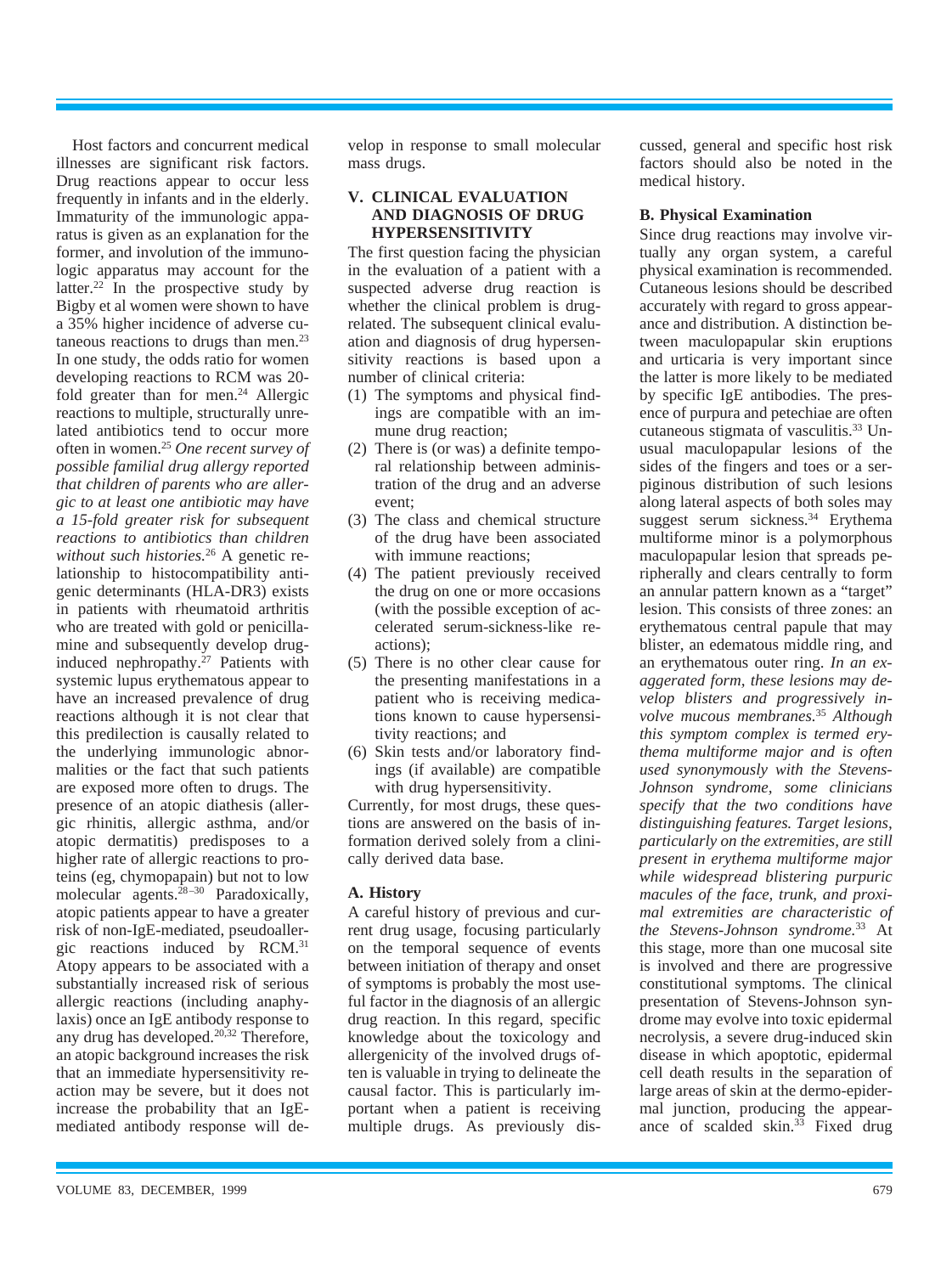Host factors and concurrent medical illnesses are significant risk factors. Drug reactions appear to occur less frequently in infants and in the elderly. Immaturity of the immunologic apparatus is given as an explanation for the former, and involution of the immunologic apparatus may account for the latter.[22] In the prospective study by Bigby et al women were shown to have a 35% higher incidence of adverse cutaneous reactions to drugs than men.[23] In one study, the odds ratio for women developing reactions to RCM was 20-fold greater than for men.[24] Allergic reactions to multiple, structurally unrelated antibiotics tend to occur more often in women.[25] *One recent survey of possible familial drug allergy reported that children of parents who are allergic to at least one antibiotic may have a 15-fold greater risk for subsequent reactions to antibiotics than children without such histories.*[26] A genetic relationship to histocompatibility antigenic determinants (HLA-DR3) exists in patients with rheumatoid arthritis who are treated with gold or penicillamine and subsequently develop drug-induced nephropathy.[27] Patients with systemic lupus erythematosus appear to have an increased prevalence of drug reactions although it is not clear that this predilection is causally related to the underlying immunologic abnormalities or the fact that such patients are exposed more often to drugs. The presence of an atopic diathesis (allergic rhinitis, allergic asthma, and/or atopic dermatitis) predisposes to a higher rate of allergic reactions to proteins (eg, chymopapain) but not to low molecular agents.[28–30] Paradoxically, atopic patients appear to have a greater risk of non-IgE-mediated, pseudoallergic reactions induced by RCM.[31] Atopy appears to be associated with a substantially increased risk of serious allergic reactions (including anaphylaxis) once an IgE antibody response to any drug has developed.[20,32] Therefore, an atopic background increases the risk that an immediate hypersensitivity reaction may be severe, but it does not increase the probability that an IgE-mediated antibody response will develop in response to small molecular mass drugs.

## V. CLINICAL EVALUATION AND DIAGNOSIS OF DRUG HYPERSENSITIVITY

The first question facing the physician in the evaluation of a patient with a suspected adverse drug reaction is whether the clinical problem is drug-related. The subsequent clinical evaluation and diagnosis of drug hypersensitivity reactions is based upon a number of clinical criteria:

(1) The symptoms and physical findings are compatible with an immune drug reaction;
(2) There is (or was) a definite temporal relationship between administration of the drug and an adverse event;
(3) The class and chemical structure of the drug have been associated with immune reactions;
(4) The patient previously received the drug on one or more occasions (with the possible exception of accelerated serum-sickness-like reactions);
(5) There is no other clear cause for the presenting manifestations in a patient who is receiving medications known to cause hypersensitivity reactions; and
(6) Skin tests and/or laboratory findings (if available) are compatible with drug hypersensitivity.

Currently, for most drugs, these questions are answered on the basis of information derived solely from a clinically derived data base.

### A. History

A careful history of previous and current drug usage, focusing particularly on the temporal sequence of events between initiation of therapy and onset of symptoms is probably the most useful factor in the diagnosis of an allergic drug reaction. In this regard, specific knowledge about the toxicology and allergenicity of the involved drugs often is valuable in trying to delineate the causal factor. This is particularly important when a patient is receiving multiple drugs. As previously discussed, general and specific host risk factors should also be noted in the medical history.

### B. Physical Examination

Since drug reactions may involve virtually any organ system, a careful physical examination is recommended. Cutaneous lesions should be described accurately with regard to gross appearance and distribution. A distinction between maculopapular skin eruptions and urticaria is very important since the latter is more likely to be mediated by specific IgE antibodies. The presence of purpura and petechiae are often cutaneous stigmata of vasculitis.[33] Unusual maculopapular lesions of the sides of the fingers and toes or a serpiginous distribution of such lesions along lateral aspects of both soles may suggest serum sickness.[34] Erythema multiforme minor is a polymorphous maculopapular lesion that spreads peripherally and clears centrally to form an annular pattern known as a "target" lesion. This consists of three zones: an erythematous central papule that may blister, an edematous middle ring, and an erythematous outer ring. *In an exaggerated form, these lesions may develop blisters and progressively involve mucous membranes.*[35] *Although this symptom complex is termed erythema multiforme major and is often used synonymously with the Stevens-Johnson syndrome, some clinicians specify that the two conditions have distinguishing features. Target lesions, particularly on the extremities, are still present in erythema multiforme major while widespread blistering purpuric macules of the face, trunk, and proximal extremities are characteristic of the Stevens-Johnson syndrome.*[33] At this stage, more than one mucosal site is involved and there are progressive constitutional symptoms. The clinical presentation of Stevens-Johnson syndrome may evolve into toxic epidermal necrolysis, a severe drug-induced skin disease in which apoptotic, epidermal cell death results in the separation of large areas of skin at the dermo-epidermal junction, producing the appearance of scalded skin.[33] Fixed drug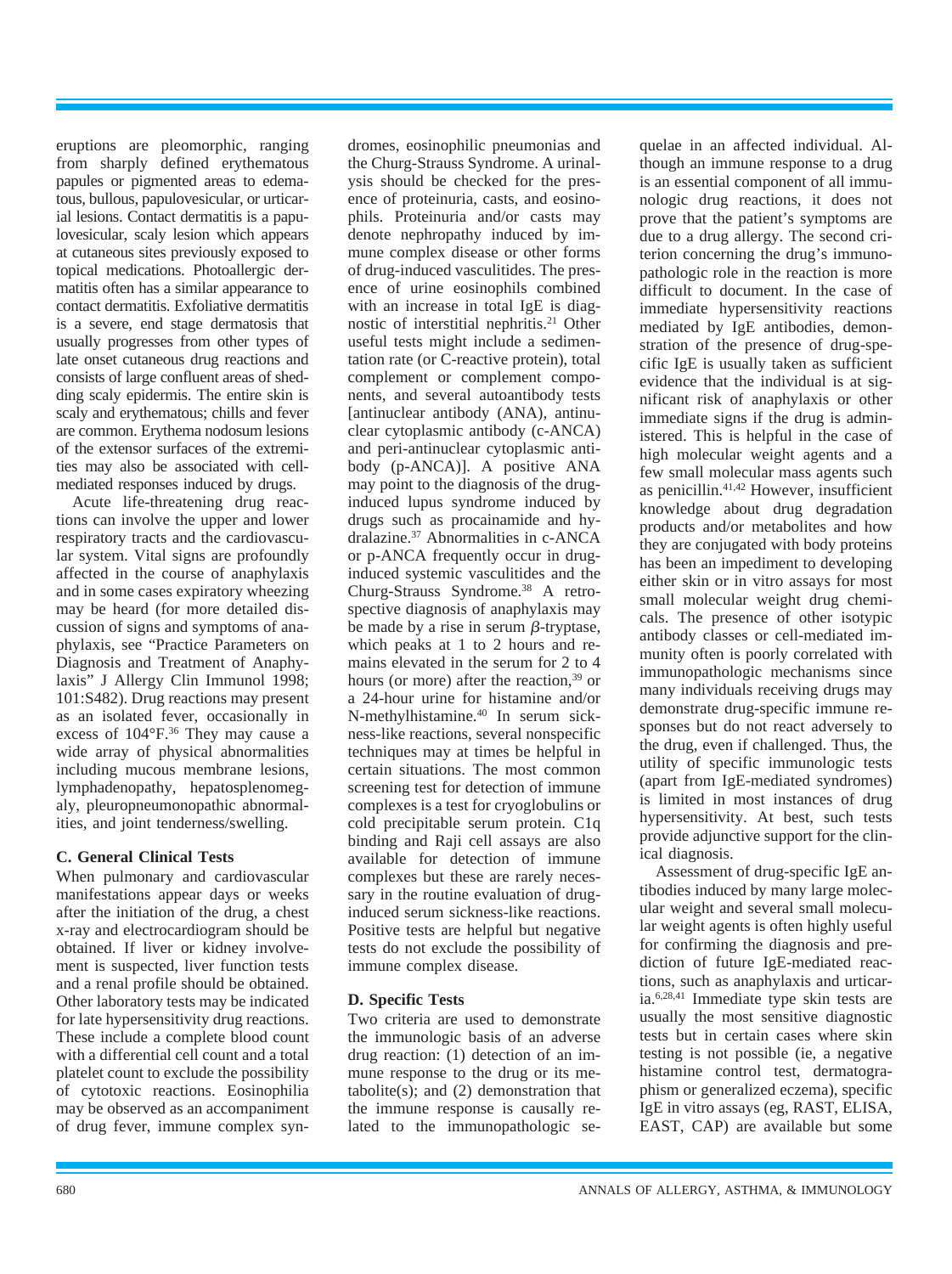eruptions are pleomorphic, ranging from sharply defined erythematous papules or pigmented areas to edematous, bullous, papulovesicular, or urticarial lesions. Contact dermatitis is a papulovesicular, scaly lesion which appears at cutaneous sites previously exposed to topical medications. Photoallergic dermatitis often has a similar appearance to contact dermatitis. Exfoliative dermatitis is a severe, end stage dermatosis that usually progresses from other types of late onset cutaneous drug reactions and consists of large confluent areas of shedding scaly epidermis. The entire skin is scaly and erythematous; chills and fever are common. Erythema nodosum lesions of the extensor surfaces of the extremities may also be associated with cell-mediated responses induced by drugs.

Acute life-threatening drug reactions can involve the upper and lower respiratory tracts and the cardiovascular system. Vital signs are profoundly affected in the course of anaphylaxis and in some cases expiratory wheezing may be heard (for more detailed discussion of signs and symptoms of anaphylaxis, see "Practice Parameters on Diagnosis and Treatment of Anaphylaxis" J Allergy Clin Immunol 1998; 101:S482). Drug reactions may present as an isolated fever, occasionally in excess of 104°F.[36] They may cause a wide array of physical abnormalities including mucous membrane lesions, lymphadenopathy, hepatosplenomegaly, pleuropneumonopathic abnormalities, and joint tenderness/swelling.

### C. General Clinical Tests

When pulmonary and cardiovascular manifestations appear days or weeks after the initiation of the drug, a chest x-ray and electrocardiogram should be obtained. If liver or kidney involvement is suspected, liver function tests and a renal profile should be obtained. Other laboratory tests may be indicated for late hypersensitivity drug reactions. These include a complete blood count with a differential cell count and a total platelet count to exclude the possibility of cytotoxic reactions. Eosinophilia may be observed as an accompaniment of drug fever, immune complex syndromes, eosinophilic pneumonias and the Churg-Strauss Syndrome. A urinalysis should be checked for the presence of proteinuria, casts, and eosinophils. Proteinuria and/or casts may denote nephropathy induced by immune complex disease or other forms of drug-induced vasculitides. The presence of urine eosinophils combined with an increase in total IgE is diagnostic of interstitial nephritis.[21] Other useful tests might include a sedimentation rate (or C-reactive protein), total complement or complement components, and several autoantibody tests [antinuclear antibody (ANA), antinuclear cytoplasmic antibody (c-ANCA) and peri-antinuclear cytoplasmic antibody (p-ANCA)]. A positive ANA may point to the diagnosis of the drug-induced lupus syndrome induced by drugs such as procainamide and hydralazine.[37] Abnormalities in c-ANCA or p-ANCA frequently occur in drug-induced systemic vasculitides and the Churg-Strauss Syndrome.[38] A retrospective diagnosis of anaphylaxis may be made by a rise in serum $\beta$-tryptase, which peaks at 1 to 2 hours and remains elevated in the serum for 2 to 4 hours (or more) after the reaction,[39] or a 24-hour urine for histamine and/or N-methylhistamine.[40] In serum sickness-like reactions, several nonspecific techniques may at times be helpful in certain situations. The most common screening test for detection of immune complexes is a test for cryoglobulins or cold precipitable serum protein. C1q binding and Raji cell assays are also available for detection of immune complexes but these are rarely necessary in the routine evaluation of drug-induced serum sickness-like reactions. Positive tests are helpful but negative tests do not exclude the possibility of immune complex disease.

### D. Specific Tests

Two criteria are used to demonstrate the immunologic basis of an adverse drug reaction: (1) detection of an immune response to the drug or its metabolite(s); and (2) demonstration that the immune response is causally related to the immunopathologic sequelae in an affected individual. Although an immune response to a drug is an essential component of all immunologic drug reactions, it does not prove that the patient's symptoms are due to a drug allergy. The second criterion concerning the drug's immunopathologic role in the reaction is more difficult to document. In the case of immediate hypersensitivity reactions mediated by IgE antibodies, demonstration of the presence of drug-specific IgE is usually taken as sufficient evidence that the individual is at significant risk of anaphylaxis or other immediate signs if the drug is administered. This is helpful in the case of high molecular weight agents and a few small molecular mass agents such as penicillin.[41,42] However, insufficient knowledge about drug degradation products and/or metabolites and how they are conjugated with body proteins has been an impediment to developing either skin or in vitro assays for most small molecular weight drug chemicals. The presence of other isotypic antibody classes or cell-mediated immunity often is poorly correlated with immunopathologic mechanisms since many individuals receiving drugs may demonstrate drug-specific immune responses but do not react adversely to the drug, even if challenged. Thus, the utility of specific immunologic tests (apart from IgE-mediated syndromes) is limited in most instances of drug hypersensitivity. At best, such tests provide adjunctive support for the clinical diagnosis.

Assessment of drug-specific IgE antibodies induced by many large molecular weight and several small molecular weight agents is often highly useful for confirming the diagnosis and prediction of future IgE-mediated reactions, such as anaphylaxis and urticaria.[6,28,41] Immediate type skin tests are usually the most sensitive diagnostic tests but in certain cases where skin testing is not possible (ie, a negative histamine control test, dermatographism or generalized eczema), specific IgE in vitro assays (eg, RAST, ELISA, EAST, CAP) are available but some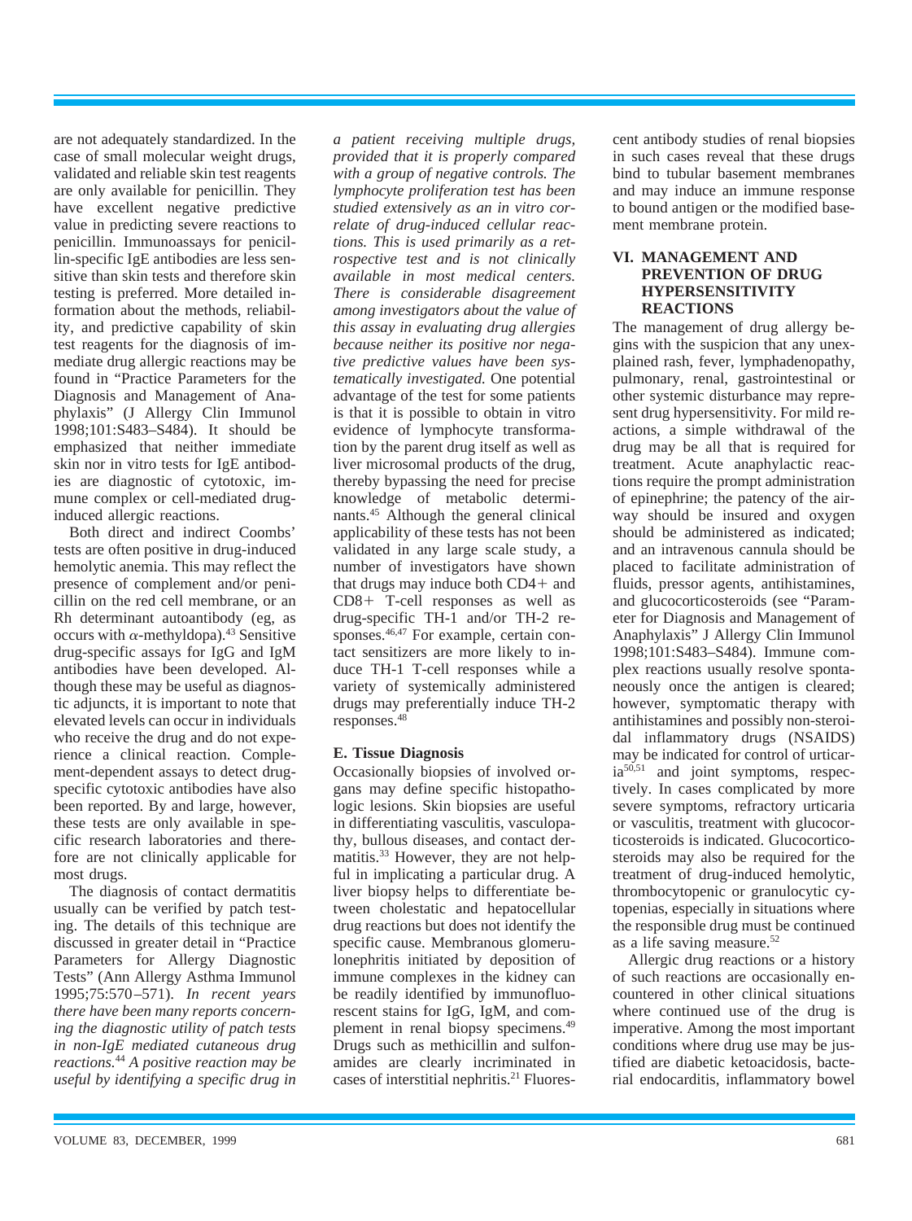are not adequately standardized. In the case of small molecular weight drugs, validated and reliable skin test reagents are only available for penicillin. They have excellent negative predictive value in predicting severe reactions to penicillin. Immunoassays for penicillin-specific IgE antibodies are less sensitive than skin tests and therefore skin testing is preferred. More detailed information about the methods, reliability, and predictive capability of skin test reagents for the diagnosis of immediate drug allergic reactions may be found in "Practice Parameters for the Diagnosis and Management of Anaphylaxis" (J Allergy Clin Immunol 1998;101:S483–S484). It should be emphasized that neither immediate skin nor in vitro tests for IgE antibodies are diagnostic of cytotoxic, immune complex or cell-mediated drug-induced allergic reactions.

Both direct and indirect Coombs' tests are often positive in drug-induced hemolytic anemia. This may reflect the presence of complement and/or penicillin on the red cell membrane, or an Rh determinant autoantibody (eg, as occurs with $\alpha$-methyldopa).[43] Sensitive drug-specific assays for IgG and IgM antibodies have been developed. Although these may be useful as diagnostic adjuncts, it is important to note that elevated levels can occur in individuals who receive the drug and do not experience a clinical reaction. Complement-dependent assays to detect drug-specific cytotoxic antibodies have also been reported. By and large, however, these tests are only available in specific research laboratories and therefore are not clinically applicable for most drugs.

The diagnosis of contact dermatitis usually can be verified by patch testing. The details of this technique are discussed in greater detail in "Practice Parameters for Allergy Diagnostic Tests" (Ann Allergy Asthma Immunol 1995;75:570–571). *In recent years there have been many reports concerning the diagnostic utility of patch tests in non-IgE mediated cutaneous drug reactions.*[44] *A positive reaction may be useful by identifying a specific drug in a patient receiving multiple drugs, provided that it is properly compared with a group of negative controls. The lymphocyte proliferation test has been studied extensively as an in vitro correlate of drug-induced cellular reactions. This is used primarily as a retrospective test and is not clinically available in most medical centers. There is considerable disagreement among investigators about the value of this assay in evaluating drug allergies because neither its positive nor negative predictive values have been systematically investigated.* One potential advantage of the test for some patients is that it is possible to obtain in vitro evidence of lymphocyte transformation by the parent drug itself as well as liver microsomal products of the drug, thereby bypassing the need for precise knowledge of metabolic determinants.[45] Although the general clinical applicability of these tests has not been validated in any large scale study, a number of investigators have shown that drugs may induce both CD4+ and CD8+ T-cell responses as well as drug-specific TH-1 and/or TH-2 responses.[46,47] For example, certain contact sensitizers are more likely to induce TH-1 T-cell responses while a variety of systemically administered drugs may preferentially induce TH-2 responses.[48]

### E. Tissue Diagnosis

Occasionally biopsies of involved organs may define specific histopathologic lesions. Skin biopsies are useful in differentiating vasculitis, vasculopathy, bullous diseases, and contact dermatitis.[33] However, they are not helpful in implicating a particular drug. A liver biopsy helps to differentiate between cholestatic and hepatocellular drug reactions but does not identify the specific cause. Membranous glomerulonephritis initiated by deposition of immune complexes in the kidney can be readily identified by immunofluorescent stains for IgG, IgM, and complement in renal biopsy specimens.[49] Drugs such as methicillin and sulfonamides are clearly incriminated in cases of interstitial nephritis.[21] Fluorescent antibody studies of renal biopsies in such cases reveal that these drugs bind to tubular basement membranes and may induce an immune response to bound antigen or the modified basement membrane protein.

## VI. MANAGEMENT AND PREVENTION OF DRUG HYPERSENSITIVITY REACTIONS

The management of drug allergy begins with the suspicion that any unexplained rash, fever, lymphadenopathy, pulmonary, renal, gastrointestinal or other systemic disturbance may represent drug hypersensitivity. For mild reactions, a simple withdrawal of the drug may be all that is required for treatment. Acute anaphylactic reactions require the prompt administration of epinephrine; the patency of the airway should be insured and oxygen should be administered as indicated; and an intravenous cannula should be placed to facilitate administration of fluids, pressor agents, antihistamines, and glucocorticosteroids (see "Parameter for Diagnosis and Management of Anaphylaxis" J Allergy Clin Immunol 1998;101:S483–S484). Immune complex reactions usually resolve spontaneously once the antigen is cleared; however, symptomatic therapy with antihistamines and possibly non-steroidal inflammatory drugs (NSAIDS) may be indicated for control of urticaria[50,51] and joint symptoms, respectively. In cases complicated by more severe symptoms, refractory urticaria or vasculitis, treatment with glucocorticosteroids is indicated. Glucocorticosteroids may also be required for the treatment of drug-induced hemolytic, thrombocytopenic or granulocytic cytopenias, especially in situations where the responsible drug must be continued as a life saving measure.[52]

Allergic drug reactions or a history of such reactions are occasionally encountered in other clinical situations where continued use of the drug is imperative. Among the most important conditions where drug use may be justified are diabetic ketoacidosis, bacterial endocarditis, inflammatory bowel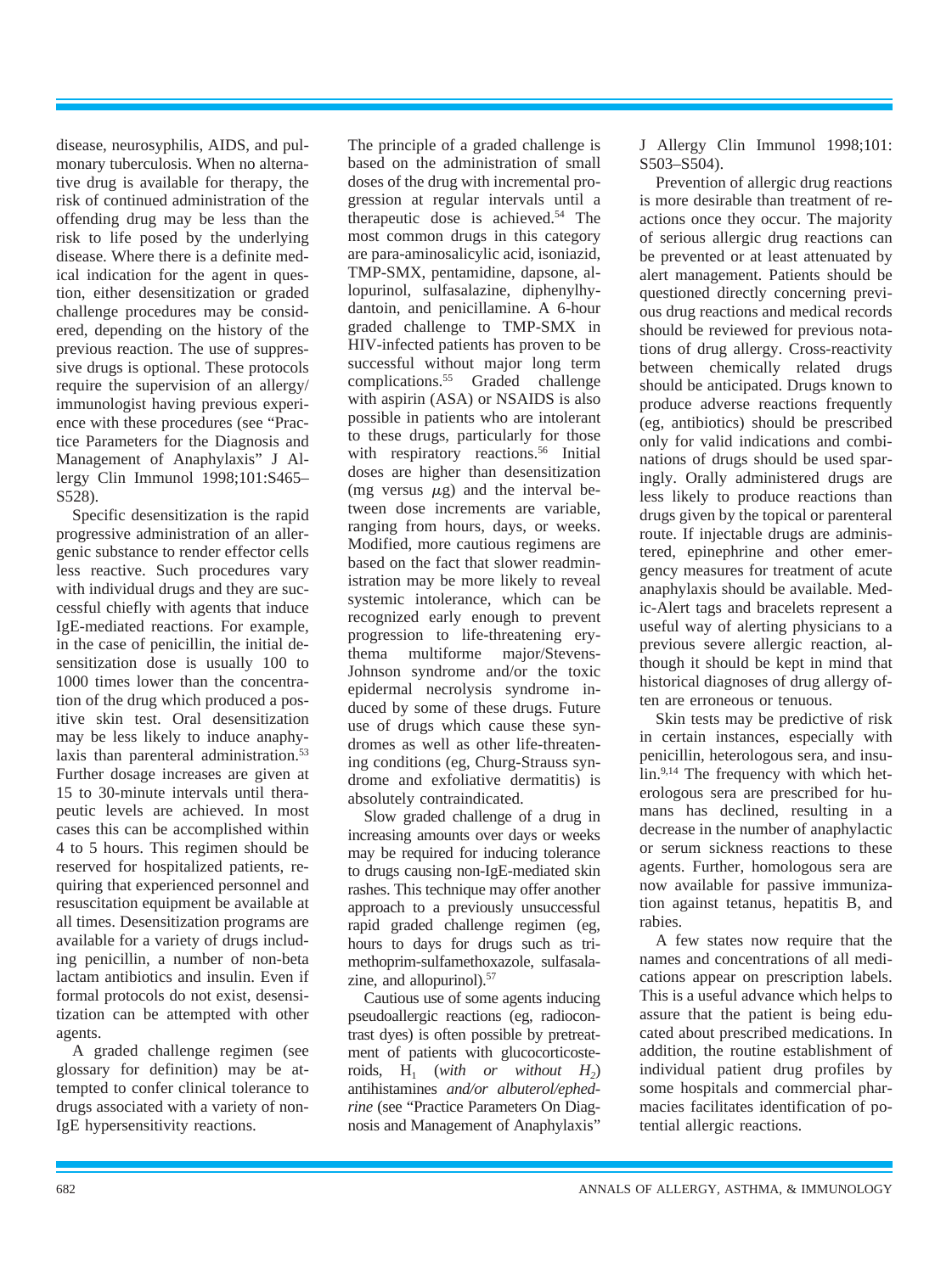disease, neurosyphilis, AIDS, and pulmonary tuberculosis. When no alternative drug is available for therapy, the risk of continued administration of the offending drug may be less than the risk to life posed by the underlying disease. Where there is a definite medical indication for the agent in question, either desensitization or graded challenge procedures may be considered, depending on the history of the previous reaction. The use of suppressive drugs is optional. These protocols require the supervision of an allergy/immunologist having previous experience with these procedures (see "Practice Parameters for the Diagnosis and Management of Anaphylaxis" J Allergy Clin Immunol 1998;101:S465–S528).

Specific desensitization is the rapid progressive administration of an allergenic substance to render effector cells less reactive. Such procedures vary with individual drugs and they are successful chiefly with agents that induce IgE-mediated reactions. For example, in the case of penicillin, the initial desensitization dose is usually 100 to 1000 times lower than the concentration of the drug which produced a positive skin test. Oral desensitization may be less likely to induce anaphylaxis than parenteral administration.[53] Further dosage increases are given at 15 to 30-minute intervals until therapeutic levels are achieved. In most cases this can be accomplished within 4 to 5 hours. This regimen should be reserved for hospitalized patients, requiring that experienced personnel and resuscitation equipment be available at all times. Desensitization programs are available for a variety of drugs including penicillin, a number of non-beta lactam antibiotics and insulin. Even if formal protocols do not exist, desensitization can be attempted with other agents.

A graded challenge regimen (see glossary for definition) may be attempted to confer clinical tolerance to drugs associated with a variety of non-IgE hypersensitivity reactions. The principle of a graded challenge is based on the administration of small doses of the drug with incremental progression at regular intervals until a therapeutic dose is achieved.[54] The most common drugs in this category are para-aminosalicylic acid, isoniazid, TMP-SMX, pentamidine, dapsone, allopurinol, sulfasalazine, diphenylhydantoin, and penicillamine. A 6-hour graded challenge to TMP-SMX in HIV-infected patients has proven to be successful without major long term complications.[55] Graded challenge with aspirin (ASA) or NSAIDS is also possible in patients who are intolerant to these drugs, particularly for those with respiratory reactions.[56] Initial doses are higher than desensitization (mg versus $\mu$g) and the interval between dose increments are variable, ranging from hours, days, or weeks. Modified, more cautious regimens are based on the fact that slower readministration may be more likely to reveal systemic intolerance, which can be recognized early enough to prevent progression to life-threatening erythema multiforme major/Stevens-Johnson syndrome and/or the toxic epidermal necrolysis syndrome induced by some of these drugs. Future use of drugs which cause these syndromes as well as other life-threatening conditions (eg, Churg-Strauss syndrome and exfoliative dermatitis) is absolutely contraindicated.

Slow graded challenge of a drug in increasing amounts over days or weeks may be required for inducing tolerance to drugs causing non-IgE-mediated skin rashes. This technique may offer another approach to a previously unsuccessful rapid graded challenge regimen (eg, hours to days for drugs such as trimethoprim-sulfamethoxazole, sulfasalazine, and allopurinol).[57]

Cautious use of some agents inducing pseudoallergic reactions (eg, radiocontrast dyes) is often possible by pretreatment of patients with glucocorticosteroids, $H_1$ (*with or without* $H_2$) antihistamines *and/or albuterol/ephedrine* (see "Practice Parameters On Diagnosis and Management of Anaphylaxis" J Allergy Clin Immunol 1998;101: S503–S504).

Prevention of allergic drug reactions is more desirable than treatment of reactions once they occur. The majority of serious allergic drug reactions can be prevented or at least attenuated by alert management. Patients should be questioned directly concerning previous drug reactions and medical records should be reviewed for previous notations of drug allergy. Cross-reactivity between chemically related drugs should be anticipated. Drugs known to produce adverse reactions frequently (eg, antibiotics) should be prescribed only for valid indications and combinations of drugs should be used sparingly. Orally administered drugs are less likely to produce reactions than drugs given by the topical or parenteral route. If injectable drugs are administered, epinephrine and other emergency measures for treatment of acute anaphylaxis should be available. Medic-Alert tags and bracelets represent a useful way of alerting physicians to a previous severe allergic reaction, although it should be kept in mind that historical diagnoses of drug allergy often are erroneous or tenuous.

Skin tests may be predictive of risk in certain instances, especially with penicillin, heterologous sera, and insulin.[9,14] The frequency with which heterologous sera are prescribed for humans has declined, resulting in a decrease in the number of anaphylactic or serum sickness reactions to these agents. Further, homologous sera are now available for passive immunization against tetanus, hepatitis B, and rabies.

A few states now require that the names and concentrations of all medications appear on prescription labels. This is a useful advance which helps to assure that the patient is being educated about prescribed medications. In addition, the routine establishment of individual patient drug profiles by some hospitals and commercial pharmacies facilitates identification of potential allergic reactions.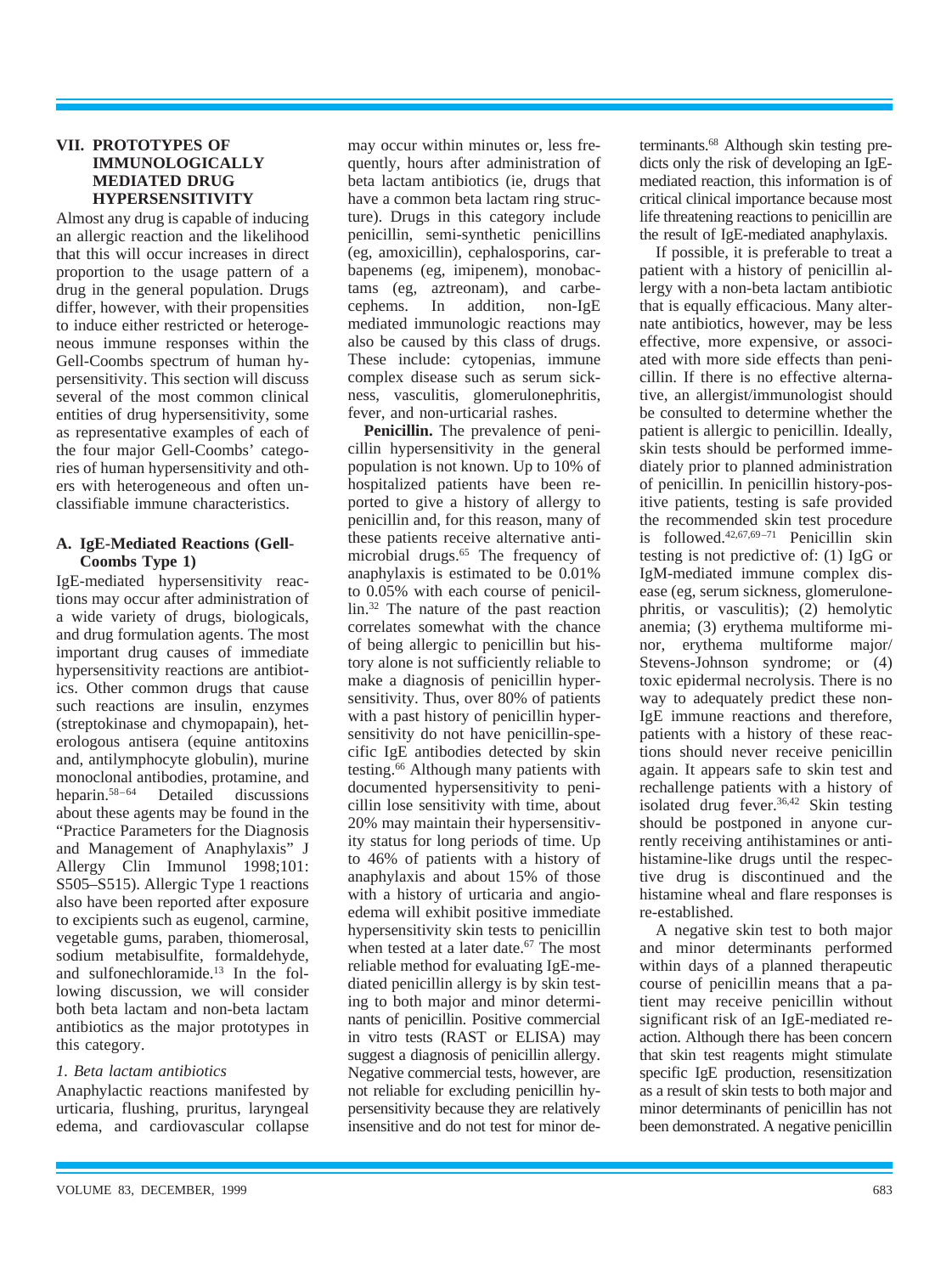## VII. PROTOTYPES OF IMMUNOLOGICALLY MEDIATED DRUG HYPERSENSITIVITY

Almost any drug is capable of inducing an allergic reaction and the likelihood that this will occur increases in direct proportion to the usage pattern of a drug in the general population. Drugs differ, however, with their propensities to induce either restricted or heterogeneous immune responses within the Gell-Coombs spectrum of human hypersensitivity. This section will discuss several of the most common clinical entities of drug hypersensitivity, some as representative examples of each of the four major Gell-Coombs' categories of human hypersensitivity and others with heterogeneous and often unclassifiable immune characteristics.

### A. IgE-Mediated Reactions (Gell-Coombs Type 1)

IgE-mediated hypersensitivity reactions may occur after administration of a wide variety of drugs, biologicals, and drug formulation agents. The most important drug causes of immediate hypersensitivity reactions are antibiotics. Other common drugs that cause such reactions are insulin, enzymes (streptokinase and chymopapain), heterologous antisera (equine antitoxins and, antilymphocyte globulin), murine monoclonal antibodies, protamine, and heparin.[58–64] Detailed discussions about these agents may be found in the "Practice Parameters for the Diagnosis and Management of Anaphylaxis" J Allergy Clin Immunol 1998;101: S505–S515). Allergic Type 1 reactions also have been reported after exposure to excipients such as eugenol, carmine, vegetable gums, paraben, thiomerosal, sodium metabisulfite, formaldehyde, and sulfonechloramide.[13] In the following discussion, we will consider both beta lactam and non-beta lactam antibiotics as the major prototypes in this category.

#### *1. Beta lactam antibiotics*

Anaphylactic reactions manifested by urticaria, flushing, pruritus, laryngeal edema, and cardiovascular collapse may occur within minutes or, less frequently, hours after administration of beta lactam antibiotics (ie, drugs that have a common beta lactam ring structure). Drugs in this category include penicillin, semi-synthetic penicillins (eg, amoxicillin), cephalosporins, carbapenems (eg, imipenem), monobactams (eg, aztreonam), and carbecephems. In addition, non-IgE mediated immunologic reactions may also be caused by this class of drugs. These include: cytopenias, immune complex disease such as serum sickness, vasculitis, glomerulonephritis, fever, and non-urticarial rashes.

**Penicillin.** The prevalence of penicillin hypersensitivity in the general population is not known. Up to 10% of hospitalized patients have been reported to give a history of allergy to penicillin and, for this reason, many of these patients receive alternative antimicrobial drugs.[65] The frequency of anaphylaxis is estimated to be 0.01% to 0.05% with each course of penicillin.[32] The nature of the past reaction correlates somewhat with the chance of being allergic to penicillin but history alone is not sufficiently reliable to make a diagnosis of penicillin hypersensitivity. Thus, over 80% of patients with a past history of penicillin hypersensitivity do not have penicillin-specific IgE antibodies detected by skin testing.[66] Although many patients with documented hypersensitivity to penicillin lose sensitivity with time, about 20% may maintain their hypersensitivity status for long periods of time. Up to 46% of patients with a history of anaphylaxis and about 15% of those with a history of urticaria and angioedema will exhibit positive immediate hypersensitivity skin tests to penicillin when tested at a later date.[67] The most reliable method for evaluating IgE-mediated penicillin allergy is by skin testing to both major and minor determinants of penicillin. Positive commercial in vitro tests (RAST or ELISA) may suggest a diagnosis of penicillin allergy. Negative commercial tests, however, are not reliable for excluding penicillin hypersensitivity because they are relatively insensitive and do not test for minor determinants.[68] Although skin testing predicts only the risk of developing an IgE-mediated reaction, this information is of critical clinical importance because most life threatening reactions to penicillin are the result of IgE-mediated anaphylaxis.

If possible, it is preferable to treat a patient with a history of penicillin allergy with a non-beta lactam antibiotic that is equally efficacious. Many alternate antibiotics, however, may be less effective, more expensive, or associated with more side effects than penicillin. If there is no effective alternative, an allergist/immunologist should be consulted to determine whether the patient is allergic to penicillin. Ideally, skin tests should be performed immediately prior to planned administration of penicillin. In penicillin history-positive patients, testing is safe provided the recommended skin test procedure is followed.[42,67,69–71] Penicillin skin testing is not predictive of: (1) IgG or IgM-mediated immune complex disease (eg, serum sickness, glomerulonephritis, or vasculitis); (2) hemolytic anemia; (3) erythema multiforme minor, erythema multiforme major/ Stevens-Johnson syndrome; or (4) toxic epidermal necrolysis. There is no way to adequately predict these non-IgE immune reactions and therefore, patients with a history of these reactions should never receive penicillin again. It appears safe to skin test and rechallenge patients with a history of isolated drug fever.[36,42] Skin testing should be postponed in anyone currently receiving antihistamines or antihistamine-like drugs until the respective drug is discontinued and the histamine wheal and flare responses is re-established.

A negative skin test to both major and minor determinants performed within days of a planned therapeutic course of penicillin means that a patient may receive penicillin without significant risk of an IgE-mediated reaction. Although there has been concern that skin test reagents might stimulate specific IgE production, resensitization as a result of skin tests to both major and minor determinants of penicillin has not been demonstrated. A negative penicillin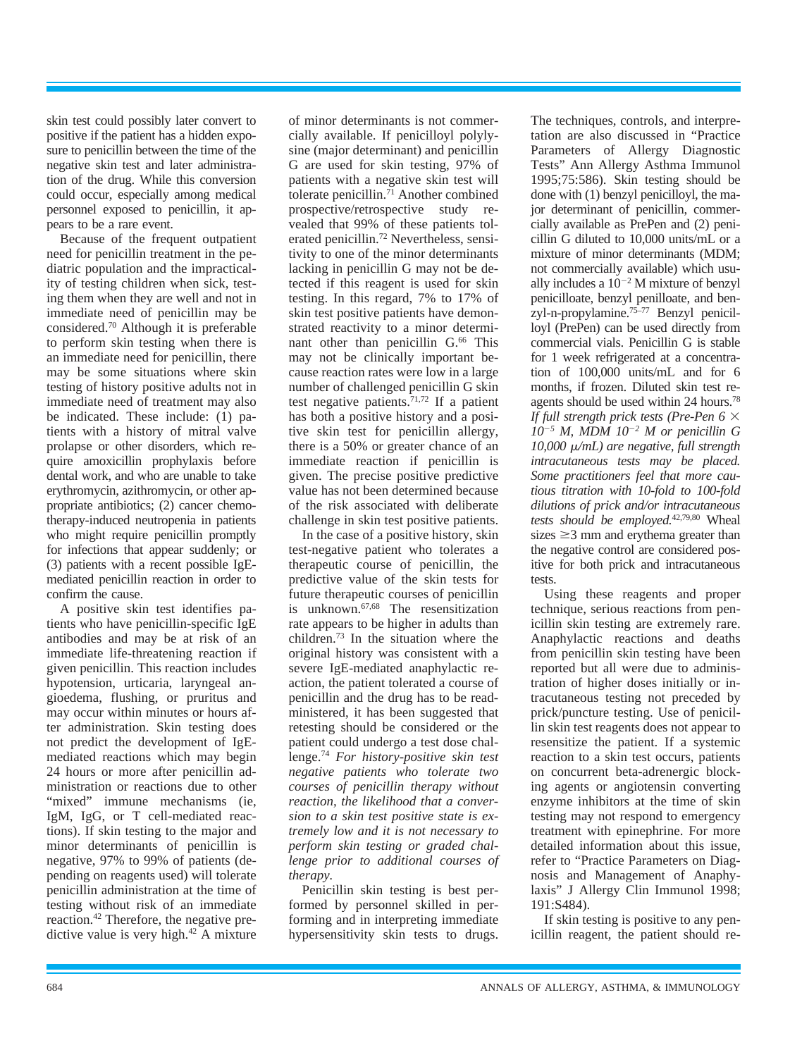skin test could possibly later convert to positive if the patient has a hidden exposure to penicillin between the time of the negative skin test and later administration of the drug. While this conversion could occur, especially among medical personnel exposed to penicillin, it appears to be a rare event.

Because of the frequent outpatient need for penicillin treatment in the pediatric population and the impracticality of testing children when sick, testing them when they are well and not in immediate need of penicillin may be considered.[70] Although it is preferable to perform skin testing when there is an immediate need for penicillin, there may be some situations where skin testing of history positive adults not in immediate need of treatment may also be indicated. These include: (1) patients with a history of mitral valve prolapse or other disorders, which require amoxicillin prophylaxis before dental work, and who are unable to take erythromycin, azithromycin, or other appropriate antibiotics; (2) cancer chemotherapy-induced neutropenia in patients who might require penicillin promptly for infections that appear suddenly; or (3) patients with a recent possible IgE-mediated penicillin reaction in order to confirm the cause.

A positive skin test identifies patients who have penicillin-specific IgE antibodies and may be at risk of an immediate life-threatening reaction if given penicillin. This reaction includes hypotension, urticaria, laryngeal angioedema, flushing, or pruritus and may occur within minutes or hours after administration. Skin testing does not predict the development of IgE-mediated reactions which may begin 24 hours or more after penicillin administration or reactions due to other "mixed" immune mechanisms (ie, IgM, IgG, or T cell-mediated reactions). If skin testing to the major and minor determinants of penicillin is negative, 97% to 99% of patients (depending on reagents used) will tolerate penicillin administration at the time of testing without risk of an immediate reaction.[42] Therefore, the negative predictive value is very high.[42] A mixture of minor determinants is not commercially available. If penicilloyl polylysine (major determinant) and penicillin G are used for skin testing, 97% of patients with a negative skin test will tolerate penicillin.[71] Another combined prospective/retrospective study revealed that 99% of these patients tolerated penicillin.[72] Nevertheless, sensitivity to one of the minor determinants lacking in penicillin G may not be detected if this reagent is used for skin testing. In this regard, 7% to 17% of skin test positive patients have demonstrated reactivity to a minor determinant other than penicillin G.[66] This may not be clinically important because reaction rates were low in a large number of challenged penicillin G skin test negative patients.[71,72] If a patient has both a positive history and a positive skin test for penicillin allergy, there is a 50% or greater chance of an immediate reaction if penicillin is given. The precise positive predictive value has not been determined because of the risk associated with deliberate challenge in skin test positive patients.

In the case of a positive history, skin test-negative patient who tolerates a therapeutic course of penicillin, the predictive value of the skin tests for future therapeutic courses of penicillin is unknown.[67,68] The resensitization rate appears to be higher in adults than children.[73] In the situation where the original history was consistent with a severe IgE-mediated anaphylactic reaction, the patient tolerated a course of penicillin and the drug has to be readministered, it has been suggested that retesting should be considered or the patient could undergo a test dose challenge.[74] *For history-positive skin test negative patients who tolerate two courses of penicillin therapy without reaction, the likelihood that a conversion to a skin test positive state is extremely low and it is not necessary to perform skin testing or graded challenge prior to additional courses of therapy.*

Penicillin skin testing is best performed by personnel skilled in performing and in interpreting immediate hypersensitivity skin tests to drugs. The techniques, controls, and interpretation are also discussed in "Practice Parameters of Allergy Diagnostic Tests" Ann Allergy Asthma Immunol 1995;75:586). Skin testing should be done with (1) benzyl penicilloyl, the major determinant of penicillin, commercially available as PrePen and (2) penicillin G diluted to 10,000 units/mL or a mixture of minor determinants (MDM; not commercially available) which usually includes a $10^{-2}$ M mixture of benzyl penicilloate, benzyl penilloate, and benzyl-n-propylamine.[75–77] Benzyl penicilloyl (PrePen) can be used directly from commercial vials. Penicillin G is stable for 1 week refrigerated at a concentration of 100,000 units/mL and for 6 months, if frozen. Diluted skin test reagents should be used within 24 hours.[78] *If full strength prick tests (Pre-Pen $6 \times 10^{-5}$ M, MDM $10^{-2}$ M or penicillin G 10,000 $\mu$/mL) are negative, full strength intracutaneous tests may be placed. Some practitioners feel that more cautious titration with 10-fold to 100-fold dilutions of prick and/or intracutaneous tests should be employed.*[42,79,80] Wheal sizes $\geq$3 mm and erythema greater than the negative control are considered positive for both prick and intracutaneous tests.

Using these reagents and proper technique, serious reactions from penicillin skin testing are extremely rare. Anaphylactic reactions and deaths from penicillin skin testing have been reported but all were due to administration of higher doses initially or intracutaneous testing not preceded by prick/puncture testing. Use of penicillin skin test reagents does not appear to resensitize the patient. If a systemic reaction to a skin test occurs, patients on concurrent beta-adrenergic blocking agents or angiotensin converting enzyme inhibitors at the time of skin testing may not respond to emergency treatment with epinephrine. For more detailed information about this issue, refer to "Practice Parameters on Diagnosis and Management of Anaphylaxis" J Allergy Clin Immunol 1998; 191:S484).

If skin testing is positive to any penicillin reagent, the patient should re-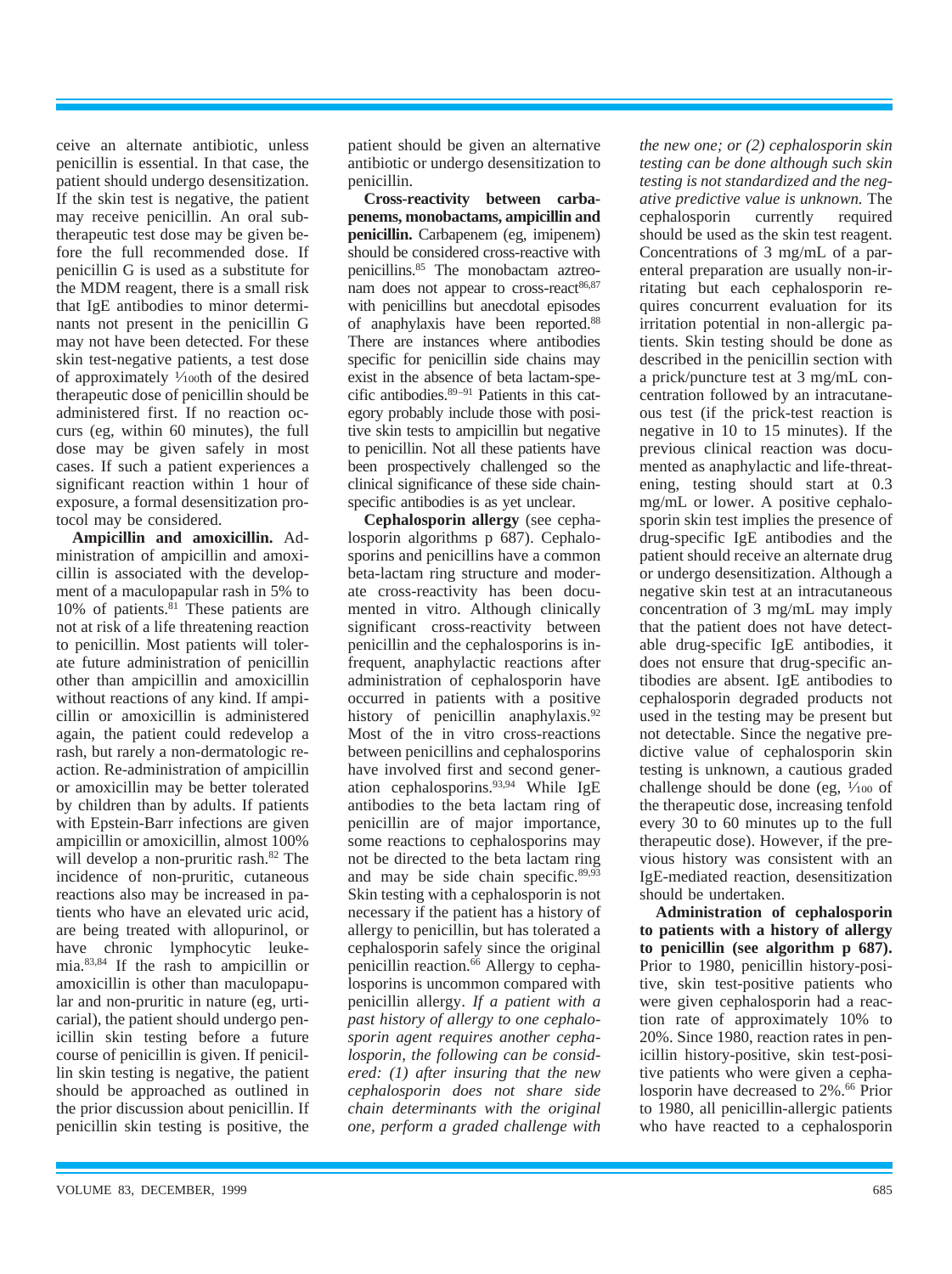ceive an alternate antibiotic, unless penicillin is essential. In that case, the patient should undergo desensitization. If the skin test is negative, the patient may receive penicillin. An oral subtherapeutic test dose may be given before the full recommended dose. If penicillin G is used as a substitute for the MDM reagent, there is a small risk that IgE antibodies to minor determinants not present in the penicillin G may not have been detected. For these skin test-negative patients, a test dose of approximately 1⁄100th of the desired therapeutic dose of penicillin should be administered first. If no reaction occurs (eg, within 60 minutes), the full dose may be given safely in most cases. If such a patient experiences a significant reaction within 1 hour of exposure, a formal desensitization protocol may be considered.

**Ampicillin and amoxicillin.** Administration of ampicillin and amoxicillin is associated with the development of a maculopapular rash in 5% to 10% of patients.[81] These patients are not at risk of a life threatening reaction to penicillin. Most patients will tolerate future administration of penicillin other than ampicillin and amoxicillin without reactions of any kind. If ampicillin or amoxicillin is administered again, the patient could redevelop a rash, but rarely a non-dermatologic reaction. Re-administration of ampicillin or amoxicillin may be better tolerated by children than by adults. If patients with Epstein-Barr infections are given ampicillin or amoxicillin, almost 100% will develop a non-pruritic rash.[82] The incidence of non-pruritic, cutaneous reactions also may be increased in patients who have an elevated uric acid, are being treated with allopurinol, or have chronic lymphocytic leukemia.[83,84] If the rash to ampicillin or amoxicillin is other than maculopapular and non-pruritic in nature (eg, urticarial), the patient should undergo penicillin skin testing before a future course of penicillin is given. If penicillin skin testing is negative, the patient should be approached as outlined in the prior discussion about penicillin. If penicillin skin testing is positive, the patient should be given an alternative antibiotic or undergo desensitization to penicillin.

**Cross-reactivity between carbapenems, monobactams, ampicillin and penicillin.** Carbapenem (eg, imipenem) should be considered cross-reactive with penicillins.[85] The monobactam aztreonam does not appear to cross-react[86,87] with penicillins but anecdotal episodes of anaphylaxis have been reported.[88] There are instances where antibodies specific for penicillin side chains may exist in the absence of beta lactam-specific antibodies.[89–91] Patients in this category probably include those with positive skin tests to ampicillin but negative to penicillin. Not all these patients have been prospectively challenged so the clinical significance of these side chain-specific antibodies is as yet unclear.

**Cephalosporin allergy** (see cephalosporin algorithms p 687). Cephalosporins and penicillins have a common beta-lactam ring structure and moderate cross-reactivity has been documented in vitro. Although clinically significant cross-reactivity between penicillin and the cephalosporins is infrequent, anaphylactic reactions after administration of cephalosporin have occurred in patients with a positive history of penicillin anaphylaxis.[92] Most of the in vitro cross-reactions between penicillins and cephalosporins have involved first and second generation cephalosporins.[93,94] While IgE antibodies to the beta lactam ring of penicillin are of major importance, some reactions to cephalosporins may not be directed to the beta lactam ring and may be side chain specific.[89,93] Skin testing with a cephalosporin is not necessary if the patient has a history of allergy to penicillin, but has tolerated a cephalosporin safely since the original penicillin reaction.[66] Allergy to cephalosporins is uncommon compared with penicillin allergy. *If a patient with a past history of allergy to one cephalosporin agent requires another cephalosporin, the following can be considered: (1) after insuring that the new cephalosporin does not share side chain determinants with the original one, perform a graded challenge with the new one; or (2) cephalosporin skin testing can be done although such skin testing is not standardized and the negative predictive value is unknown.* The cephalosporin currently required should be used as the skin test reagent. Concentrations of 3 mg/mL of a parenteral preparation are usually non-irritating but each cephalosporin requires concurrent evaluation for its irritation potential in non-allergic patients. Skin testing should be done as described in the penicillin section with a prick/puncture test at 3 mg/mL concentration followed by an intracutaneous test (if the prick-test reaction is negative in 10 to 15 minutes). If the previous clinical reaction was documented as anaphylactic and life-threatening, testing should start at 0.3 mg/mL or lower. A positive cephalosporin skin test implies the presence of drug-specific IgE antibodies and the patient should receive an alternate drug or undergo desensitization. Although a negative skin test at an intracutaneous concentration of 3 mg/mL may imply that the patient does not have detectable drug-specific IgE antibodies, it does not ensure that drug-specific antibodies are absent. IgE antibodies to cephalosporin degraded products not used in the testing may be present but not detectable. Since the negative predictive value of cephalosporin skin testing is unknown, a cautious graded challenge should be done (eg, 1⁄100 of the therapeutic dose, increasing tenfold every 30 to 60 minutes up to the full therapeutic dose). However, if the previous history was consistent with an IgE-mediated reaction, desensitization should be undertaken.

**Administration of cephalosporin to patients with a history of allergy to penicillin (see algorithm p 687).** Prior to 1980, penicillin history-positive, skin test-positive patients who were given cephalosporin had a reaction rate of approximately 10% to 20%. Since 1980, reaction rates in penicillin history-positive, skin test-positive patients who were given a cephalosporin have decreased to 2%.[66] Prior to 1980, all penicillin-allergic patients who have reacted to a cephalosporin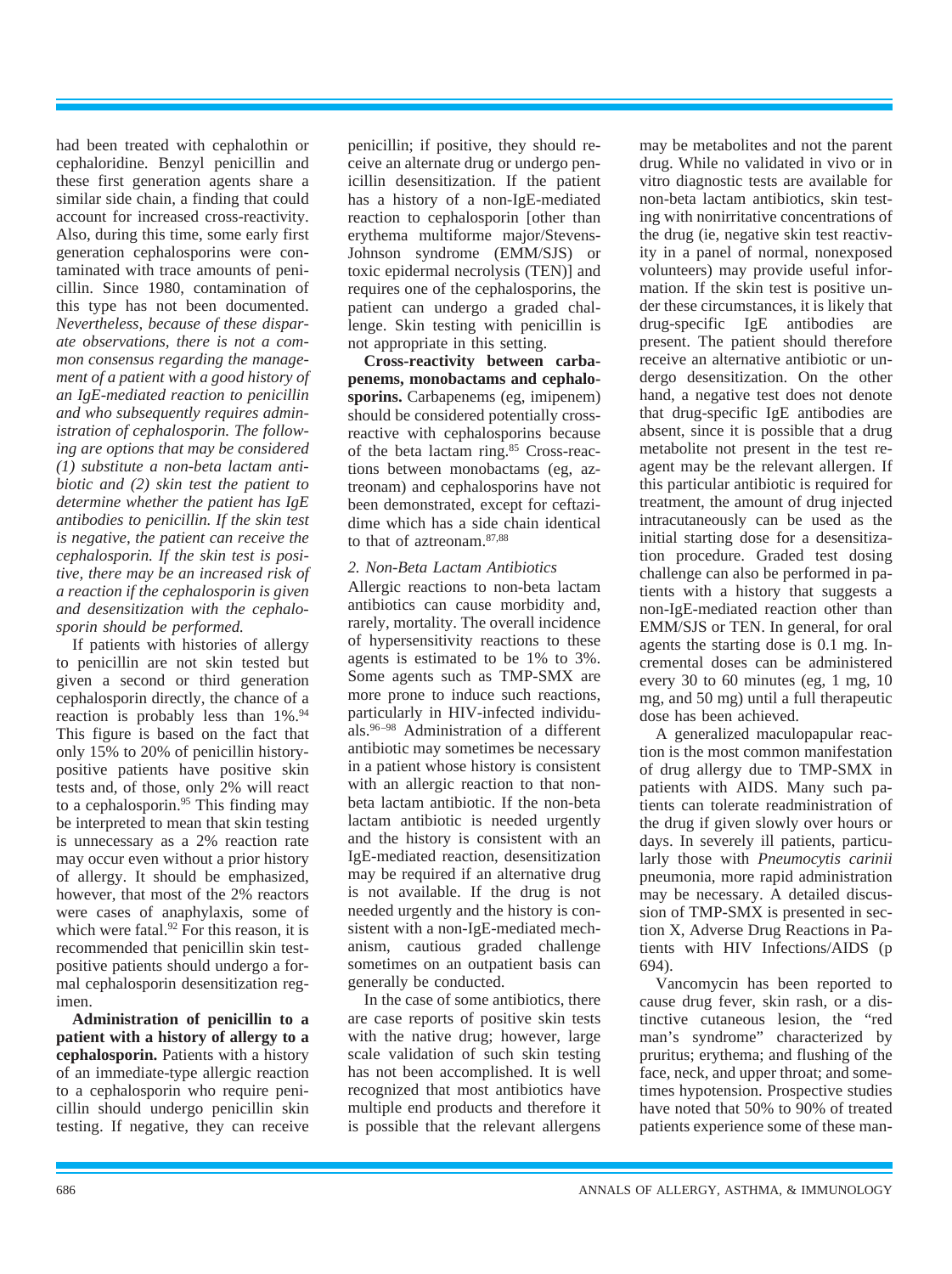had been treated with cephalothin or cephaloridine. Benzyl penicillin and these first generation agents share a similar side chain, a finding that could account for increased cross-reactivity. Also, during this time, some early first generation cephalosporins were contaminated with trace amounts of penicillin. Since 1980, contamination of this type has not been documented. *Nevertheless, because of these disparate observations, there is not a common consensus regarding the management of a patient with a good history of an IgE-mediated reaction to penicillin and who subsequently requires administration of cephalosporin. The following are options that may be considered (1) substitute a non-beta lactam antibiotic and (2) skin test the patient to determine whether the patient has IgE antibodies to penicillin. If the skin test is negative, the patient can receive the cephalosporin. If the skin test is positive, there may be an increased risk of a reaction if the cephalosporin is given and desensitization with the cephalosporin should be performed.*

If patients with histories of allergy to penicillin are not skin tested but given a second or third generation cephalosporin directly, the chance of a reaction is probably less than 1%.[94] This figure is based on the fact that only 15% to 20% of penicillin history-positive patients have positive skin tests and, of those, only 2% will react to a cephalosporin.[95] This finding may be interpreted to mean that skin testing is unnecessary as a 2% reaction rate may occur even without a prior history of allergy. It should be emphasized, however, that most of the 2% reactors were cases of anaphylaxis, some of which were fatal.[92] For this reason, it is recommended that penicillin skin test-positive patients should undergo a formal cephalosporin desensitization regimen.

**Administration of penicillin to a patient with a history of allergy to a cephalosporin.** Patients with a history of an immediate-type allergic reaction to a cephalosporin who require penicillin should undergo penicillin skin testing. If negative, they can receive penicillin; if positive, they should receive an alternate drug or undergo penicillin desensitization. If the patient has a history of a non-IgE-mediated reaction to cephalosporin [other than erythema multiforme major/Stevens-Johnson syndrome (EMM/SJS) or toxic epidermal necrolysis (TEN)] and requires one of the cephalosporins, the patient can undergo a graded challenge. Skin testing with penicillin is not appropriate in this setting.

**Cross-reactivity between carbapenems, monobactams and cephalosporins.** Carbapenems (eg, imipenem) should be considered potentially cross-reactive with cephalosporins because of the beta lactam ring.[85] Cross-reactions between monobactams (eg, aztreonam) and cephalosporins have not been demonstrated, except for ceftazidime which has a side chain identical to that of aztreonam.[87,88]

*2. Non-Beta Lactam Antibiotics*

Allergic reactions to non-beta lactam antibiotics can cause morbidity and, rarely, mortality. The overall incidence of hypersensitivity reactions to these agents is estimated to be 1% to 3%. Some agents such as TMP-SMX are more prone to induce such reactions, particularly in HIV-infected individuals.[96–98] Administration of a different antibiotic may sometimes be necessary in a patient whose history is consistent with an allergic reaction to that non-beta lactam antibiotic. If the non-beta lactam antibiotic is needed urgently and the history is consistent with an IgE-mediated reaction, desensitization may be required if an alternative drug is not available. If the drug is not needed urgently and the history is consistent with a non-IgE-mediated mechanism, cautious graded challenge sometimes on an outpatient basis can generally be conducted.

In the case of some antibiotics, there are case reports of positive skin tests with the native drug; however, large scale validation of such skin testing has not been accomplished. It is well recognized that most antibiotics have multiple end products and therefore it is possible that the relevant allergens may be metabolites and not the parent drug. While no validated in vivo or in vitro diagnostic tests are available for non-beta lactam antibiotics, skin testing with nonirritative concentrations of the drug (ie, negative skin test reactivity in a panel of normal, nonexposed volunteers) may provide useful information. If the skin test is positive under these circumstances, it is likely that drug-specific IgE antibodies are present. The patient should therefore receive an alternative antibiotic or undergo desensitization. On the other hand, a negative test does not denote that drug-specific IgE antibodies are absent, since it is possible that a drug metabolite not present in the test reagent may be the relevant allergen. If this particular antibiotic is required for treatment, the amount of drug injected intracutaneously can be used as the initial starting dose for a desensitization procedure. Graded test dosing challenge can also be performed in patients with a history that suggests a non-IgE-mediated reaction other than EMM/SJS or TEN. In general, for oral agents the starting dose is 0.1 mg. Incremental doses can be administered every 30 to 60 minutes (eg, 1 mg, 10 mg, and 50 mg) until a full therapeutic dose has been achieved.

A generalized maculopapular reaction is the most common manifestation of drug allergy due to TMP-SMX in patients with AIDS. Many such patients can tolerate readministration of the drug if given slowly over hours or days. In severely ill patients, particularly those with *Pneumocytis carinii* pneumonia, more rapid administration may be necessary. A detailed discussion of TMP-SMX is presented in section X, Adverse Drug Reactions in Patients with HIV Infections/AIDS (p 694).

Vancomycin has been reported to cause drug fever, skin rash, or a distinctive cutaneous lesion, the "red man's syndrome" characterized by pruritus; erythema; and flushing of the face, neck, and upper throat; and sometimes hypotension. Prospective studies have noted that 50% to 90% of treated patients experience some of these man-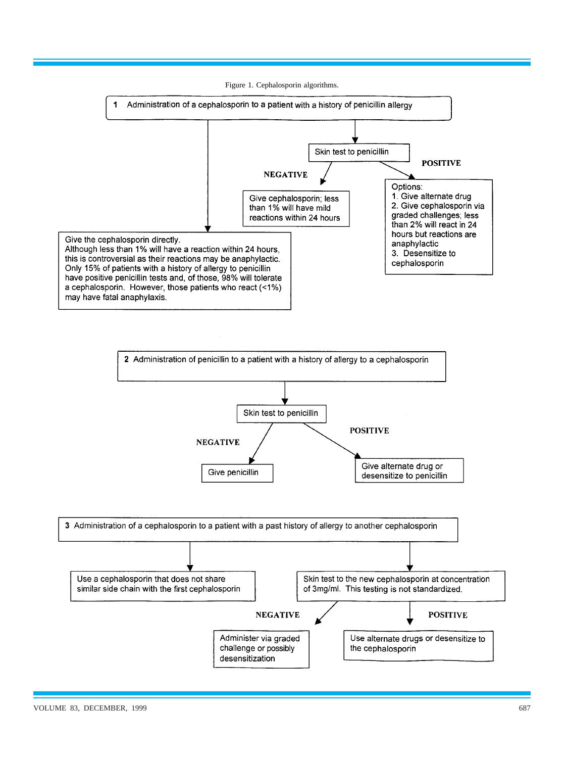Figure 1. Cephalosporin algorithms.

**1 Administration of a cephalosporin to a patient with a history of penicillin allergy**

- Give the cephalosporin directly.
  Although less than 1% will have a reaction within 24 hours, this is controversial as their reactions may be anaphylactic. Only 15% of patients with a history of allergy to penicillin have positive penicillin tests and, of those, 98% will tolerate a cephalosporin. However, those patients who react (<1%) may have fatal anaphylaxis.
- Skin test to penicillin
  - **NEGATIVE**: Give cephalosporin; less than 1% will have mild reactions within 24 hours
  - **POSITIVE**: Options:
    1. Give alternate drug
    2. Give cephalosporin via graded challenges; less than 2% will react in 24 hours but reactions are anaphylactic
    3. Desensitize to cephalosporin

**2 Administration of penicillin to a patient with a history of allergy to a cephalosporin**

- Skin test to penicillin
  - **NEGATIVE**: Give penicillin
  - **POSITIVE**: Give alternate drug or desensitize to penicillin

**3 Administration of a cephalosporin to a patient with a past history of allergy to another cephalosporin**

- Use a cephalosporin that does not share similar side chain with the first cephalosporin
- Skin test to the new cephalosporin at concentration of 3mg/ml. This testing is not standardized.
  - **NEGATIVE**: Administer via graded challenge or possibly desensitization
  - **POSITIVE**: Use alternate drugs or desensitize to the cephalosporin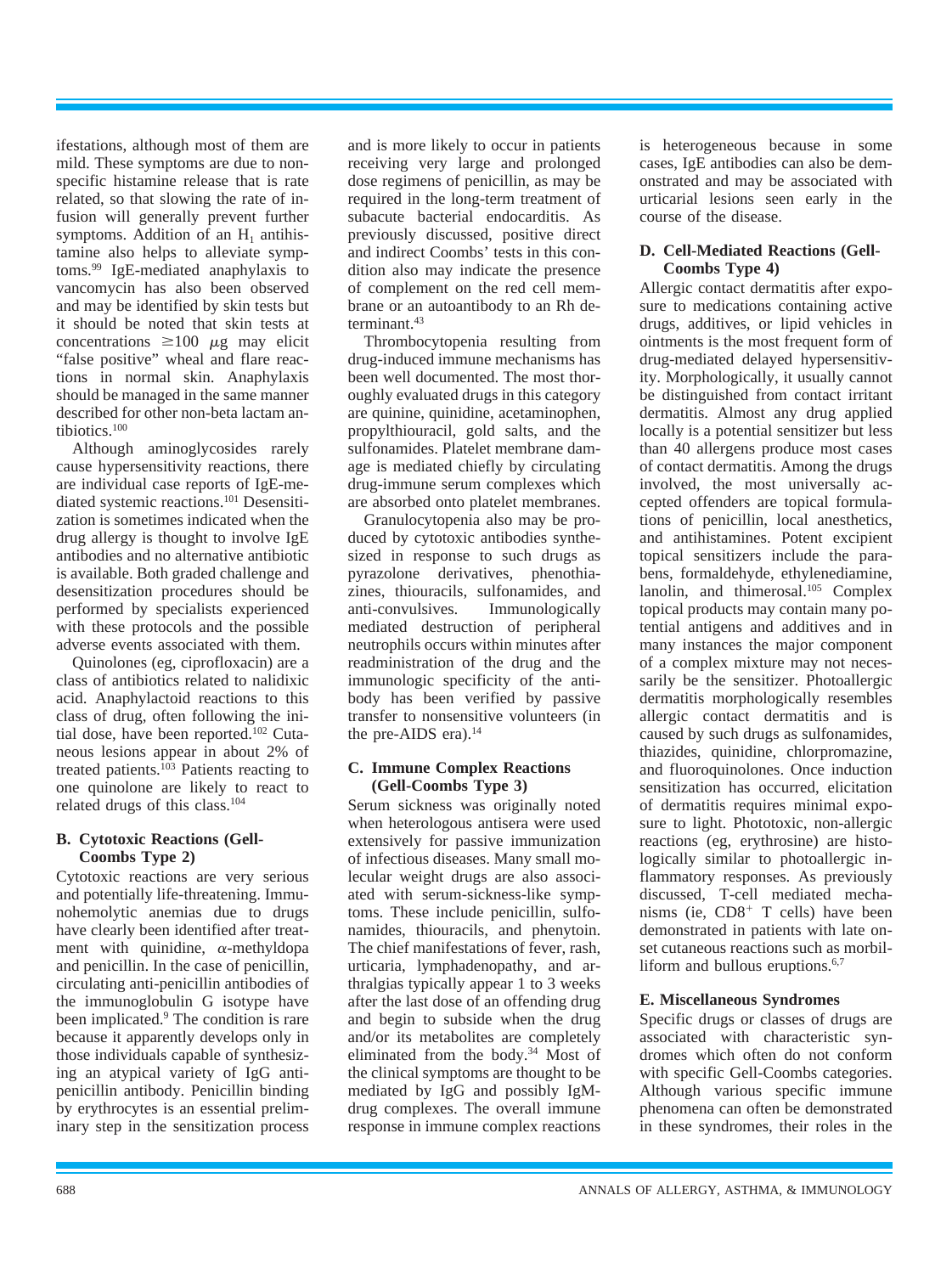ifestations, although most of them are mild. These symptoms are due to nonspecific histamine release that is rate related, so that slowing the rate of infusion will generally prevent further symptoms. Addition of an $H_1$ antihistamine also helps to alleviate symptoms.[99] IgE-mediated anaphylaxis to vancomycin has also been observed and may be identified by skin tests but it should be noted that skin tests at concentrations $\geq 100$ $\mu$g may elicit "false positive" wheal and flare reactions in normal skin. Anaphylaxis should be managed in the same manner described for other non-beta lactam antibiotics.[100]

Although aminoglycosides rarely cause hypersensitivity reactions, there are individual case reports of IgE-mediated systemic reactions.[101] Desensitization is sometimes indicated when the drug allergy is thought to involve IgE antibodies and no alternative antibiotic is available. Both graded challenge and desensitization procedures should be performed by specialists experienced with these protocols and the possible adverse events associated with them.

Quinolones (eg, ciprofloxacin) are a class of antibiotics related to nalidixic acid. Anaphylactoid reactions to this class of drug, often following the initial dose, have been reported.[102] Cutaneous lesions appear in about 2% of treated patients.[103] Patients reacting to one quinolone are likely to react to related drugs of this class.[104]

### B. Cytotoxic Reactions (Gell-Coombs Type 2)

Cytotoxic reactions are very serious and potentially life-threatening. Immunohemolytic anemias due to drugs have clearly been identified after treatment with quinidine, $\alpha$-methyldopa and penicillin. In the case of penicillin, circulating anti-penicillin antibodies of the immunoglobulin G isotype have been implicated.[9] The condition is rare because it apparently develops only in those individuals capable of synthesizing an atypical variety of IgG anti-penicillin antibody. Penicillin binding by erythrocytes is an essential preliminary step in the sensitization process and is more likely to occur in patients receiving very large and prolonged dose regimens of penicillin, as may be required in the long-term treatment of subacute bacterial endocarditis. As previously discussed, positive direct and indirect Coombs' tests in this condition also may indicate the presence of complement on the red cell membrane or an autoantibody to an Rh determinant.[43]

Thrombocytopenia resulting from drug-induced immune mechanisms has been well documented. The most thoroughly evaluated drugs in this category are quinine, quinidine, acetaminophen, propylthiouracil, gold salts, and the sulfonamides. Platelet membrane damage is mediated chiefly by circulating drug-immune serum complexes which are absorbed onto platelet membranes.

Granulocytopenia also may be produced by cytotoxic antibodies synthesized in response to such drugs as pyrazolone derivatives, phenothiazines, thiouracils, sulfonamides, and anti-convulsives. Immunologically mediated destruction of peripheral neutrophils occurs within minutes after readministration of the drug and the immunologic specificity of the antibody has been verified by passive transfer to nonsensitive volunteers (in the pre-AIDS era).[14]

### C. Immune Complex Reactions (Gell-Coombs Type 3)

Serum sickness was originally noted when heterologous antisera were used extensively for passive immunization of infectious diseases. Many small molecular weight drugs are also associated with serum-sickness-like symptoms. These include penicillin, sulfonamides, thiouracils, and phenytoin. The chief manifestations of fever, rash, urticaria, lymphadenopathy, and arthralgias typically appear 1 to 3 weeks after the last dose of an offending drug and begin to subside when the drug and/or its metabolites are completely eliminated from the body.[34] Most of the clinical symptoms are thought to be mediated by IgG and possibly IgM-drug complexes. The overall immune response in immune complex reactions is heterogeneous because in some cases, IgE antibodies can also be demonstrated and may be associated with urticarial lesions seen early in the course of the disease.

### D. Cell-Mediated Reactions (Gell-Coombs Type 4)

Allergic contact dermatitis after exposure to medications containing active drugs, additives, or lipid vehicles in ointments is the most frequent form of drug-mediated delayed hypersensitivity. Morphologically, it usually cannot be distinguished from contact irritant dermatitis. Almost any drug applied locally is a potential sensitizer but less than 40 allergens produce most cases of contact dermatitis. Among the drugs involved, the most universally accepted offenders are topical formulations of penicillin, local anesthetics, and antihistamines. Potent excipient topical sensitizers include the parabens, formaldehyde, ethylenediamine, lanolin, and thimerosal.[105] Complex topical products may contain many potential antigens and additives and in many instances the major component of a complex mixture may not necessarily be the sensitizer. Photoallergic dermatitis morphologically resembles allergic contact dermatitis and is caused by such drugs as sulfonamides, thiazides, quinidine, chlorpromazine, and fluoroquinolones. Once induction sensitization has occurred, elicitation of dermatitis requires minimal exposure to light. Phototoxic, non-allergic reactions (eg, erythrosine) are histologically similar to photoallergic inflammatory responses. As previously discussed, T-cell mediated mechanisms (ie, $CD8^+$ T cells) have been demonstrated in patients with late onset cutaneous reactions such as morbilliform and bullous eruptions.[6,7]

### E. Miscellaneous Syndromes

Specific drugs or classes of drugs are associated with characteristic syndromes which often do not conform with specific Gell-Coombs categories. Although various specific immune phenomena can often be demonstrated in these syndromes, their roles in the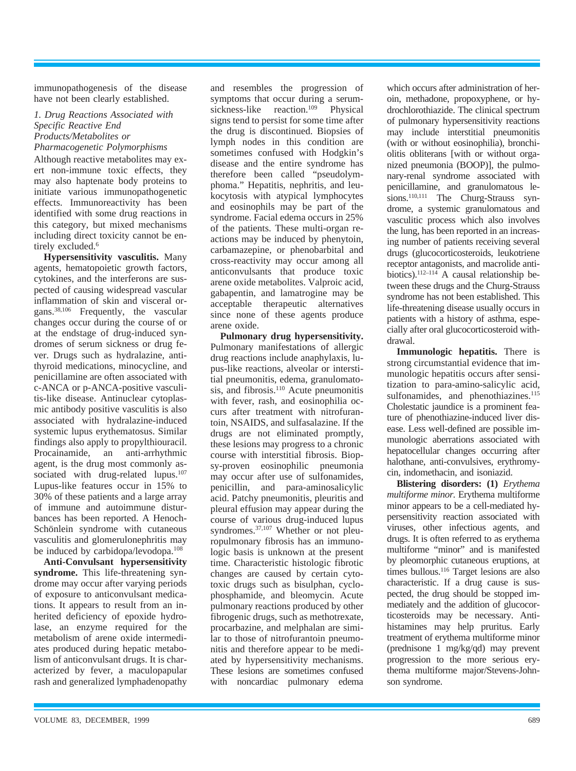immunopathogenesis of the disease have not been clearly established.

*1. Drug Reactions Associated with Specific Reactive End Products/Metabolites or Pharmacogenetic Polymorphisms*

Although reactive metabolites may exert non-immune toxic effects, they may also haptenate body proteins to initiate various immunopathogenetic effects. Immunoreactivity has been identified with some drug reactions in this category, but mixed mechanisms including direct toxicity cannot be entirely excluded.[6]

**Hypersensitivity vasculitis.** Many agents, hematopoietic growth factors, cytokines, and the interferons are suspected of causing widespread vascular inflammation of skin and visceral organs.[38,106] Frequently, the vascular changes occur during the course of or at the endstage of drug-induced syndromes of serum sickness or drug fever. Drugs such as hydralazine, antithyroid medications, minocycline, and penicillamine are often associated with c-ANCA or p-ANCA-positive vasculitis-like disease. Antinuclear cytoplasmic antibody positive vasculitis is also associated with hydralazine-induced systemic lupus erythematosus. Similar findings also apply to propylthiouracil. Procainamide, an anti-arrhythmic agent, is the drug most commonly associated with drug-related lupus.[107] Lupus-like features occur in 15% to 30% of these patients and a large array of immune and autoimmune disturbances has been reported. A Henoch-Schönlein syndrome with cutaneous vasculitis and glomerulonephritis may be induced by carbidopa/levodopa.[108]

**Anti-Convulsant hypersensitivity syndrome.** This life-threatening syndrome may occur after varying periods of exposure to anticonvulsant medications. It appears to result from an inherited deficiency of epoxide hydrolase, an enzyme required for the metabolism of arene oxide intermediates produced during hepatic metabolism of anticonvulsant drugs. It is characterized by fever, a maculopapular rash and generalized lymphadenopathy and resembles the progression of symptoms that occur during a serum-sickness-like reaction.[109] Physical signs tend to persist for some time after the drug is discontinued. Biopsies of lymph nodes in this condition are sometimes confused with Hodgkin's disease and the entire syndrome has therefore been called "pseudolymphoma." Hepatitis, nephritis, and leukocytosis with atypical lymphocytes and eosinophils may be part of the syndrome. Facial edema occurs in 25% of the patients. These multi-organ reactions may be induced by phenytoin, carbamazepine, or phenobarbital and cross-reactivity may occur among all anticonvulsants that produce toxic arene oxide metabolites. Valproic acid, gabapentin, and lamatrogine may be acceptable therapeutic alternatives since none of these agents produce arene oxide.

**Pulmonary drug hypersensitivity.** Pulmonary manifestations of allergic drug reactions include anaphylaxis, lupus-like reactions, alveolar or interstitial pneumonitis, edema, granulomatosis, and fibrosis.[110] Acute pneumonitis with fever, rash, and eosinophilia occurs after treatment with nitrofurantoin, NSAIDS, and sulfasalazine. If the drugs are not eliminated promptly, these lesions may progress to a chronic course with interstitial fibrosis. Biopsy-proven eosinophilic pneumonia may occur after use of sulfonamides, penicillin, and para-aminosalicylic acid. Patchy pneumonitis, pleuritis and pleural effusion may appear during the course of various drug-induced lupus syndromes.[37,107] Whether or not pleuropulmonary fibrosis has an immunologic basis is unknown at the present time. Characteristic histologic fibrotic changes are caused by certain cytotoxic drugs such as bisulphan, cyclophosphamide, and bleomycin. Acute pulmonary reactions produced by other fibrogenic drugs, such as methotrexate, procarbazine, and melphalan are similar to those of nitrofurantoin pneumonitis and therefore appear to be mediated by hypersensitivity mechanisms. These lesions are sometimes confused with noncardiac pulmonary edema which occurs after administration of heroin, methadone, propoxyphene, or hydrochlorothiazide. The clinical spectrum of pulmonary hypersensitivity reactions may include interstitial pneumonitis (with or without eosinophilia), bronchiolitis obliterans [with or without organized pneumonia (BOOP)], the pulmonary-renal syndrome associated with penicillamine, and granulomatous lesions.[110,111] The Churg-Strauss syndrome, a systemic granulomatous and vasculitic process which also involves the lung, has been reported in an increasing number of patients receiving several drugs (glucocorticosteroids, leukotriene receptor antagonists, and macrolide antibiotics).[112–114] A causal relationship between these drugs and the Churg-Strauss syndrome has not been established. This life-threatening disease usually occurs in patients with a history of asthma, especially after oral glucocorticosteroid withdrawal.

**Immunologic hepatitis.** There is strong circumstantial evidence that immunologic hepatitis occurs after sensitization to para-amino-salicylic acid, sulfonamides, and phenothiazines.[115] Cholestatic jaundice is a prominent feature of phenothiazine-induced liver disease. Less well-defined are possible immunologic aberrations associated with hepatocellular changes occurring after halothane, anti-convulsives, erythromycin, indomethacin, and isoniazid.

**Blistering disorders: (1)** *Erythema multiforme minor.* Erythema multiforme minor appears to be a cell-mediated hypersensitivity reaction associated with viruses, other infectious agents, and drugs. It is often referred to as erythema multiforme "minor" and is manifested by pleomorphic cutaneous eruptions, at times bullous.[116] Target lesions are also characteristic. If a drug cause is suspected, the drug should be stopped immediately and the addition of glucocorticosteroids may be necessary. Antihistamines may help pruritus. Early treatment of erythema multiforme minor (prednisone 1 mg/kg/qd) may prevent progression to the more serious erythema multiforme major/Stevens-Johnson syndrome.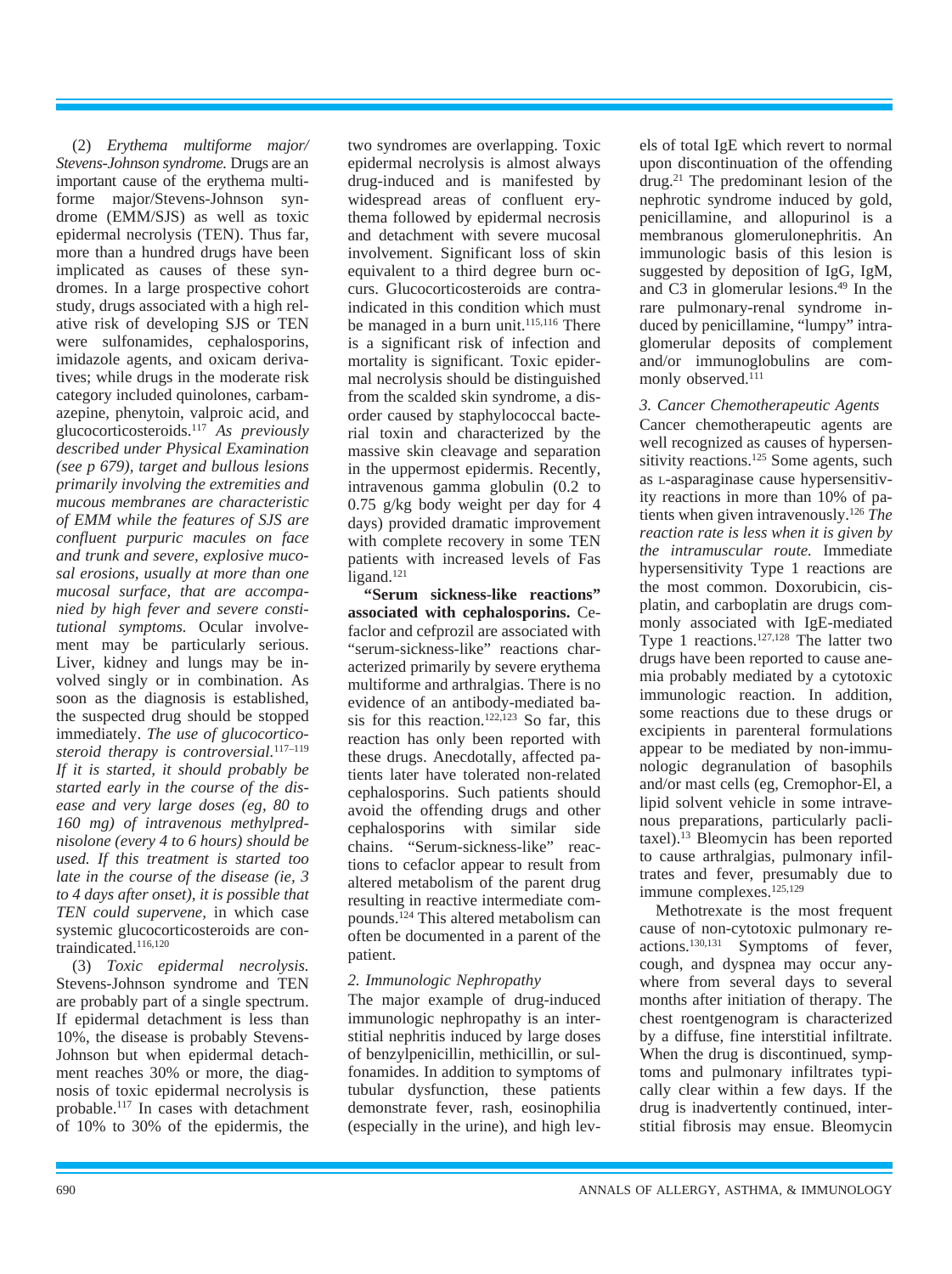(2) *Erythema multiforme major/ Stevens-Johnson syndrome.* Drugs are an important cause of the erythema multiforme major/Stevens-Johnson syndrome (EMM/SJS) as well as toxic epidermal necrolysis (TEN). Thus far, more than a hundred drugs have been implicated as causes of these syndromes. In a large prospective cohort study, drugs associated with a high relative risk of developing SJS or TEN were sulfonamides, cephalosporins, imidazole agents, and oxicam derivatives; while drugs in the moderate risk category included quinolones, carbamazepine, phenytoin, valproic acid, and glucocorticosteroids.[117] *As previously described under Physical Examination (see p 679), target and bullous lesions primarily involving the extremities and mucous membranes are characteristic of EMM while the features of SJS are confluent purpuric macules on face and trunk and severe, explosive mucosal erosions, usually at more than one mucosal surface, that are accompanied by high fever and severe constitutional symptoms.* Ocular involvement may be particularly serious. Liver, kidney and lungs may be involved singly or in combination. As soon as the diagnosis is established, the suspected drug should be stopped immediately. *The use of glucocorticosteroid therapy is controversial.*[117–119] *If it is started, it should probably be started early in the course of the disease and very large doses (eg, 80 to 160 mg) of intravenous methylprednisolone (every 4 to 6 hours) should be used. If this treatment is started too late in the course of the disease (ie, 3 to 4 days after onset), it is possible that TEN could supervene,* in which case systemic glucocorticosteroids are contraindicated.[116,120]

(3) *Toxic epidermal necrolysis.* Stevens-Johnson syndrome and TEN are probably part of a single spectrum. If epidermal detachment is less than 10%, the disease is probably Stevens-Johnson but when epidermal detachment reaches 30% or more, the diagnosis of toxic epidermal necrolysis is probable.[117] In cases with detachment of 10% to 30% of the epidermis, the two syndromes are overlapping. Toxic epidermal necrolysis is almost always drug-induced and is manifested by widespread areas of confluent erythema followed by epidermal necrosis and detachment with severe mucosal involvement. Significant loss of skin equivalent to a third degree burn occurs. Glucocorticosteroids are contraindicated in this condition which must be managed in a burn unit.[115,116] There is a significant risk of infection and mortality is significant. Toxic epidermal necrolysis should be distinguished from the scalded skin syndrome, a disorder caused by staphylococcal bacterial toxin and characterized by the massive skin cleavage and separation in the uppermost epidermis. Recently, intravenous gamma globulin (0.2 to 0.75 g/kg body weight per day for 4 days) provided dramatic improvement with complete recovery in some TEN patients with increased levels of Fas ligand.[121]

**"Serum sickness-like reactions" associated with cephalosporins.** Cefaclor and cefprozil are associated with "serum-sickness-like" reactions characterized primarily by severe erythema multiforme and arthralgias. There is no evidence of an antibody-mediated basis for this reaction.[122,123] So far, this reaction has only been reported with these drugs. Anecdotally, affected patients later have tolerated non-related cephalosporins. Such patients should avoid the offending drugs and other cephalosporins with similar side chains. "Serum-sickness-like" reactions to cefaclor appear to result from altered metabolism of the parent drug resulting in reactive intermediate compounds.[124] This altered metabolism can often be documented in a parent of the patient.

*2. Immunologic Nephropathy*

The major example of drug-induced immunologic nephropathy is an interstitial nephritis induced by large doses of benzylpenicillin, methicillin, or sulfonamides. In addition to symptoms of tubular dysfunction, these patients demonstrate fever, rash, eosinophilia (especially in the urine), and high levels of total IgE which revert to normal upon discontinuation of the offending drug.[21] The predominant lesion of the nephrotic syndrome induced by gold, penicillamine, and allopurinol is a membranous glomerulonephritis. An immunologic basis of this lesion is suggested by deposition of IgG, IgM, and C3 in glomerular lesions.[49] In the rare pulmonary-renal syndrome induced by penicillamine, "lumpy" intraglomerular deposits of complement and/or immunoglobulins are commonly observed.[111]

*3. Cancer Chemotherapeutic Agents*

Cancer chemotherapeutic agents are well recognized as causes of hypersensitivity reactions.[125] Some agents, such as L-asparaginase cause hypersensitivity reactions in more than 10% of patients when given intravenously.[126] *The reaction rate is less when it is given by the intramuscular route.* Immediate hypersensitivity Type 1 reactions are the most common. Doxorubicin, cisplatin, and carboplatin are drugs commonly associated with IgE-mediated Type 1 reactions.[127,128] The latter two drugs have been reported to cause anemia probably mediated by a cytotoxic immunologic reaction. In addition, some reactions due to these drugs or excipients in parenteral formulations appear to be mediated by non-immunologic degranulation of basophils and/or mast cells (eg, Cremophor-El, a lipid solvent vehicle in some intravenous preparations, particularly paclitaxel).[13] Bleomycin has been reported to cause arthralgias, pulmonary infiltrates and fever, presumably due to immune complexes.[125,129]

Methotrexate is the most frequent cause of non-cytotoxic pulmonary reactions.[130,131] Symptoms of fever, cough, and dyspnea may occur anywhere from several days to several months after initiation of therapy. The chest roentgenogram is characterized by a diffuse, fine interstitial infiltrate. When the drug is discontinued, symptoms and pulmonary infiltrates typically clear within a few days. If the drug is inadvertently continued, interstitial fibrosis may ensue. Bleomycin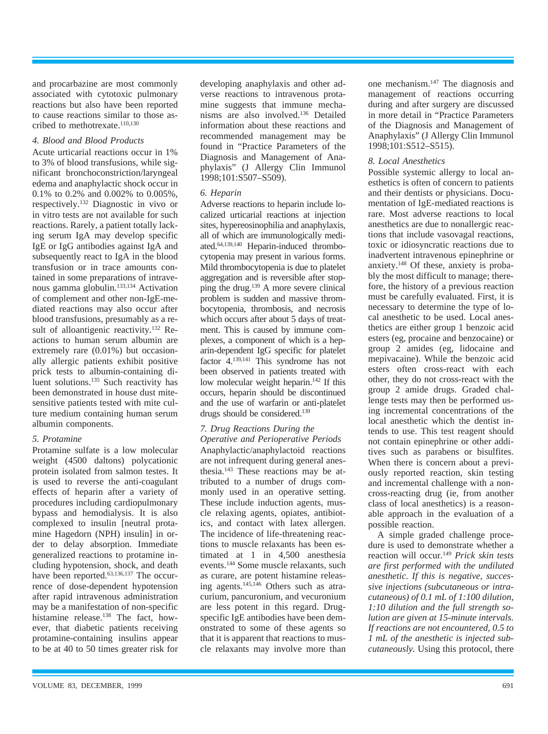and procarbazine are most commonly associated with cytotoxic pulmonary reactions but also have been reported to cause reactions similar to those ascribed to methotrexate.[110,130]

### 4. Blood and Blood Products

Acute urticarial reactions occur in 1% to 3% of blood transfusions, while significant bronchoconstriction/laryngeal edema and anaphylactic shock occur in 0.1% to 0.2% and 0.002% to 0.005%, respectively.[132] Diagnostic in vivo or in vitro tests are not available for such reactions. Rarely, a patient totally lacking serum IgA may develop specific IgE or IgG antibodies against IgA and subsequently react to IgA in the blood transfusion or in trace amounts contained in some preparations of intravenous gamma globulin.[133,134] Activation of complement and other non-IgE-mediated reactions may also occur after blood transfusions, presumably as a result of alloantigenic reactivity.[132] Reactions to human serum albumin are extremely rare (0.01%) but occasionally allergic patients exhibit positive prick tests to albumin-containing diluent solutions.[135] Such reactivity has been demonstrated in house dust mite-sensitive patients tested with mite culture medium containing human serum albumin components.

### 5. Protamine

Protamine sulfate is a low molecular weight (4500 daltons) polycationic protein isolated from salmon testes. It is used to reverse the anti-coagulant effects of heparin after a variety of procedures including cardiopulmonary bypass and hemodialysis. It is also complexed to insulin [neutral protamine Hagedorn (NPH) insulin] in order to delay absorption. Immediate generalized reactions to protamine including hypotension, shock, and death have been reported.[63,136,137] The occurrence of dose-dependent hypotension after rapid intravenous administration may be a manifestation of non-specific histamine release.[138] The fact, however, that diabetic patients receiving protamine-containing insulins appear to be at 40 to 50 times greater risk for developing anaphylaxis and other adverse reactions to intravenous protamine suggests that immune mechanisms are also involved.[136] Detailed information about these reactions and recommended management may be found in "Practice Parameters of the Diagnosis and Management of Anaphylaxis" (J Allergy Clin Immunol 1998;101:S507–S509).

### 6. Heparin

Adverse reactions to heparin include localized urticarial reactions at injection sites, hypereosinophilia and anaphylaxis, all of which are immunologically mediated.[64,139,140] Heparin-induced thrombocytopenia may present in various forms. Mild thrombocytopenia is due to platelet aggregation and is reversible after stopping the drug.[139] A more severe clinical problem is sudden and massive thrombocytopenia, thrombosis, and necrosis which occurs after about 5 days of treatment. This is caused by immune complexes, a component of which is a heparin-dependent IgG specific for platelet factor 4.[139,141] This syndrome has not been observed in patients treated with low molecular weight heparin.[142] If this occurs, heparin should be discontinued and the use of warfarin or anti-platelet drugs should be considered.[139]

### 7. Drug Reactions During the Operative and Perioperative Periods

Anaphylactic/anaphylactoid reactions are not infrequent during general anesthesia.[143] These reactions may be attributed to a number of drugs commonly used in an operative setting. These include induction agents, muscle relaxing agents, opiates, antibiotics, and contact with latex allergen. The incidence of life-threatening reactions to muscle relaxants has been estimated at 1 in 4,500 anesthesia events.[144] Some muscle relaxants, such as curare, are potent histamine releasing agents.[145,146] Others such as atracurium, pancuronium, and vecuronium are less potent in this regard. Drug-specific IgE antibodies have been demonstrated to some of these agents so that it is apparent that reactions to muscle relaxants may involve more than one mechanism.[147] The diagnosis and management of reactions occurring during and after surgery are discussed in more detail in "Practice Parameters of the Diagnosis and Management of Anaphylaxis" (J Allergy Clin Immunol 1998;101:S512–S515).

### 8. Local Anesthetics

Possible systemic allergy to local anesthetics is often of concern to patients and their dentists or physicians. Documentation of IgE-mediated reactions is rare. Most adverse reactions to local anesthetics are due to nonallergic reactions that include vasovagal reactions, toxic or idiosyncratic reactions due to inadvertent intravenous epinephrine or anxiety.[148] Of these, anxiety is probably the most difficult to manage; therefore, the history of a previous reaction must be carefully evaluated. First, it is necessary to determine the type of local anesthetic to be used. Local anesthetics are either group 1 benzoic acid esters (eg, procaine and benzocaine) or group 2 amides (eg, lidocaine and mepivacaine). While the benzoic acid esters often cross-react with each other, they do not cross-react with the group 2 amide drugs. Graded challenge tests may then be performed using incremental concentrations of the local anesthetic which the dentist intends to use. This test reagent should not contain epinephrine or other additives such as parabens or bisulfites. When there is concern about a previously reported reaction, skin testing and incremental challenge with a non-cross-reacting drug (ie, from another class of local anesthetics) is a reasonable approach in the evaluation of a possible reaction.

A simple graded challenge procedure is used to demonstrate whether a reaction will occur.[149] *Prick skin tests are first performed with the undiluted anesthetic. If this is negative, successive injections (subcutaneous or intracutaneous) of 0.1 mL of 1:100 dilution, 1:10 dilution and the full strength solution are given at 15-minute intervals. If reactions are not encountered, 0.5 to 1 mL of the anesthetic is injected subcutaneously.* Using this protocol, there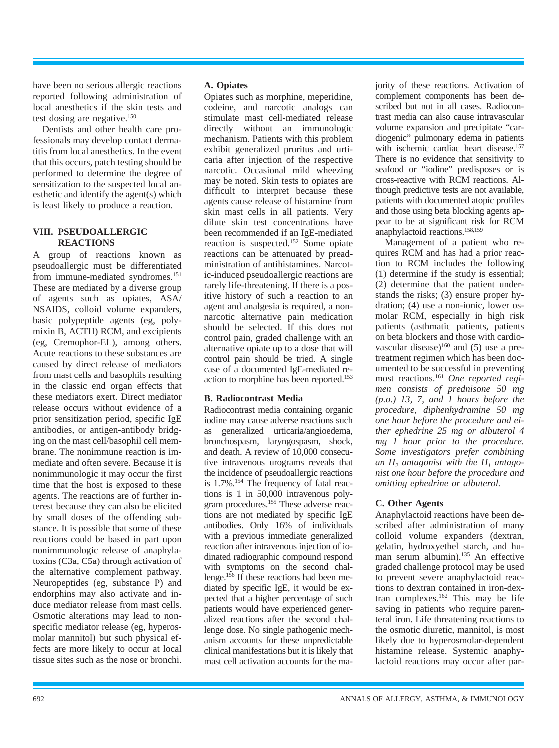have been no serious allergic reactions reported following administration of local anesthetics if the skin tests and test dosing are negative.[150]

Dentists and other health care professionals may develop contact dermatitis from local anesthetics. In the event that this occurs, patch testing should be performed to determine the degree of sensitization to the suspected local anesthetic and identify the agent(s) which is least likely to produce a reaction.

## VIII. PSEUDOALLERGIC REACTIONS

A group of reactions known as pseudoallergic must be differentiated from immune-mediated syndromes.[151] These are mediated by a diverse group of agents such as opiates, ASA/NSAIDS, colloid volume expanders, basic polypeptide agents (eg, polymixin B, ACTH) RCM, and excipients (eg, Cremophor-EL), among others. Acute reactions to these substances are caused by direct release of mediators from mast cells and basophils resulting in the classic end organ effects that these mediators exert. Direct mediator release occurs without evidence of a prior sensitization period, specific IgE antibodies, or antigen-antibody bridging on the mast cell/basophil cell membrane. The nonimmune reaction is immediate and often severe. Because it is nonimmunologic it may occur the first time that the host is exposed to these agents. The reactions are of further interest because they can also be elicited by small doses of the offending substance. It is possible that some of these reactions could be based in part upon nonimmunologic release of anaphylatoxins (C3a, C5a) through activation of the alternative complement pathway. Neuropeptides (eg, substance P) and endorphins may also activate and induce mediator release from mast cells. Osmotic alterations may lead to nonspecific mediator release (eg, hyperosmolar mannitol) but such physical effects are more likely to occur at local tissue sites such as the nose or bronchi.

### A. Opiates

Opiates such as morphine, meperidine, codeine, and narcotic analogs can stimulate mast cell-mediated release directly without an immunologic mechanism. Patients with this problem exhibit generalized pruritus and urticaria after injection of the respective narcotic. Occasional mild wheezing may be noted. Skin tests to opiates are difficult to interpret because these agents cause release of histamine from skin mast cells in all patients. Very dilute skin test concentrations have been recommended if an IgE-mediated reaction is suspected.[152] Some opiate reactions can be attenuated by preadministration of antihistamines. Narcotic-induced pseudoallergic reactions are rarely life-threatening. If there is a positive history of such a reaction to an agent and analgesia is required, a nonnarcotic alternative pain medication should be selected. If this does not control pain, graded challenge with an alternative opiate up to a dose that will control pain should be tried. A single case of a documented IgE-mediated reaction to morphine has been reported.[153]

### B. Radiocontrast Media

Radiocontrast media containing organic iodine may cause adverse reactions such as generalized urticaria/angioedema, bronchospasm, laryngospasm, shock, and death. A review of 10,000 consecutive intravenous urograms reveals that the incidence of pseudoallergic reactions is 1.7%.[154] The frequency of fatal reactions is 1 in 50,000 intravenous polygram procedures.[155] These adverse reactions are not mediated by specific IgE antibodies. Only 16% of individuals with a previous immediate generalized reaction after intravenous injection of iodinated radiographic compound respond with symptoms on the second challenge.[156] If these reactions had been mediated by specific IgE, it would be expected that a higher percentage of such patients would have experienced generalized reactions after the second challenge dose. No single pathogenic mechanism accounts for these unpredictable clinical manifestations but it is likely that mast cell activation accounts for the majority of these reactions. Activation of complement components has been described but not in all cases. Radiocontrast media can also cause intravascular volume expansion and precipitate "cardiogenic" pulmonary edema in patients with ischemic cardiac heart disease.[157] There is no evidence that sensitivity to seafood or "iodine" predisposes or is cross-reactive with RCM reactions. Although predictive tests are not available, patients with documented atopic profiles and those using beta blocking agents appear to be at significant risk for RCM anaphylactoid reactions.[158,159]

Management of a patient who requires RCM and has had a prior reaction to RCM includes the following (1) determine if the study is essential; (2) determine that the patient understands the risks; (3) ensure proper hydration; (4) use a non-ionic, lower osmolar RCM, especially in high risk patients (asthmatic patients, patients on beta blockers and those with cardiovascular disease)[160] and (5) use a pretreatment regimen which has been documented to be successful in preventing most reactions.[161] *One reported regimen consists of prednisone 50 mg (p.o.) 13, 7, and 1 hours before the procedure, diphenhydramine 50 mg one hour before the procedure and either ephedrine 25 mg or albuterol 4 mg 1 hour prior to the procedure. Some investigators prefer combining an $H_2$ antagonist with the $H_1$ antagonist one hour before the procedure and omitting ephedrine or albuterol.*

### C. Other Agents

Anaphylactoid reactions have been described after administration of many colloid volume expanders (dextran, gelatin, hydroxyethel starch, and human serum albumin).[135] An effective graded challenge protocol may be used to prevent severe anaphylactoid reactions to dextran contained in iron-dextran complexes.[162] This may be life saving in patients who require parenteral iron. Life threatening reactions to the osmotic diuretic, mannitol, is most likely due to hyperosmolar-dependent histamine release. Systemic anaphylactoid reactions may occur after par-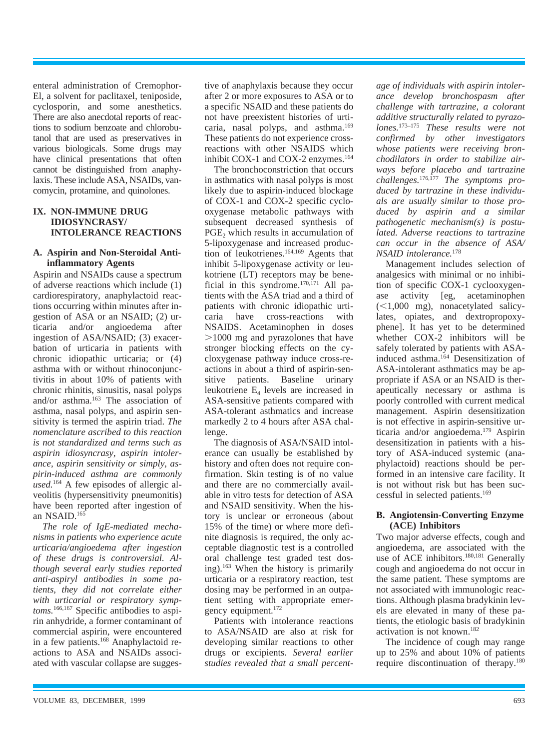enteral administration of Cremophor-El, a solvent for paclitaxel, teniposide, cyclosporin, and some anesthetics. There are also anecdotal reports of reactions to sodium benzoate and chlorobutanol that are used as preservatives in various biologicals. Some drugs may have clinical presentations that often cannot be distinguished from anaphylaxis. These include ASA, NSAIDs, vancomycin, protamine, and quinolones.

## IX. NON-IMMUNE DRUG IDIOSYNCRASY/INTOLERANCE REACTIONS

### A. Aspirin and Non-Steroidal Anti-inflammatory Agents

Aspirin and NSAIDs cause a spectrum of adverse reactions which include (1) cardiorespiratory, anaphylactoid reactions occurring within minutes after ingestion of ASA or an NSAID; (2) urticaria and/or angioedema after ingestion of ASA/NSAID; (3) exacerbation of urticaria in patients with chronic idiopathic urticaria; or (4) asthma with or without rhinoconjunctivitis in about 10% of patients with chronic rhinitis, sinusitis, nasal polyps and/or asthma.[163] The association of asthma, nasal polyps, and aspirin sensitivity is termed the aspirin triad. *The nomenclature ascribed to this reaction is not standardized and terms such as aspirin idiosyncrasy, aspirin intolerance, aspirin sensitivity or simply, aspirin-induced asthma are commonly used.*[164] A few episodes of allergic alveolitis (hypersensitivity pneumonitis) have been reported after ingestion of an NSAID.[165]

*The role of IgE-mediated mechanisms in patients who experience acute urticaria/angioedema after ingestion of these drugs is controversial. Although several early studies reported anti-aspiryl antibodies in some patients, they did not correlate either with urticarial or respiratory symptoms.*[166,167] Specific antibodies to aspirin anhydride, a former contaminant of commercial aspirin, were encountered in a few patients.[168] Anaphylactoid reactions to ASA and NSAIDs associated with vascular collapse are suggestive of anaphylaxis because they occur after 2 or more exposures to ASA or to a specific NSAID and these patients do not have preexistent histories of urticaria, nasal polyps, and asthma.[169] These patients do not experience cross-reactions with other NSAIDS which inhibit COX-1 and COX-2 enzymes.[164]

The bronchoconstriction that occurs in asthmatics with nasal polyps is most likely due to aspirin-induced blockage of COX-1 and COX-2 specific cyclooxygenase metabolic pathways with subsequent decreased synthesis of $PGE_2$ which results in accumulation of 5-lipoxygenase and increased production of leukotrienes.[164,169] Agents that inhibit 5-lipoxygenase activity or leukotriene (LT) receptors may be beneficial in this syndrome.[170,171] All patients with the ASA triad and a third of patients with chronic idiopathic urticaria have cross-reactions with NSAIDS. Acetaminophen in doses >1000 mg and pyrazolones that have stronger blocking effects on the cycloxygenase pathway induce cross-reactions in about a third of aspirin-sensitive patients. Baseline urinary leukotriene $E_4$ levels are increased in ASA-sensitive patients compared with ASA-tolerant asthmatics and increase markedly 2 to 4 hours after ASA challenge.

The diagnosis of ASA/NSAID intolerance can usually be established by history and often does not require confirmation. Skin testing is of no value and there are no commercially available in vitro tests for detection of ASA and NSAID sensitivity. When the history is unclear or erroneous (about 15% of the time) or where more definite diagnosis is required, the only acceptable diagnostic test is a controlled oral challenge test graded test dosing).[163] When the history is primarily urticaria or a respiratory reaction, test dosing may be performed in an outpatient setting with appropriate emergency equipment.[172]

Patients with intolerance reactions to ASA/NSAID are also at risk for developing similar reactions to other drugs or excipients. *Several earlier studies revealed that a small percentage of individuals with aspirin intolerance develop bronchospasm after challenge with tartrazine, a colorant additive structurally related to pyrazolones.*[173–175] *These results were not confirmed by other investigators whose patients were receiving bronchodilators in order to stabilize airways before placebo and tartrazine challenges.*[176,177] *The symptoms produced by tartrazine in these individuals are usually similar to those produced by aspirin and a similar pathogenetic mechanism(s) is postulated. Adverse reactions to tartrazine can occur in the absence of ASA/NSAID intolerance.*[178]

Management includes selection of analgesics with minimal or no inhibition of specific COX-1 cyclooxygenase activity [eg, acetaminophen (<1,000 mg), nonacetylated salicylates, opiates, and dextropropoxyphene]. It has yet to be determined whether COX-2 inhibitors will be safely tolerated by patients with ASA-induced asthma.[164] Desensitization of ASA-intolerant asthmatics may be appropriate if ASA or an NSAID is therapeutically necessary or asthma is poorly controlled with current medical management. Aspirin desensitization is not effective in aspirin-sensitive urticaria and/or angioedema.[179] Aspirin desensitization in patients with a history of ASA-induced systemic (anaphylactoid) reactions should be performed in an intensive care facility. It is not without risk but has been successful in selected patients.[169]

### B. Angiotensin-Converting Enzyme (ACE) Inhibitors

Two major adverse effects, cough and angioedema, are associated with the use of ACE inhibitors.[180,181] Generally cough and angioedema do not occur in the same patient. These symptoms are not associated with immunologic reactions. Although plasma bradykinin levels are elevated in many of these patients, the etiologic basis of bradykinin activation is not known.[182]

The incidence of cough may range up to 25% and about 10% of patients require discontinuation of therapy.[180]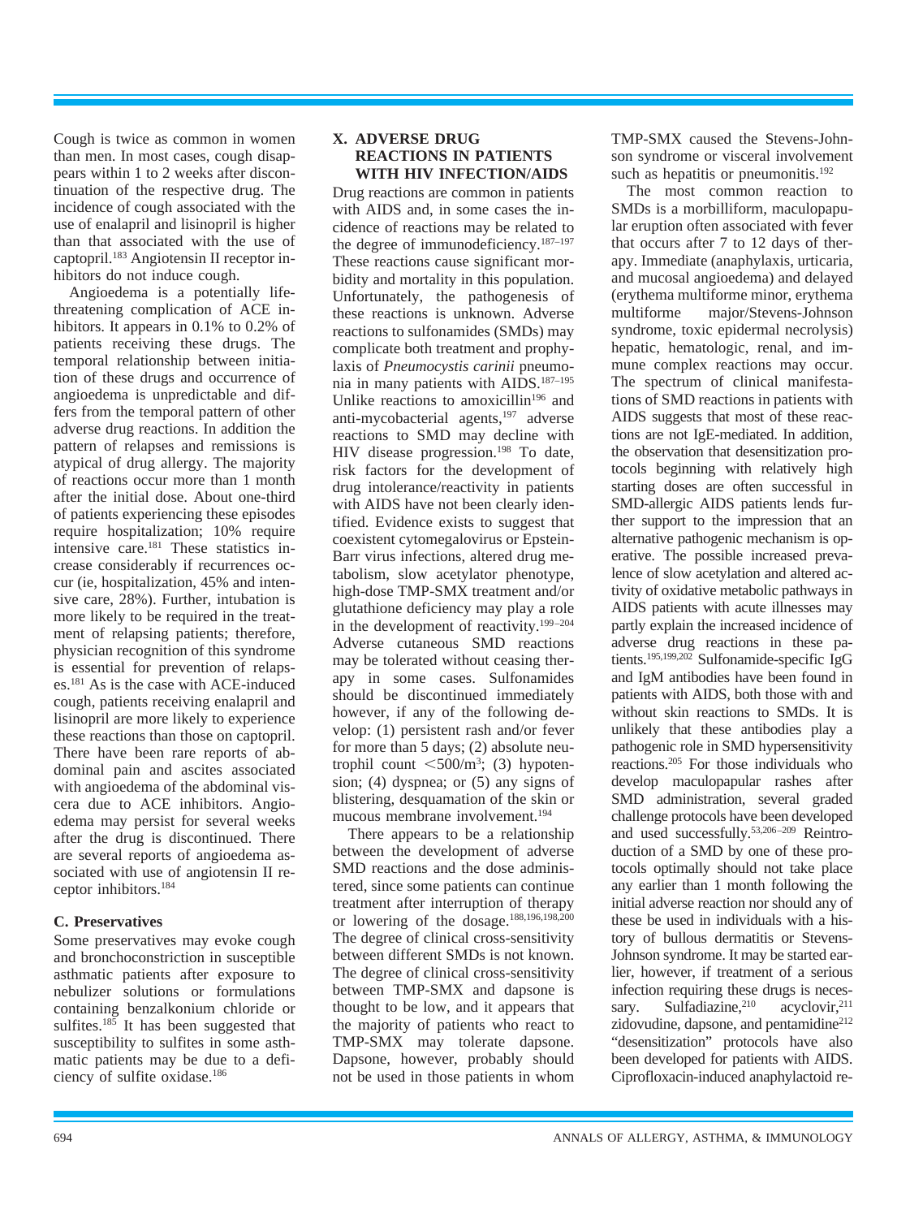Cough is twice as common in women than men. In most cases, cough disappears within 1 to 2 weeks after discontinuation of the respective drug. The incidence of cough associated with the use of enalapril and lisinopril is higher than that associated with the use of captopril.[183] Angiotensin II receptor inhibitors do not induce cough.

Angioedema is a potentially life-threatening complication of ACE inhibitors. It appears in 0.1% to 0.2% of patients receiving these drugs. The temporal relationship between initiation of these drugs and occurrence of angioedema is unpredictable and differs from the temporal pattern of other adverse drug reactions. In addition the pattern of relapses and remissions is atypical of drug allergy. The majority of reactions occur more than 1 month after the initial dose. About one-third of patients experiencing these episodes require hospitalization; 10% require intensive care.[181] These statistics increase considerably if recurrences occur (ie, hospitalization, 45% and intensive care, 28%). Further, intubation is more likely to be required in the treatment of relapsing patients; therefore, physician recognition of this syndrome is essential for prevention of relapses.[181] As is the case with ACE-induced cough, patients receiving enalapril and lisinopril are more likely to experience these reactions than those on captopril. There have been rare reports of abdominal pain and ascites associated with angioedema of the abdominal viscera due to ACE inhibitors. Angioedema may persist for several weeks after the drug is discontinued. There are several reports of angioedema associated with use of angiotensin II receptor inhibitors.[184]

### C. Preservatives

Some preservatives may evoke cough and bronchoconstriction in susceptible asthmatic patients after exposure to nebulizer solutions or formulations containing benzalkonium chloride or sulfites.[185] It has been suggested that susceptibility to sulfites in some asthmatic patients may be due to a deficiency of sulfite oxidase.[186]

## X. ADVERSE DRUG REACTIONS IN PATIENTS WITH HIV INFECTION/AIDS

Drug reactions are common in patients with AIDS and, in some cases the incidence of reactions may be related to the degree of immunodeficiency.[187–197] These reactions cause significant morbidity and mortality in this population. Unfortunately, the pathogenesis of these reactions is unknown. Adverse reactions to sulfonamides (SMDs) may complicate both treatment and prophylaxis of *Pneumocystis carinii* pneumonia in many patients with AIDS.[187–195] Unlike reactions to amoxicillin[196] and anti-mycobacterial agents,[197] adverse reactions to SMD may decline with HIV disease progression.[198] To date, risk factors for the development of drug intolerance/reactivity in patients with AIDS have not been clearly identified. Evidence exists to suggest that coexistent cytomegalovirus or Epstein-Barr virus infections, altered drug metabolism, slow acetylator phenotype, high-dose TMP-SMX treatment and/or glutathione deficiency may play a role in the development of reactivity.[199–204] Adverse cutaneous SMD reactions may be tolerated without ceasing therapy in some cases. Sulfonamides should be discontinued immediately however, if any of the following develop: (1) persistent rash and/or fever for more than 5 days; (2) absolute neutrophil count $<500/m^3$; (3) hypotension; (4) dyspnea; or (5) any signs of blistering, desquamation of the skin or mucous membrane involvement.[194]

There appears to be a relationship between the development of adverse SMD reactions and the dose administered, since some patients can continue treatment after interruption of therapy or lowering of the dosage.[188,196,198,200] The degree of clinical cross-sensitivity between different SMDs is not known. The degree of clinical cross-sensitivity between TMP-SMX and dapsone is thought to be low, and it appears that the majority of patients who react to TMP-SMX may tolerate dapsone. Dapsone, however, probably should not be used in those patients in whom TMP-SMX caused the Stevens-Johnson syndrome or visceral involvement such as hepatitis or pneumonitis.[192]

The most common reaction to SMDs is a morbilliform, maculopapular eruption often associated with fever that occurs after 7 to 12 days of therapy. Immediate (anaphylaxis, urticaria, and mucosal angioedema) and delayed (erythema multiforme minor, erythema multiforme major/Stevens-Johnson syndrome, toxic epidermal necrolysis) hepatic, hematologic, renal, and immune complex reactions may occur. The spectrum of clinical manifestations of SMD reactions in patients with AIDS suggests that most of these reactions are not IgE-mediated. In addition, the observation that desensitization protocols beginning with relatively high starting doses are often successful in SMD-allergic AIDS patients lends further support to the impression that an alternative pathogenic mechanism is operative. The possible increased prevalence of slow acetylation and altered activity of oxidative metabolic pathways in AIDS patients with acute illnesses may partly explain the increased incidence of adverse drug reactions in these patients.[195,199,202] Sulfonamide-specific IgG and IgM antibodies have been found in patients with AIDS, both those with and without skin reactions to SMDs. It is unlikely that these antibodies play a pathogenic role in SMD hypersensitivity reactions.[205] For those individuals who develop maculopapular rashes after SMD administration, several graded challenge protocols have been developed and used successfully.[53,206–209] Reintroduction of a SMD by one of these protocols optimally should not take place any earlier than 1 month following the initial adverse reaction nor should any of these be used in individuals with a history of bullous dermatitis or Stevens-Johnson syndrome. It may be started earlier, however, if treatment of a serious infection requiring these drugs is necessary. Sulfadiazine,[210] acyclovir,[211] zidovudine, dapsone, and pentamidine[212] "desensitization" protocols have also been developed for patients with AIDS. Ciprofloxacin-induced anaphylactoid re-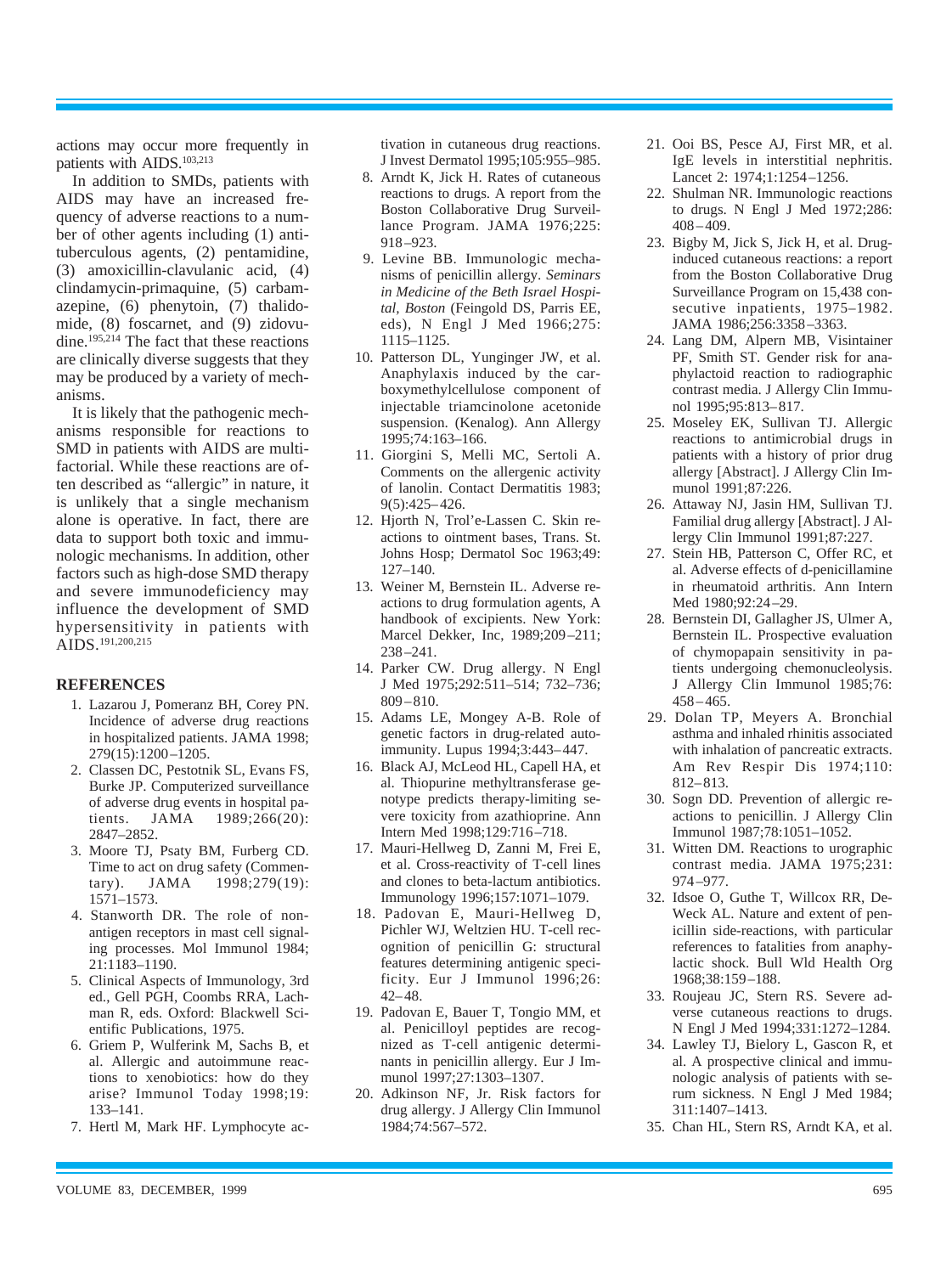actions may occur more frequently in patients with AIDS.[103,213]

In addition to SMDs, patients with AIDS may have an increased frequency of adverse reactions to a number of other agents including (1) antituberculous agents, (2) pentamidine, (3) amoxicillin-clavulanic acid, (4) clindamycin-primaquine, (5) carbamazepine, (6) phenytoin, (7) thalidomide, (8) foscarnet, and (9) zidovudine.[195,214] The fact that these reactions are clinically diverse suggests that they may be produced by a variety of mechanisms.

It is likely that the pathogenic mechanisms responsible for reactions to SMD in patients with AIDS are multifactorial. While these reactions are often described as "allergic" in nature, it is unlikely that a single mechanism alone is operative. In fact, there are data to support both toxic and immunologic mechanisms. In addition, other factors such as high-dose SMD therapy and severe immunodeficiency may influence the development of SMD hypersensitivity in patients with AIDS.[191,200,215]

## REFERENCES

1. Lazarou J, Pomeranz BH, Corey PN. Incidence of adverse drug reactions in hospitalized patients. JAMA 1998; 279(15):1200–1205.
2. Classen DC, Pestotnik SL, Evans FS, Burke JP. Computerized surveillance of adverse drug events in hospital patients. JAMA 1989;266(20): 2847–2852.
3. Moore TJ, Psaty BM, Furberg CD. Time to act on drug safety (Commentary). JAMA 1998;279(19): 1571–1573.
4. Stanworth DR. The role of non-antigen receptors in mast cell signaling processes. Mol Immunol 1984; 21:1183–1190.
5. Clinical Aspects of Immunology, 3rd ed., Gell PGH, Coombs RRA, Lachman R, eds. Oxford: Blackwell Scientific Publications, 1975.
6. Griem P, Wulferink M, Sachs B, et al. Allergic and autoimmune reactions to xenobiotics: how do they arise? Immunol Today 1998;19: 133–141.
7. Hertl M, Mark HF. Lymphocyte activation in cutaneous drug reactions. J Invest Dermatol 1995;105:955–985.
8. Arndt K, Jick H. Rates of cutaneous reactions to drugs. A report from the Boston Collaborative Drug Surveillance Program. JAMA 1976;225: 918–923.
9. Levine BB. Immunologic mechanisms of penicillin allergy. *Seminars in Medicine of the Beth Israel Hospital, Boston* (Feingold DS, Parris EE, eds), N Engl J Med 1966;275: 1115–1125.
10. Patterson DL, Yunginger JW, et al. Anaphylaxis induced by the carboxymethylcellulose component of injectable triamcinolone acetonide suspension. (Kenalog). Ann Allergy 1995;74:163–166.
11. Giorgini S, Melli MC, Sertoli A. Comments on the allergenic activity of lanolin. Contact Dermatitis 1983; 9(5):425–426.
12. Hjorth N, Trol'e-Lassen C. Skin reactions to ointment bases, Trans. St. Johns Hosp; Dermatol Soc 1963;49: 127–140.
13. Weiner M, Bernstein IL. Adverse reactions to drug formulation agents, A handbook of excipients. New York: Marcel Dekker, Inc, 1989;209–211; 238–241.
14. Parker CW. Drug allergy. N Engl J Med 1975;292:511–514; 732–736; 809–810.
15. Adams LE, Mongey A-B. Role of genetic factors in drug-related autoimmunity. Lupus 1994;3:443–447.
16. Black AJ, McLeod HL, Capell HA, et al. Thiopurine methyltransferase genotype predicts therapy-limiting severe toxicity from azathioprine. Ann Intern Med 1998;129:716–718.
17. Mauri-Hellweg D, Zanni M, Frei E, et al. Cross-reactivity of T-cell lines and clones to beta-lactum antibiotics. Immunology 1996;157:1071–1079.
18. Padovan E, Mauri-Hellweg D, Pichler WJ, Weltzien HU. T-cell recognition of penicillin G: structural features determining antigenic specificity. Eur J Immunol 1996;26: 42–48.
19. Padovan E, Bauer T, Tongio MM, et al. Penicilloyl peptides are recognized as T-cell antigenic determinants in penicillin allergy. Eur J Immunol 1997;27:1303–1307.
20. Adkinson NF, Jr. Risk factors for drug allergy. J Allergy Clin Immunol 1984;74:567–572.
21. Ooi BS, Pesce AJ, First MR, et al. IgE levels in interstitial nephritis. Lancet 2: 1974;1:1254–1256.
22. Shulman NR. Immunologic reactions to drugs. N Engl J Med 1972;286: 408–409.
23. Bigby M, Jick S, Jick H, et al. Drug-induced cutaneous reactions: a report from the Boston Collaborative Drug Surveillance Program on 15,438 consecutive inpatients, 1975–1982. JAMA 1986;256:3358–3363.
24. Lang DM, Alpern MB, Visintainer PF, Smith ST. Gender risk for anaphylactoid reaction to radiographic contrast media. J Allergy Clin Immunol 1995;95:813–817.
25. Moseley EK, Sullivan TJ. Allergic reactions to antimicrobial drugs in patients with a history of prior drug allergy [Abstract]. J Allergy Clin Immunol 1991;87:226.
26. Attaway NJ, Jasin HM, Sullivan TJ. Familial drug allergy [Abstract]. J Allergy Clin Immunol 1991;87:227.
27. Stein HB, Patterson C, Offer RC, et al. Adverse effects of d-penicillamine in rheumatoid arthritis. Ann Intern Med 1980;92:24–29.
28. Bernstein DI, Gallagher JS, Ulmer A, Bernstein IL. Prospective evaluation of chymopapain sensitivity in patients undergoing chemonucleolysis. J Allergy Clin Immunol 1985;76: 458–465.
29. Dolan TP, Meyers A. Bronchial asthma and inhaled rhinitis associated with inhalation of pancreatic extracts. Am Rev Respir Dis 1974;110: 812–813.
30. Sogn DD. Prevention of allergic reactions to penicillin. J Allergy Clin Immunol 1987;78:1051–1052.
31. Witten DM. Reactions to urographic contrast media. JAMA 1975;231: 974–977.
32. Idsoe O, Guthe T, Willcox RR, DeWeck AL. Nature and extent of penicillin side-reactions, with particular references to fatalities from anaphylactic shock. Bull Wld Health Org 1968;38:159–188.
33. Roujeau JC, Stern RS. Severe adverse cutaneous reactions to drugs. N Engl J Med 1994;331:1272–1284.
34. Lawley TJ, Bielory L, Gascon R, et al. A prospective clinical and immunologic analysis of patients with serum sickness. N Engl J Med 1984; 311:1407–1413.
35. Chan HL, Stern RS, Arndt KA, et al.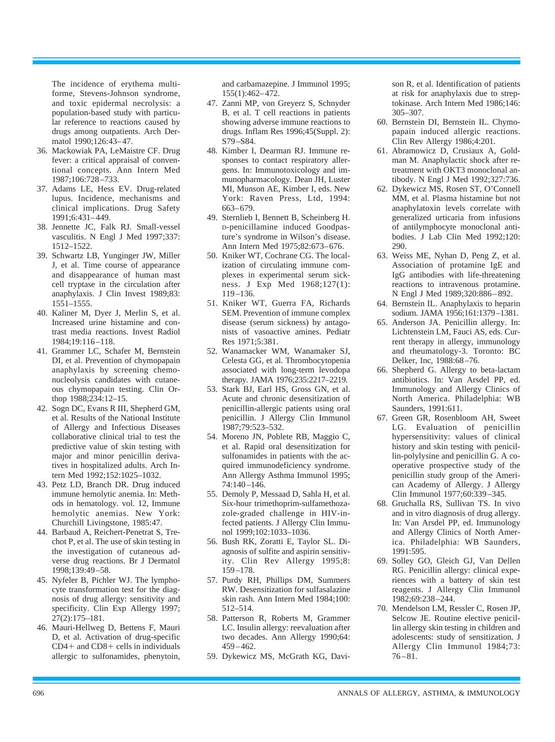The incidence of erythema multiforme, Stevens-Johnson syndrome, and toxic epidermal necrolysis: a population-based study with particular reference to reactions caused by drugs among outpatients. Arch Dermatol 1990;126:43–47.

36. Mackowiak PA, LeMaistre CF. Drug fever: a critical appraisal of conventional concepts. Ann Intern Med 1987;106:728–733.
37. Adams LE, Hess EV. Drug-related lupus. Incidence, mechanisms and clinical implications. Drug Safety 1991;6:431–449.
38. Jennette JC, Falk RJ. Small-vessel vasculitis. N Engl J Med 1997;337: 1512–1522.
39. Schwartz LB, Yunginger JW, Miller J, et al. Time course of appearance and disappearance of human mast cell tryptase in the circulation after anaphylaxis. J Clin Invest 1989;83: 1551–1555.
40. Kaliner M, Dyer J, Merlin S, et al. Increased urine histamine and contrast media reactions. Invest Radiol 1984;19:116–118.
41. Grammer LC, Schafer M, Bernstein DI, et al. Prevention of chymopapain anaphylaxis by screening chemonucleolysis candidates with cutaneous chymopapain testing. Clin Orthop 1988;234:12–15.
42. Sogn DC, Evans R III, Shepherd GM, et al. Results of the National Institute of Allergy and Infectious Diseases collaborative clinical trial to test the predictive value of skin testing with major and minor penicillin derivatives in hospitalized adults. Arch Intern Med 1992;152:1025–1032.
43. Petz LD, Branch DR. Drug induced immune hemolytic anemia. In: Methods in hematology. vol. 12, Immune hemolytic anemias. New York: Churchill Livingstone, 1985:47.
44. Barbaud A, Reichert-Penetrat S, Trechot P, et al. The use of skin testing in the investigation of cutaneous adverse drug reactions. Br J Dermatol 1998;139:49–58.
45. Nyfeler B, Pichler WJ. The lymphocyte transformation test for the diagnosis of drug allergy: sensitivity and specificity. Clin Exp Allergy 1997; 27(2):175–181.
46. Mauri-Hellweg D, Bettens F, Mauri D, et al. Activation of drug-specific CD4+ and CD8+ cells in individuals allergic to sulfonamides, phenytoin, and carbamazepine. J Immunol 1995; 155(1):462–472.
47. Zanni MP, von Greyerz S, Schnyder B, et al. T cell reactions in patients showing adverse immune reactions to drugs. Inflam Res 1996;45(Suppl. 2): S79–S84.
48. Kimber I, Dearman RJ. Immune responses to contact respiratory allergens. In: Immunotoxicology and immunopharmacology. Dean JH, Luster MI, Munson AE, Kimber I, eds. New York: Raven Press, Ltd, 1994: 663–679.
49. Sternlieb I, Bennett B, Scheinberg H. D-penicillamine induced Goodpasture's syndrome in Wilson's disease. Ann Intern Med 1975;82:673–676.
50. Kniker WT, Cochrane CG. The localization of circulating immune complexes in experimental serum sickness. J Exp Med 1968;127(1): 119–136.
51. Kniker WT, Guerra FA, Richards SEM. Prevention of immune complex disease (serum sickness) by antagonists of vasoactive amines. Pediatr Res 1971;5:381.
52. Wanamacker WM, Wanamaker SJ, Celesta GG, et al. Thrombocytopenia associated with long-term levodopa therapy. JAMA 1976;235:2217–2219.
53. Stark BJ, Earl HS, Gross GN, et al. Acute and chronic desensitization of penicillin-allergic patients using oral penicillin. J Allergy Clin Immunol 1987;79:523–532.
54. Moreno JN, Poblete RB, Maggio C, et al. Rapid oral desensitization for sulfonamides in patients with the acquired immunodeficiency syndrome. Ann Allergy Asthma Immunol 1995; 74:140–146.
55. Demoly P, Messaad D, Sahla H, et al. Six-hour trimethoprim-sulfamethozazole-graded challenge in HIV-infected patients. J Allergy Clin Immunol 1999;102:1033–1036.
56. Bush RK, Zoratti E, Taylor SL. Diagnosis of sulfite and aspirin sensitivity. Clin Rev Allergy 1995;8: 159–178.
57. Purdy RH, Phillips DM, Summers RW. Desensitization for sulfasalazine skin rash. Ann Intern Med 1984;100: 512–514.
58. Patterson R, Roberts M, Grammer LC. Insulin allergy: reevaluation after two decades. Ann Allergy 1990;64: 459–462.
59. Dykewicz MS, McGrath KG, Davison R, et al. Identification of patients at risk for anaphylaxis due to streptokinase. Arch Intern Med 1986;146: 305–307.
60. Bernstein DI, Bernstein IL. Chymopapain induced allergic reactions. Clin Rev Allergy 1986;4:201.
61. Abramowicz D, Crusiaux A, Goldman M. Anaphylactic shock after retreatment with OKT3 monoclonal antibody. N Engl J Med 1992;327:736.
62. Dykewicz MS, Rosen ST, O'Connell MM, et al. Plasma histamine but not anaphylatoxin levels correlate with generalized urticaria from infusions of antilymphocyte monoclonal antibodies. J Lab Clin Med 1992;120: 290.
63. Weiss ME, Nyhan D, Peng Z, et al. Association of protamine IgE and IgG antibodies with life-threatening reactions to intravenous protamine. N Engl J Med 1989;320:886–892.
64. Bernstein IL. Anaphylaxis to heparin sodium. JAMA 1956;161:1379–1381.
65. Anderson JA. Penicillin allergy. In: Lichtenstein LM, Fauci AS, eds. Current therapy in allergy, immunology and rheumatology-3. Toronto: BC Delker, Inc, 1988:68–76.
66. Shepherd G. Allergy to beta-lactam antibiotics. In: Van Arsdel PP, ed. Immunology and Allergy Clinics of North America. Philadelphia: WB Saunders, 1991:611.
67. Green GR, Rosenbloom AH, Sweet LG. Evaluation of penicillin hypersensitivity: values of clinical history and skin testing with penicillin-polylysine and penicillin G. A cooperative prospective study of the penicillin study group of the American Academy of Allergy. J Allergy Clin Immunol 1977;60:339–345.
68. Gruchalla RS, Sullivan TS. In vivo and in vitro diagnosis of drug allergy. In: Van Arsdel PP, ed. Immunology and Allergy Clinics of North America. Philadelphia: WB Saunders, 1991:595.
69. Solley GO, Gleich GJ, Van Dellen RG. Penicillin allergy: clinical experiences with a battery of skin test reagents. J Allergy Clin Immunol 1982;69:238–244.
70. Mendelson LM, Ressler C, Rosen JP, Selcow JE. Routine elective penicillin allergy skin testing in children and adolescents: study of sensitization. J Allergy Clin Immunol 1984;73: 76–81.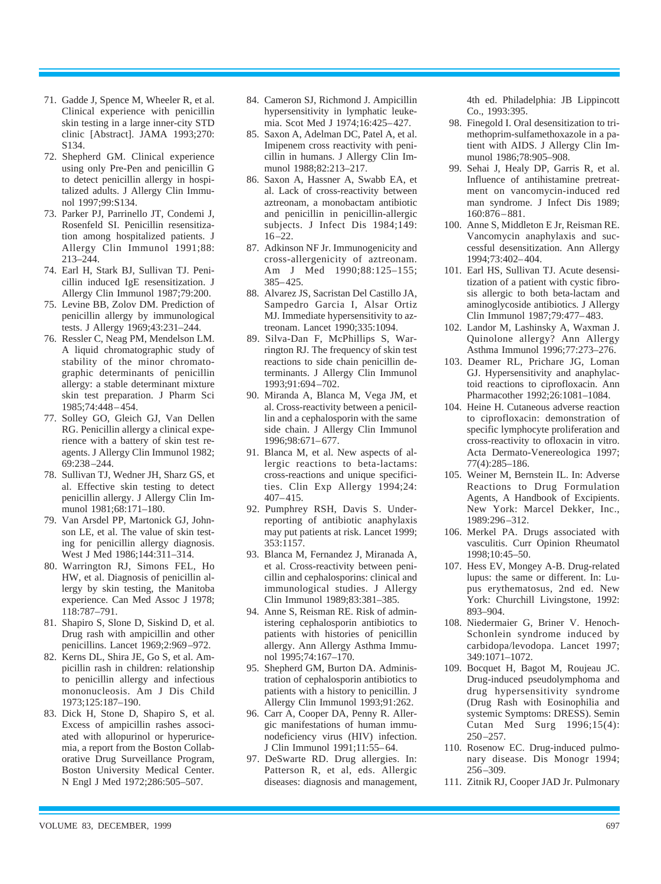71. Gadde J, Spence M, Wheeler R, et al. Clinical experience with penicillin skin testing in a large inner-city STD clinic [Abstract]. JAMA 1993;270: S134.
72. Shepherd GM. Clinical experience using only Pre-Pen and penicillin G to detect penicillin allergy in hospitalized adults. J Allergy Clin Immunol 1997;99:S134.
73. Parker PJ, Parrinello JT, Condemi J, Rosenfeld SI. Penicillin resensitization among hospitalized patients. J Allergy Clin Immunol 1991;88: 213–244.
74. Earl H, Stark BJ, Sullivan TJ. Penicillin induced IgE resensitization. J Allergy Clin Immunol 1987;79:200.
75. Levine BB, Zolov DM. Prediction of penicillin allergy by immunological tests. J Allergy 1969;43:231–244.
76. Ressler C, Neag PM, Mendelson LM. A liquid chromatographic study of stability of the minor chromatographic determinants of penicillin allergy: a stable determinant mixture skin test preparation. J Pharm Sci 1985;74:448–454.
77. Solley GO, Gleich GJ, Van Dellen RG. Penicillin allergy a clinical experience with a battery of skin test reagents. J Allergy Clin Immunol 1982; 69:238–244.
78. Sullivan TJ, Wedner JH, Sharz GS, et al. Effective skin testing to detect penicillin allergy. J Allergy Clin Immunol 1981;68:171–180.
79. Van Arsdel PP, Martonick GJ, Johnson LE, et al. The value of skin testing for penicillin allergy diagnosis. West J Med 1986;144:311–314.
80. Warrington RJ, Simons FEL, Ho HW, et al. Diagnosis of penicillin allergy by skin testing, the Manitoba experience. Can Med Assoc J 1978; 118:787–791.
81. Shapiro S, Slone D, Siskind D, et al. Drug rash with ampicillin and other penicillins. Lancet 1969;2:969–972.
82. Kerns DL, Shira JE, Go S, et al. Ampicillin rash in children: relationship to penicillin allergy and infectious mononucleosis. Am J Dis Child 1973;125:187–190.
83. Dick H, Stone D, Shapiro S, et al. Excess of ampicillin rashes associated with allopurinol or hyperuricemia, a report from the Boston Collaborative Drug Surveillance Program, Boston University Medical Center. N Engl J Med 1972;286:505–507.
84. Cameron SJ, Richmond J. Ampicillin hypersensitivity in lymphatic leukemia. Scot Med J 1974;16:425–427.
85. Saxon A, Adelman DC, Patel A, et al. Imipenem cross reactivity with penicillin in humans. J Allergy Clin Immunol 1988;82:213–217.
86. Saxon A, Hassner A, Swabb EA, et al. Lack of cross-reactivity between aztreonam, a monobactam antibiotic and penicillin in penicillin-allergic subjects. J Infect Dis 1984;149: 16–22.
87. Adkinson NF Jr. Immunogenicity and cross-allergenicity of aztreonam. Am J Med 1990;88:125–155; 385–425.
88. Alvarez JS, Sacristan Del Castillo JA, Sampedro Garcia I, Alsar Ortiz MJ. Immediate hypersensitivity to aztreonam. Lancet 1990;335:1094.
89. Silva-Dan F, McPhillips S, Warrington RJ. The frequency of skin test reactions to side chain penicillin determinants. J Allergy Clin Immunol 1993;91:694–702.
90. Miranda A, Blanca M, Vega JM, et al. Cross-reactivity between a penicillin and a cephalosporin with the same side chain. J Allergy Clin Immunol 1996;98:671–677.
91. Blanca M, et al. New aspects of allergic reactions to beta-lactams: cross-reactions and unique specificities. Clin Exp Allergy 1994;24: 407–415.
92. Pumphrey RSH, Davis S. Under-reporting of antibiotic anaphylaxis may put patients at risk. Lancet 1999; 353:1157.
93. Blanca M, Fernandez J, Miranada A, et al. Cross-reactivity between penicillin and cephalosporins: clinical and immunological studies. J Allergy Clin Immunol 1989;83:381–385.
94. Anne S, Reisman RE. Risk of administering cephalosporin antibiotics to patients with histories of penicillin allergy. Ann Allergy Asthma Immunol 1995;74:167–170.
95. Shepherd GM, Burton DA. Administration of cephalosporin antibiotics to patients with a history to penicillin. J Allergy Clin Immunol 1993;91:262.
96. Carr A, Cooper DA, Penny R. Allergic manifestations of human immunodeficiency virus (HIV) infection. J Clin Immunol 1991;11:55–64.
97. DeSwarte RD. Drug allergies. In: Patterson R, et al, eds. Allergic diseases: diagnosis and management, 4th ed. Philadelphia: JB Lippincott Co., 1993:395.
98. Finegold I. Oral desensitization to trimethoprim-sulfamethoxazole in a patient with AIDS. J Allergy Clin Immunol 1986;78:905–908.
99. Sehai J, Healy DP, Garris R, et al. Influence of antihistamine pretreatment on vancomycin-induced red man syndrome. J Infect Dis 1989; 160:876–881.
100. Anne S, Middleton E Jr, Reisman RE. Vancomycin anaphylaxis and successful desensitization. Ann Allergy 1994;73:402–404.
101. Earl HS, Sullivan TJ. Acute desensitization of a patient with cystic fibrosis allergic to both beta-lactam and aminoglycoside antibiotics. J Allergy Clin Immunol 1987;79:477–483.
102. Landor M, Lashinsky A, Waxman J. Quinolone allergy? Ann Allergy Asthma Immunol 1996;77:273–276.
103. Deamer RL, Prichare JG, Loman GJ. Hypersensitivity and anaphylactoid reactions to ciprofloxacin. Ann Pharmacother 1992;26:1081–1084.
104. Heine H. Cutaneous adverse reaction to ciprofloxacin: demonstration of specific lymphocyte proliferation and cross-reactivity to ofloxacin in vitro. Acta Dermato-Venereologica 1997; 77(4):285–186.
105. Weiner M, Bernstein IL. In: Adverse Reactions to Drug Formulation Agents, A Handbook of Excipients. New York: Marcel Dekker, Inc., 1989:296–312.
106. Merkel PA. Drugs associated with vasculitis. Curr Opinion Rheumatol 1998;10:45–50.
107. Hess EV, Mongey A-B. Drug-related lupus: the same or different. In: Lupus erythematosus, 2nd ed. New York: Churchill Livingstone, 1992: 893–904.
108. Niedermaier G, Briner V. Henoch-Schonlein syndrome induced by carbidopa/levodopa. Lancet 1997; 349:1071–1072.
109. Bocquet H, Bagot M, Roujeau JC. Drug-induced pseudolymphoma and drug hypersensitivity syndrome (Drug Rash with Eosinophilia and systemic Symptoms: DRESS). Semin Cutan Med Surg 1996;15(4): 250–257.
110. Rosenow EC. Drug-induced pulmonary disease. Dis Monogr 1994; 256–309.
111. Zitnik RJ, Cooper JAD Jr. Pulmonary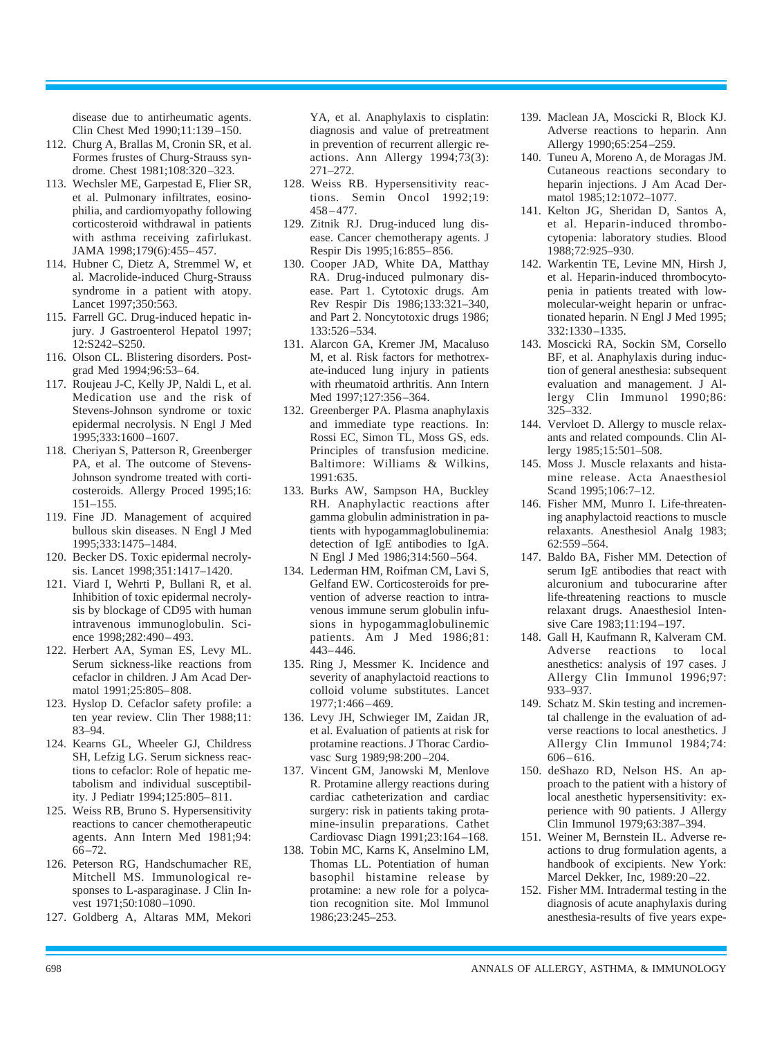disease due to antirheumatic agents. Clin Chest Med 1990;11:139–150.

112. Churg A, Brallas M, Cronin SR, et al. Formes frustes of Churg-Strauss syndrome. Chest 1981;108:320–323.
113. Wechsler ME, Garpestad E, Flier SR, et al. Pulmonary infiltrates, eosinophilia, and cardiomyopathy following corticosteroid withdrawal in patients with asthma receiving zafirlukast. JAMA 1998;179(6):455–457.
114. Hubner C, Dietz A, Stremmel W, et al. Macrolide-induced Churg-Strauss syndrome in a patient with atopy. Lancet 1997;350:563.
115. Farrell GC. Drug-induced hepatic injury. J Gastroenterol Hepatol 1997; 12:S242–S250.
116. Olson CL. Blistering disorders. Postgrad Med 1994;96:53–64.
117. Roujeau J-C, Kelly JP, Naldi L, et al. Medication use and the risk of Stevens-Johnson syndrome or toxic epidermal necrolysis. N Engl J Med 1995;333:1600–1607.
118. Cheriyan S, Patterson R, Greenberger PA, et al. The outcome of Stevens-Johnson syndrome treated with corticosteroids. Allergy Proced 1995;16: 151–155.
119. Fine JD. Management of acquired bullous skin diseases. N Engl J Med 1995;333:1475–1484.
120. Becker DS. Toxic epidermal necrolysis. Lancet 1998;351:1417–1420.
121. Viard I, Wehrti P, Bullani R, et al. Inhibition of toxic epidermal necrolysis by blockage of CD95 with human intravenous immunoglobulin. Science 1998;282:490–493.
122. Herbert AA, Syman ES, Levy ML. Serum sickness-like reactions from cefaclor in children. J Am Acad Dermatol 1991;25:805–808.
123. Hyslop D. Cefaclor safety profile: a ten year review. Clin Ther 1988;11: 83–94.
124. Kearns GL, Wheeler GJ, Childress SH, Lefzig LG. Serum sickness reactions to cefaclor: Role of hepatic metabolism and individual susceptibility. J Pediatr 1994;125:805–811.
125. Weiss RB, Bruno S. Hypersensitivity reactions to cancer chemotherapeutic agents. Ann Intern Med 1981;94: 66–72.
126. Peterson RG, Handschumacher RE, Mitchell MS. Immunological responses to L-asparaginase. J Clin Invest 1971;50:1080–1090.
127. Goldberg A, Altaras MM, Mekori YA, et al. Anaphylaxis to cisplatin: diagnosis and value of pretreatment in prevention of recurrent allergic reactions. Ann Allergy 1994;73(3): 271–272.
128. Weiss RB. Hypersensitivity reactions. Semin Oncol 1992;19: 458–477.
129. Zitnik RJ. Drug-induced lung disease. Cancer chemotherapy agents. J Respir Dis 1995;16:855–856.
130. Cooper JAD, White DA, Matthay RA. Drug-induced pulmonary disease. Part 1. Cytotoxic drugs. Am Rev Respir Dis 1986;133:321–340, and Part 2. Noncytotoxic drugs 1986; 133:526–534.
131. Alarcon GA, Kremer JM, Macaluso M, et al. Risk factors for methotrexate-induced lung injury in patients with rheumatoid arthritis. Ann Intern Med 1997;127:356–364.
132. Greenberger PA. Plasma anaphylaxis and immediate type reactions. In: Rossi EC, Simon TL, Moss GS, eds. Principles of transfusion medicine. Baltimore: Williams & Wilkins, 1991:635.
133. Burks AW, Sampson HA, Buckley RH. Anaphylactic reactions after gamma globulin administration in patients with hypogammaglobulinemia: detection of IgE antibodies to IgA. N Engl J Med 1986;314:560–564.
134. Lederman HM, Roifman CM, Lavi S, Gelfand EW. Corticosteroids for prevention of adverse reaction to intravenous immune serum globulin infusions in hypogammaglobulinemic patients. Am J Med 1986;81: 443–446.
135. Ring J, Messmer K. Incidence and severity of anaphylactoid reactions to colloid volume substitutes. Lancet 1977;1:466–469.
136. Levy JH, Schwieger IM, Zaidan JR, et al. Evaluation of patients at risk for protamine reactions. J Thorac Cardiovasc Surg 1989;98:200–204.
137. Vincent GM, Janowski M, Menlove R. Protamine allergy reactions during cardiac catheterization and cardiac surgery: risk in patients taking protamine-insulin preparations. Cathet Cardiovasc Diagn 1991;23:164–168.
138. Tobin MC, Karns K, Anselmino LM, Thomas LL. Potentiation of human basophil histamine release by protamine: a new role for a polycation recognition site. Mol Immunol 1986;23:245–253.
139. Maclean JA, Moscicki R, Block KJ. Adverse reactions to heparin. Ann Allergy 1990;65:254–259.
140. Tuneu A, Moreno A, de Moragas JM. Cutaneous reactions secondary to heparin injections. J Am Acad Dermatol 1985;12:1072–1077.
141. Kelton JG, Sheridan D, Santos A, et al. Heparin-induced thrombocytopenia: laboratory studies. Blood 1988;72:925–930.
142. Warkentin TE, Levine MN, Hirsh J, et al. Heparin-induced thrombocytopenia in patients treated with low-molecular-weight heparin or unfractionated heparin. N Engl J Med 1995; 332:1330–1335.
143. Moscicki RA, Sockin SM, Corsello BF, et al. Anaphylaxis during induction of general anesthesia: subsequent evaluation and management. J Allergy Clin Immunol 1990;86: 325–332.
144. Vervloet D. Allergy to muscle relaxants and related compounds. Clin Allergy 1985;15:501–508.
145. Moss J. Muscle relaxants and histamine release. Acta Anaesthesiol Scand 1995;106:7–12.
146. Fisher MM, Munro I. Life-threatening anaphylactoid reactions to muscle relaxants. Anesthesiol Analg 1983; 62:559–564.
147. Baldo BA, Fisher MM. Detection of serum IgE antibodies that react with alcuronium and tubocurarine after life-threatening reactions to muscle relaxant drugs. Anaesthesiol Intensive Care 1983;11:194–197.
148. Gall H, Kaufmann R, Kalveram CM. Adverse reactions to local anesthetics: analysis of 197 cases. J Allergy Clin Immunol 1996;97: 933–937.
149. Schatz M. Skin testing and incremental challenge in the evaluation of adverse reactions to local anesthetics. J Allergy Clin Immunol 1984;74: 606–616.
150. deShazo RD, Nelson HS. An approach to the patient with a history of local anesthetic hypersensitivity: experience with 90 patients. J Allergy Clin Immunol 1979;63:387–394.
151. Weiner M, Bernstein IL. Adverse reactions to drug formulation agents, a handbook of excipients. New York: Marcel Dekker, Inc, 1989:20–22.
152. Fisher MM. Intradermal testing in the diagnosis of acute anaphylaxis during anesthesia-results of five years expe-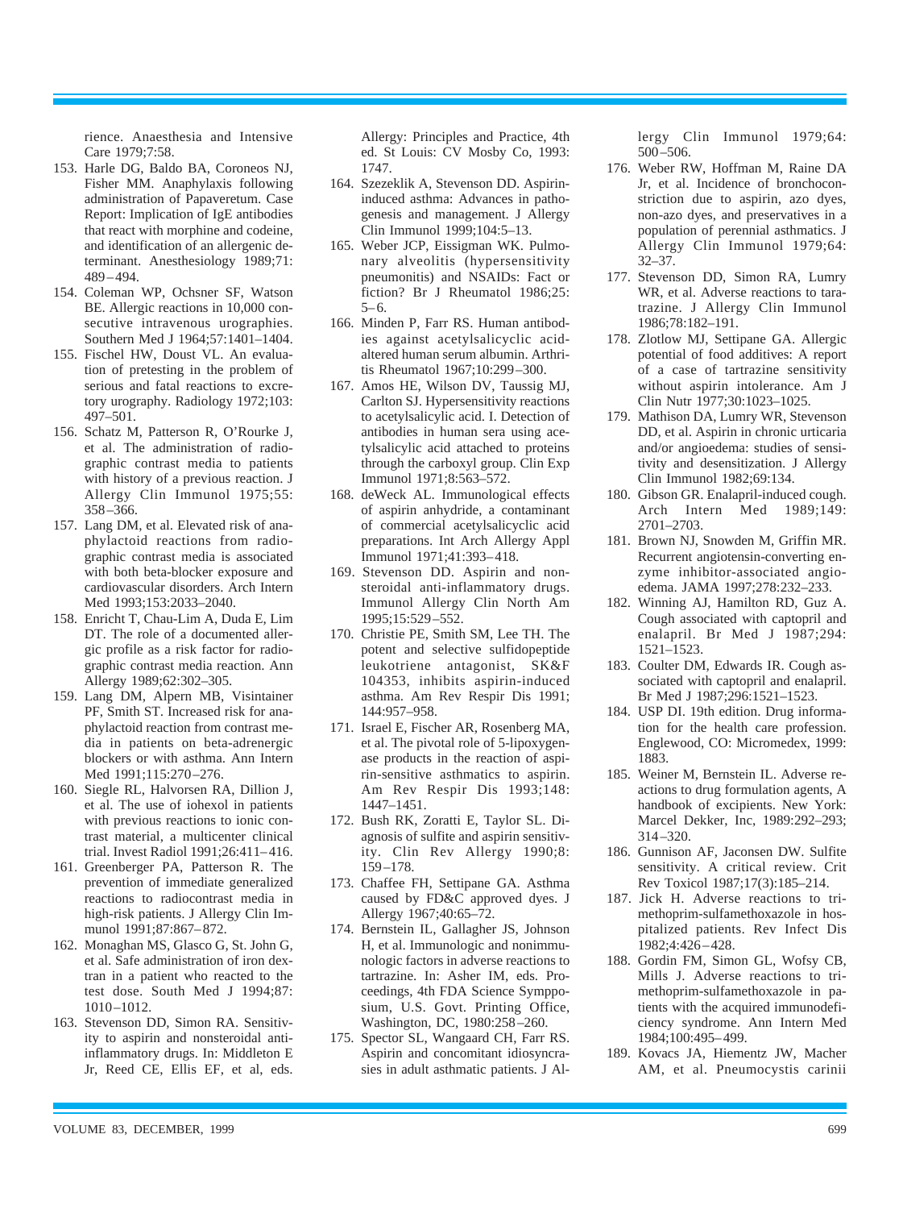rience. Anaesthesia and Intensive Care 1979;7:58.

153. Harle DG, Baldo BA, Coroneos NJ, Fisher MM. Anaphylaxis following administration of Papaveretum. Case Report: Implication of IgE antibodies that react with morphine and codeine, and identification of an allergenic determinant. Anesthesiology 1989;71: 489–494.
154. Coleman WP, Ochsner SF, Watson BE. Allergic reactions in 10,000 consecutive intravenous urographies. Southern Med J 1964;57:1401–1404.
155. Fischel HW, Doust VL. An evaluation of pretesting in the problem of serious and fatal reactions to excretory urography. Radiology 1972;103: 497–501.
156. Schatz M, Patterson R, O'Rourke J, et al. The administration of radiographic contrast media to patients with history of a previous reaction. J Allergy Clin Immunol 1975;55: 358–366.
157. Lang DM, et al. Elevated risk of anaphylactoid reactions from radiographic contrast media is associated with both beta-blocker exposure and cardiovascular disorders. Arch Intern Med 1993;153:2033–2040.
158. Enricht T, Chau-Lim A, Duda E, Lim DT. The role of a documented allergic profile as a risk factor for radiographic contrast media reaction. Ann Allergy 1989;62:302–305.
159. Lang DM, Alpern MB, Visintainer PF, Smith ST. Increased risk for anaphylactoid reaction from contrast media in patients on beta-adrenergic blockers or with asthma. Ann Intern Med 1991;115:270–276.
160. Siegle RL, Halvorsen RA, Dillion J, et al. The use of iohexol in patients with previous reactions to ionic contrast material, a multicenter clinical trial. Invest Radiol 1991;26:411–416.
161. Greenberger PA, Patterson R. The prevention of immediate generalized reactions to radiocontrast media in high-risk patients. J Allergy Clin Immunol 1991;87:867–872.
162. Monaghan MS, Glasco G, St. John G, et al. Safe administration of iron dextran in a patient who reacted to the test dose. South Med J 1994;87: 1010–1012.
163. Stevenson DD, Simon RA. Sensitivity to aspirin and nonsteroidal anti-inflammatory drugs. In: Middleton E Jr, Reed CE, Ellis EF, et al, eds. Allergy: Principles and Practice, 4th ed. St Louis: CV Mosby Co, 1993: 1747.
164. Szezeklik A, Stevenson DD. Aspirin-induced asthma: Advances in pathogenesis and management. J Allergy Clin Immunol 1999;104:5–13.
165. Weber JCP, Eissigman WK. Pulmonary alveolitis (hypersensitivity pneumonitis) and NSAIDs: Fact or fiction? Br J Rheumatol 1986;25: 5–6.
166. Minden P, Farr RS. Human antibodies against acetylsalicyclic acid-altered human serum albumin. Arthritis Rheumatol 1967;10:299–300.
167. Amos HE, Wilson DV, Taussig MJ, Carlton SJ. Hypersensitivity reactions to acetylsalicylic acid. I. Detection of antibodies in human sera using acetylsalicylic acid attached to proteins through the carboxyl group. Clin Exp Immunol 1971;8:563–572.
168. deWeck AL. Immunological effects of aspirin anhydride, a contaminant of commercial acetylsalicyclic acid preparations. Int Arch Allergy Appl Immunol 1971;41:393–418.
169. Stevenson DD. Aspirin and nonsteroidal anti-inflammatory drugs. Immunol Allergy Clin North Am 1995;15:529–552.
170. Christie PE, Smith SM, Lee TH. The potent and selective sulfidopeptide leukotriene antagonist, SK&F 104353, inhibits aspirin-induced asthma. Am Rev Respir Dis 1991; 144:957–958.
171. Israel E, Fischer AR, Rosenberg MA, et al. The pivotal role of 5-lipoxygenase products in the reaction of aspirin-sensitive asthmatics to aspirin. Am Rev Respir Dis 1993;148: 1447–1451.
172. Bush RK, Zoratti E, Taylor SL. Diagnosis of sulfite and aspirin sensitivity. Clin Rev Allergy 1990;8: 159–178.
173. Chaffee FH, Settipane GA. Asthma caused by FD&C approved dyes. J Allergy 1967;40:65–72.
174. Bernstein IL, Gallagher JS, Johnson H, et al. Immunologic and nonimmunologic factors in adverse reactions to tartrazine. In: Asher IM, eds. Proceedings, 4th FDA Science Sympposium, U.S. Govt. Printing Office, Washington, DC, 1980:258–260.
175. Spector SL, Wangaard CH, Farr RS. Aspirin and concomitant idiosyncrasies in adult asthmatic patients. J Allergy Clin Immunol 1979;64: 500–506.
176. Weber RW, Hoffman M, Raine DA Jr, et al. Incidence of bronchoconstriction due to aspirin, azo dyes, non-azo dyes, and preservatives in a population of perennial asthmatics. J Allergy Clin Immunol 1979;64: 32–37.
177. Stevenson DD, Simon RA, Lumry WR, et al. Adverse reactions to taratrazine. J Allergy Clin Immunol 1986;78:182–191.
178. Zlotlow MJ, Settipane GA. Allergic potential of food additives: A report of a case of tartrazine sensitivity without aspirin intolerance. Am J Clin Nutr 1977;30:1023–1025.
179. Mathison DA, Lumry WR, Stevenson DD, et al. Aspirin in chronic urticaria and/or angioedema: studies of sensitivity and desensitization. J Allergy Clin Immunol 1982;69:134.
180. Gibson GR. Enalapril-induced cough. Arch Intern Med 1989;149: 2701–2703.
181. Brown NJ, Snowden M, Griffin MR. Recurrent angiotensin-converting enzyme inhibitor-associated angioedema. JAMA 1997;278:232–233.
182. Winning AJ, Hamilton RD, Guz A. Cough associated with captopril and enalapril. Br Med J 1987;294: 1521–1523.
183. Coulter DM, Edwards IR. Cough associated with captopril and enalapril. Br Med J 1987;296:1521–1523.
184. USP DI. 19th edition. Drug information for the health care profession. Englewood, CO: Micromedex, 1999: 1883.
185. Weiner M, Bernstein IL. Adverse reactions to drug formulation agents, A handbook of excipients. New York: Marcel Dekker, Inc, 1989:292–293; 314–320.
186. Gunnison AF, Jaconsen DW. Sulfite sensitivity. A critical review. Crit Rev Toxicol 1987;17(3):185–214.
187. Jick H. Adverse reactions to trimethoprim-sulfamethoxazole in hospitalized patients. Rev Infect Dis 1982;4:426–428.
188. Gordin FM, Simon GL, Wofsy CB, Mills J. Adverse reactions to trimethoprim-sulfamethoxazole in patients with the acquired immunodeficiency syndrome. Ann Intern Med 1984;100:495–499.
189. Kovacs JA, Hiementz JW, Macher AM, et al. Pneumocystis carinii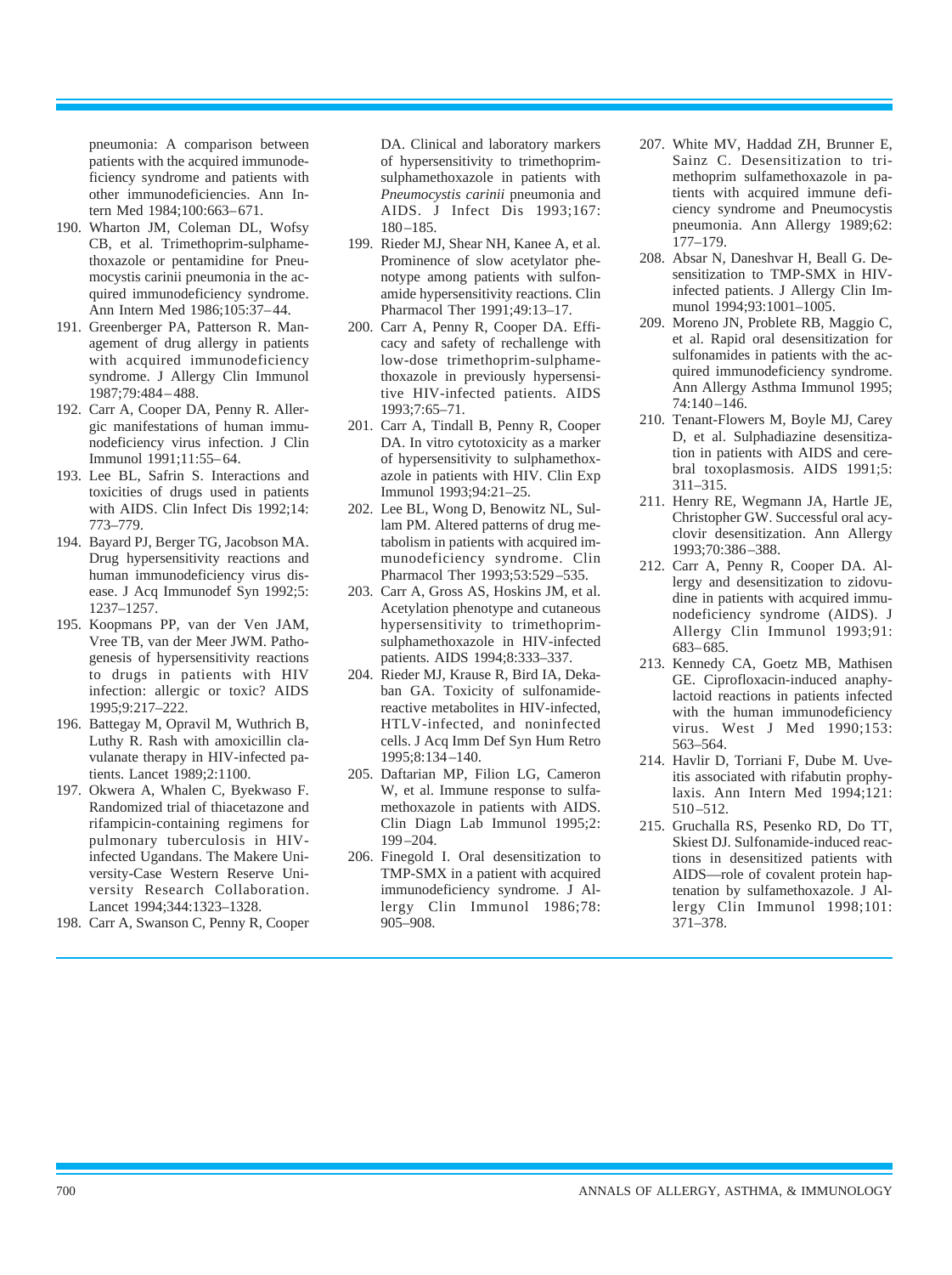pneumonia: A comparison between patients with the acquired immunodeficiency syndrome and patients with other immunodeficiencies. Ann Intern Med 1984;100:663–671.

190. Wharton JM, Coleman DL, Wofsy CB, et al. Trimethoprim-sulphamethoxazole or pentamidine for Pneumocystis carinii pneumonia in the acquired immunodeficiency syndrome. Ann Intern Med 1986;105:37–44.
191. Greenberger PA, Patterson R. Management of drug allergy in patients with acquired immunodeficiency syndrome. J Allergy Clin Immunol 1987;79:484–488.
192. Carr A, Cooper DA, Penny R. Allergic manifestations of human immunodeficiency virus infection. J Clin Immunol 1991;11:55–64.
193. Lee BL, Safrin S. Interactions and toxicities of drugs used in patients with AIDS. Clin Infect Dis 1992;14: 773–779.
194. Bayard PJ, Berger TG, Jacobson MA. Drug hypersensitivity reactions and human immunodeficiency virus disease. J Acq Immunodef Syn 1992;5: 1237–1257.
195. Koopmans PP, van der Ven JAM, Vree TB, van der Meer JWM. Pathogenesis of hypersensitivity reactions to drugs in patients with HIV infection: allergic or toxic? AIDS 1995;9:217–222.
196. Battegay M, Opravil M, Wuthrich B, Luthy R. Rash with amoxicillin clavulanate therapy in HIV-infected patients. Lancet 1989;2:1100.
197. Okwera A, Whalen C, Byekwaso F. Randomized trial of thiacetazone and rifampicin-containing regimens for pulmonary tuberculosis in HIV-infected Ugandans. The Makere University-Case Western Reserve University Research Collaboration. Lancet 1994;344:1323–1328.
198. Carr A, Swanson C, Penny R, Cooper DA. Clinical and laboratory markers of hypersensitivity to trimethoprim-sulphamethoxazole in patients with *Pneumocystis carinii* pneumonia and AIDS. J Infect Dis 1993;167: 180–185.
199. Rieder MJ, Shear NH, Kanee A, et al. Prominence of slow acetylator phenotype among patients with sulfonamide hypersensitivity reactions. Clin Pharmacol Ther 1991;49:13–17.
200. Carr A, Penny R, Cooper DA. Efficacy and safety of rechallenge with low-dose trimethoprim-sulphamethoxazole in previously hypersensitive HIV-infected patients. AIDS 1993;7:65–71.
201. Carr A, Tindall B, Penny R, Cooper DA. In vitro cytotoxicity as a marker of hypersensitivity to sulphamethoxazole in patients with HIV. Clin Exp Immunol 1993;94:21–25.
202. Lee BL, Wong D, Benowitz NL, Sullam PM. Altered patterns of drug metabolism in patients with acquired immunodeficiency syndrome. Clin Pharmacol Ther 1993;53:529–535.
203. Carr A, Gross AS, Hoskins JM, et al. Acetylation phenotype and cutaneous hypersensitivity to trimethoprim-sulphamethoxazole in HIV-infected patients. AIDS 1994;8:333–337.
204. Rieder MJ, Krause R, Bird IA, Dekaban GA. Toxicity of sulfonamide-reactive metabolites in HIV-infected, HTLV-infected, and noninfected cells. J Acq Imm Def Syn Hum Retro 1995;8:134–140.
205. Daftarian MP, Filion LG, Cameron W, et al. Immune response to sulfamethoxazole in patients with AIDS. Clin Diagn Lab Immunol 1995;2: 199–204.
206. Finegold I. Oral desensitization to TMP-SMX in a patient with acquired immunodeficiency syndrome. J Allergy Clin Immunol 1986;78: 905–908.
207. White MV, Haddad ZH, Brunner E, Sainz C. Desensitization to trimethoprim sulfamethoxazole in patients with acquired immune deficiency syndrome and Pneumocystis pneumonia. Ann Allergy 1989;62: 177–179.
208. Absar N, Daneshvar H, Beall G. Desensitization to TMP-SMX in HIV-infected patients. J Allergy Clin Immunol 1994;93:1001–1005.
209. Moreno JN, Problete RB, Maggio C, et al. Rapid oral desensitization for sulfonamides in patients with the acquired immunodeficiency syndrome. Ann Allergy Asthma Immunol 1995; 74:140–146.
210. Tenant-Flowers M, Boyle MJ, Carey D, et al. Sulphadiazine desensitization in patients with AIDS and cerebral toxoplasmosis. AIDS 1991;5: 311–315.
211. Henry RE, Wegmann JA, Hartle JE, Christopher GW. Successful oral acyclovir desensitization. Ann Allergy 1993;70:386–388.
212. Carr A, Penny R, Cooper DA. Allergy and desensitization to zidovudine in patients with acquired immunodeficiency syndrome (AIDS). J Allergy Clin Immunol 1993;91: 683–685.
213. Kennedy CA, Goetz MB, Mathisen GE. Ciprofloxacin-induced anaphylactoid reactions in patients infected with the human immunodeficiency virus. West J Med 1990;153: 563–564.
214. Havlir D, Torriani F, Dube M. Uveitis associated with rifabutin prophylaxis. Ann Intern Med 1994;121: 510–512.
215. Gruchalla RS, Pesenko RD, Do TT, Skiest DJ. Sulfonamide-induced reactions in desensitized patients with AIDS—role of covalent protein haptenation by sulfamethoxazole. J Allergy Clin Immunol 1998;101: 371–378.